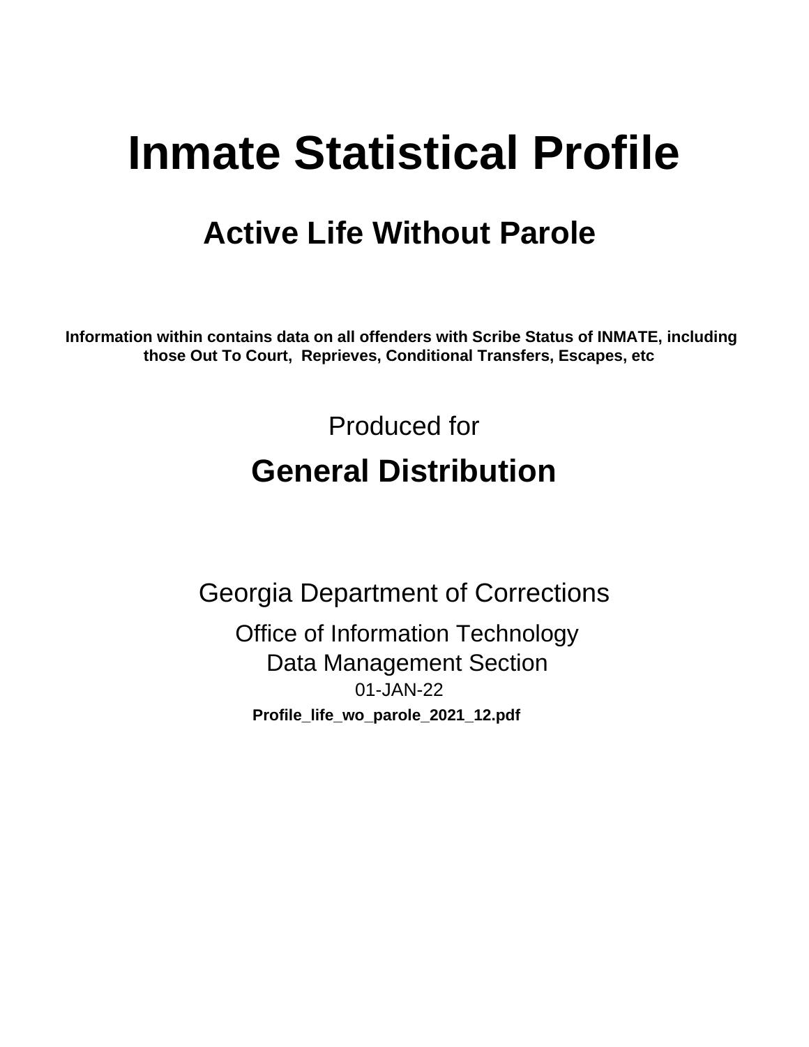# Inmate Statistical Profile

## Active Life Without Parole

**Information within contains data on all offenders with Scribe Status of INMATE, including those Out To Court, Reprieves, Conditional Transfers, Escapes, etc**

Produced for

## General Distribution

Georgia Department of Corrections

Office of Information Technology

Data Management Section

01-JAN-22

**Profile_life_wo_parole_2021_12.pdf**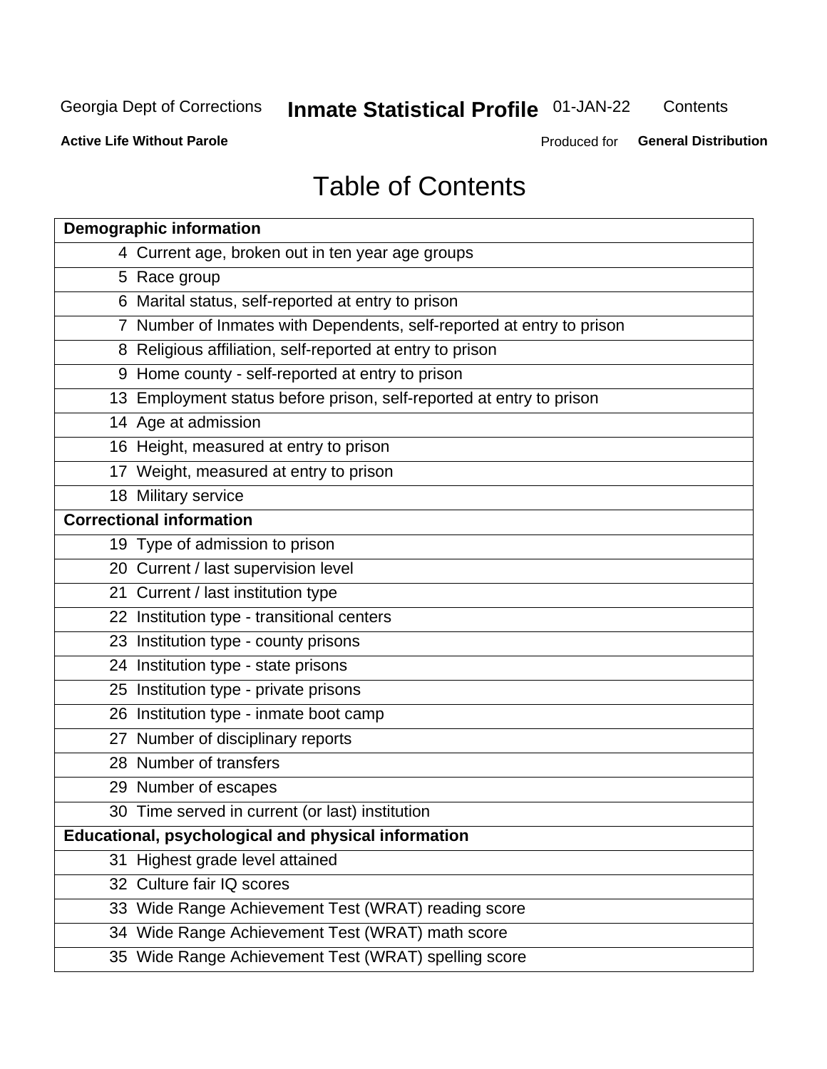# Table of Contents

| Page | Contents |
|---|---|
| **Demographic information** | |
| 4 | Current age, broken out in ten year age groups |
| 5 | Race group |
| 6 | Marital status, self-reported at entry to prison |
| 7 | Number of Inmates with Dependents, self-reported at entry to prison |
| 8 | Religious affiliation, self-reported at entry to prison |
| 9 | Home county - self-reported at entry to prison |
| 13 | Employment status before prison, self-reported at entry to prison |
| 14 | Age at admission |
| 16 | Height, measured at entry to prison |
| 17 | Weight, measured at entry to prison |
| 18 | Military service |
| **Correctional information** | |
| 19 | Type of admission to prison |
| 20 | Current / last supervision level |
| 21 | Current / last institution type |
| 22 | Institution type - transitional centers |
| 23 | Institution type - county prisons |
| 24 | Institution type - state prisons |
| 25 | Institution type - private prisons |
| 26 | Institution type - inmate boot camp |
| 27 | Number of disciplinary reports |
| 28 | Number of transfers |
| 29 | Number of escapes |
| 30 | Time served in current (or last) institution |
| **Educational, psychological and physical information** | |
| 31 | Highest grade level attained |
| 32 | Culture fair IQ scores |
| 33 | Wide Range Achievement Test (WRAT) reading score |
| 34 | Wide Range Achievement Test (WRAT) math score |
| 35 | Wide Range Achievement Test (WRAT) spelling score |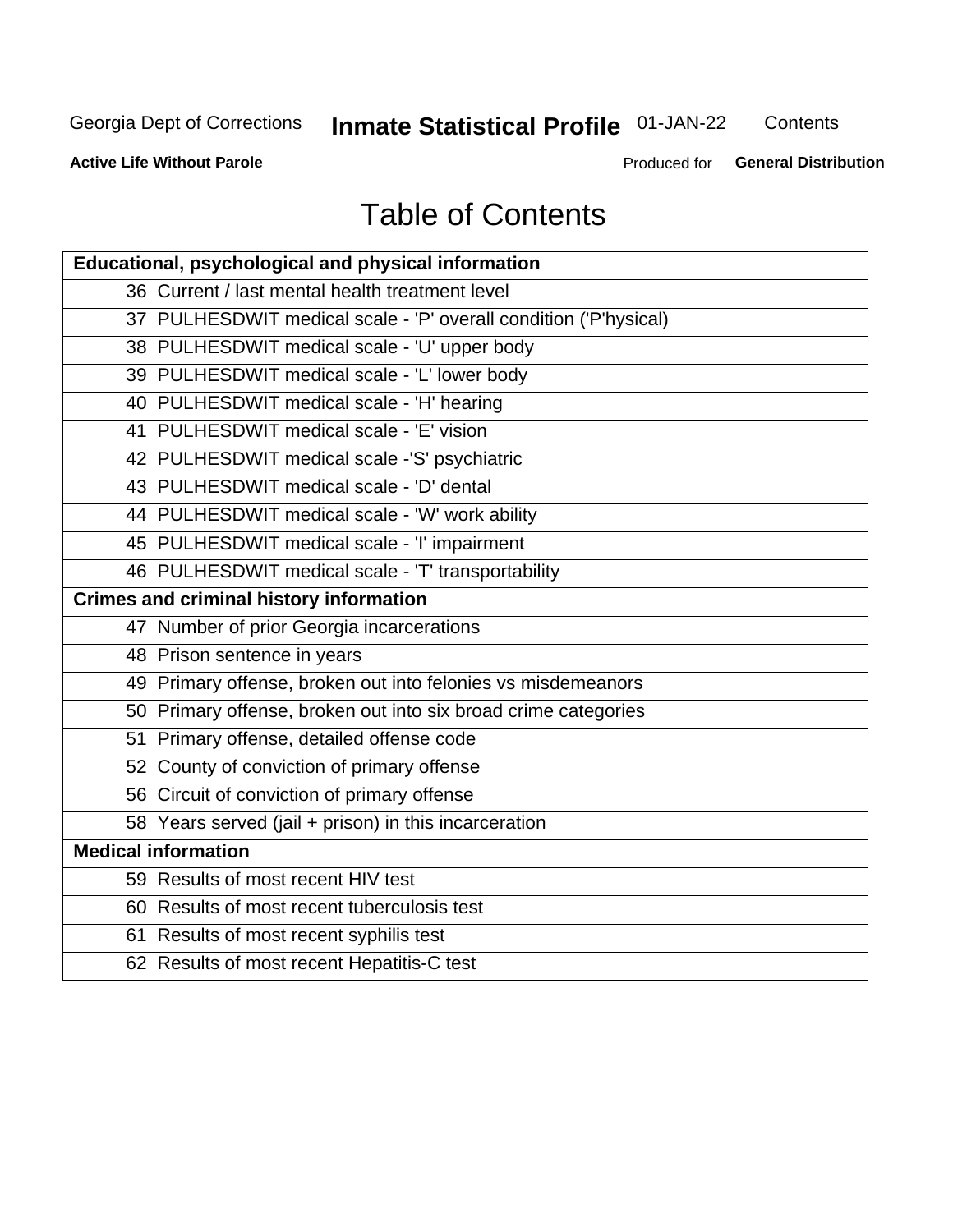# Table of Contents

| Educational, psychological and physical information |
|---|
| 36 Current / last mental health treatment level |
| 37 PULHESDWIT medical scale - 'P' overall condition ('P'hysical) |
| 38 PULHESDWIT medical scale - 'U' upper body |
| 39 PULHESDWIT medical scale - 'L' lower body |
| 40 PULHESDWIT medical scale - 'H' hearing |
| 41 PULHESDWIT medical scale - 'E' vision |
| 42 PULHESDWIT medical scale -'S' psychiatric |
| 43 PULHESDWIT medical scale - 'D' dental |
| 44 PULHESDWIT medical scale - 'W' work ability |
| 45 PULHESDWIT medical scale - 'I' impairment |
| 46 PULHESDWIT medical scale - 'T' transportability |
| **Crimes and criminal history information** |
| 47 Number of prior Georgia incarcerations |
| 48 Prison sentence in years |
| 49 Primary offense, broken out into felonies vs misdemeanors |
| 50 Primary offense, broken out into six broad crime categories |
| 51 Primary offense, detailed offense code |
| 52 County of conviction of primary offense |
| 56 Circuit of conviction of primary offense |
| 58 Years served (jail + prison) in this incarceration |
| **Medical information** |
| 59 Results of most recent HIV test |
| 60 Results of most recent tuberculosis test |
| 61 Results of most recent syphilis test |
| 62 Results of most recent Hepatitis-C test |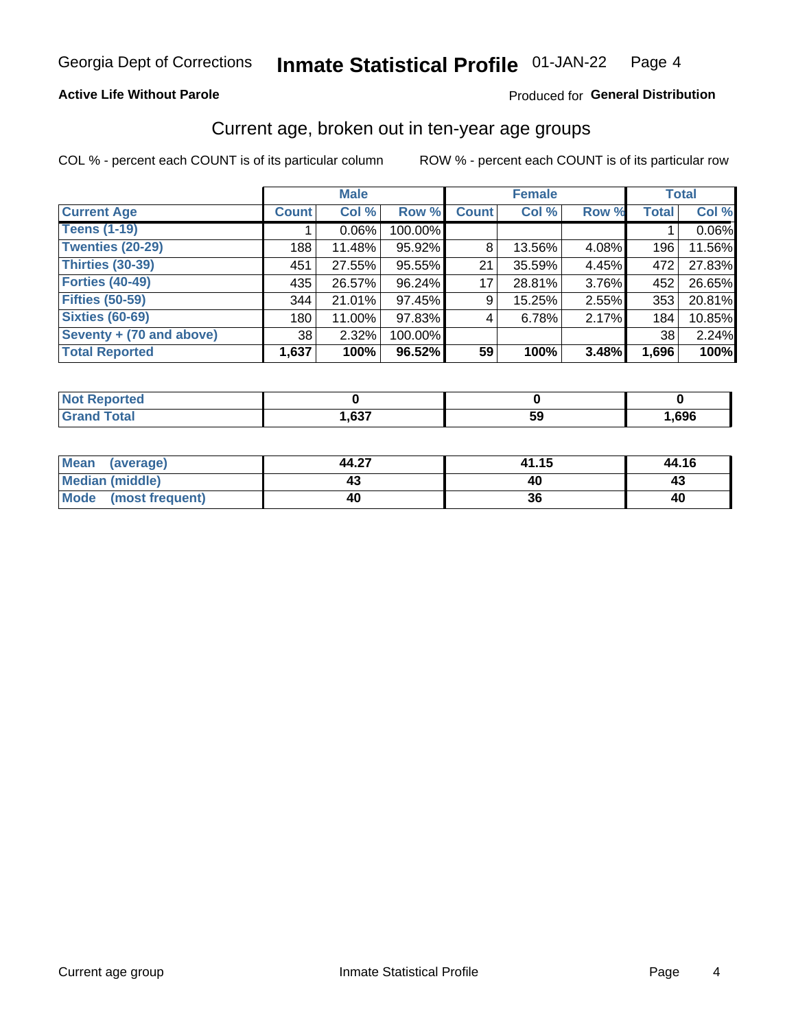Georgia Dept of Corrections **Inmate Statistical Profile** 01-JAN-22

**Active Life Without Parole**

Produced for **General Distribution**

## Current age, broken out in ten-year age groups

COL % - percent each COUNT is of its particular column

ROW % - percent each COUNT is of its particular row

| | Male | | | Female | | | Total | |
|---|---|---|---|---|---|---|---|---|
| **Current Age** | **Count** | **Col %** | **Row %** | **Count** | **Col %** | **Row %** | **Total** | **Col %** |
| **Teens (1-19)** | 1 | 0.06% | 100.00% | | | | 1 | 0.06% |
| **Twenties (20-29)** | 188 | 11.48% | 95.92% | 8 | 13.56% | 4.08% | 196 | 11.56% |
| **Thirties (30-39)** | 451 | 27.55% | 95.55% | 21 | 35.59% | 4.45% | 472 | 27.83% |
| **Forties (40-49)** | 435 | 26.57% | 96.24% | 17 | 28.81% | 3.76% | 452 | 26.65% |
| **Fifties (50-59)** | 344 | 21.01% | 97.45% | 9 | 15.25% | 2.55% | 353 | 20.81% |
| **Sixties (60-69)** | 180 | 11.00% | 97.83% | 4 | 6.78% | 2.17% | 184 | 10.85% |
| **Seventy + (70 and above)** | 38 | 2.32% | 100.00% | | | | 38 | 2.24% |
| **Total Reported** | **1,637** | **100%** | **96.52%** | **59** | **100%** | **3.48%** | **1,696** | **100%** |

| | Male | Female | Total |
|---|---|---|---|
| **Not Reported** | **0** | **0** | **0** |
| **Grand Total** | **1,637** | **59** | **1,696** |

| | Male | Female | Total |
|---|---|---|---|
| **Mean (average)** | **44.27** | **41.15** | **44.16** |
| **Median (middle)** | **43** | **40** | **43** |
| **Mode (most frequent)** | **40** | **36** | **40** |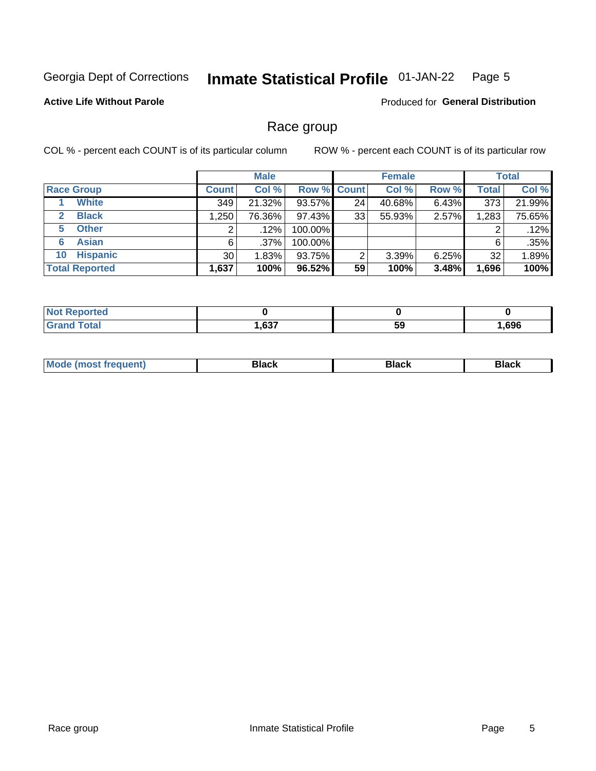Georgia Dept of Corrections **Inmate Statistical Profile** 01-JAN-22

**Active Life Without Parole**

Produced for **General Distribution**

## Race group

COL % - percent each COUNT is of its particular column

ROW % - percent each COUNT is of its particular row

| | | Male | | | Female | | | Total | |
|---|---|---|---|---|---|---|---|---|---|
| **Race Group** | | **Count** | **Col %** | **Row %** | **Count** | **Col %** | **Row %** | **Total** | **Col %** |
| 1 | **White** | 349 | 21.32% | 93.57% | 24 | 40.68% | 6.43% | 373 | 21.99% |
| 2 | **Black** | 1,250 | 76.36% | 97.43% | 33 | 55.93% | 2.57% | 1,283 | 75.65% |
| 5 | **Other** | 2 | .12% | 100.00% | | | | 2 | .12% |
| 6 | **Asian** | 6 | .37% | 100.00% | | | | 6 | .35% |
| 10 | **Hispanic** | 30 | 1.83% | 93.75% | 2 | 3.39% | 6.25% | 32 | 1.89% |
| **Total Reported** | | **1,637** | **100%** | **96.52%** | **59** | **100%** | **3.48%** | **1,696** | **100%** |

| | Male | Female | Total |
|---|---|---|---|
| **Not Reported** | **0** | **0** | **0** |
| **Grand Total** | **1,637** | **59** | **1,696** |

| | Male | Female | Total |
|---|---|---|---|
| **Mode (most frequent)** | **Black** | **Black** | **Black** |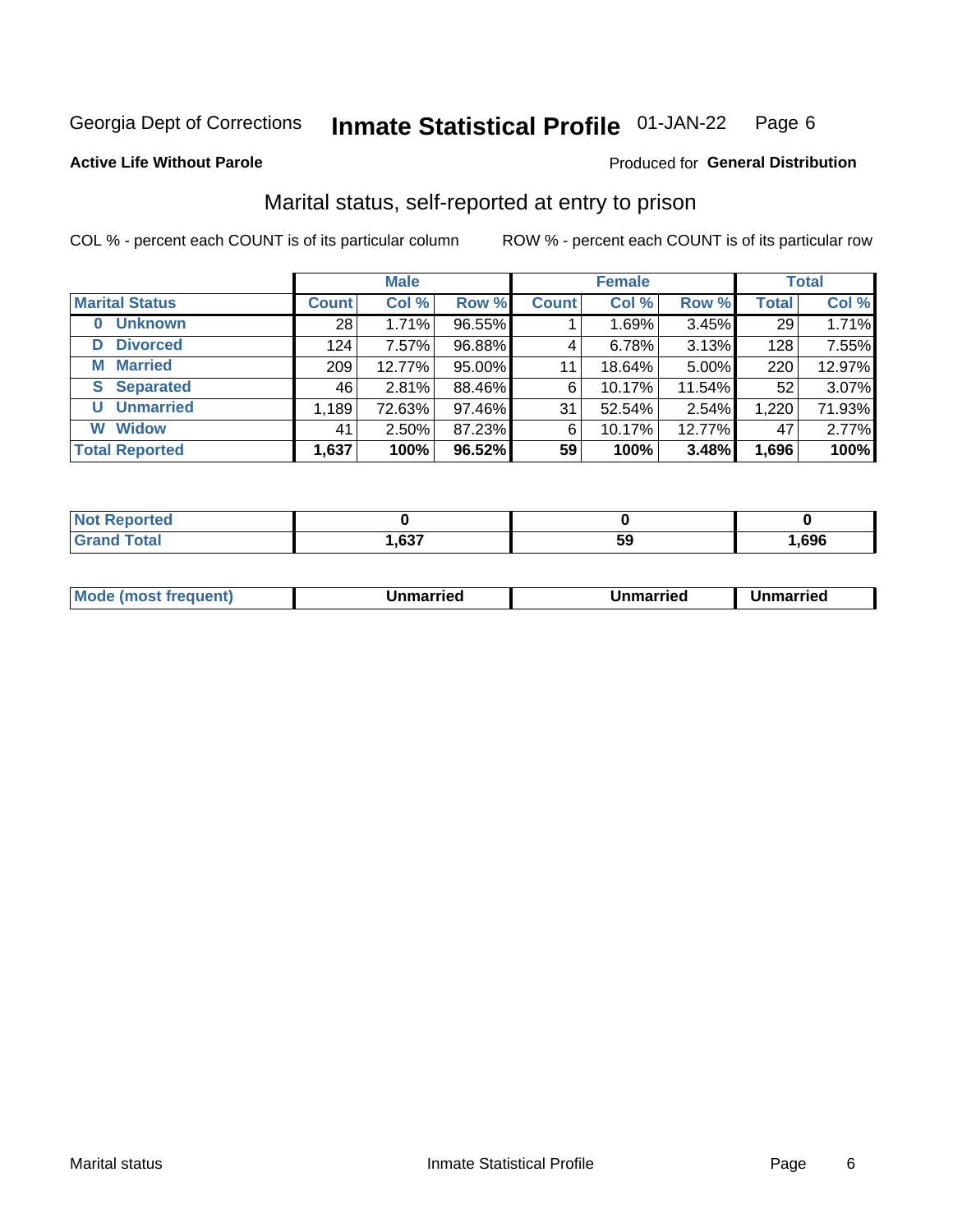Georgia Dept of Corrections **Inmate Statistical Profile** 01-JAN-22

**Active Life Without Parole**

Produced for **General Distribution**

## Marital status, self-reported at entry to prison

COL % - percent each COUNT is of its particular column

ROW % - percent each COUNT is of its particular row

| | Male | | | Female | | | Total | |
|---|---|---|---|---|---|---|---|---|
| **Marital Status** | **Count** | **Col %** | **Row %** | **Count** | **Col %** | **Row %** | **Total** | **Col %** |
| **0 Unknown** | 28 | 1.71% | 96.55% | 1 | 1.69% | 3.45% | 29 | 1.71% |
| **D Divorced** | 124 | 7.57% | 96.88% | 4 | 6.78% | 3.13% | 128 | 7.55% |
| **M Married** | 209 | 12.77% | 95.00% | 11 | 18.64% | 5.00% | 220 | 12.97% |
| **S Separated** | 46 | 2.81% | 88.46% | 6 | 10.17% | 11.54% | 52 | 3.07% |
| **U Unmarried** | 1,189 | 72.63% | 97.46% | 31 | 52.54% | 2.54% | 1,220 | 71.93% |
| **W Widow** | 41 | 2.50% | 87.23% | 6 | 10.17% | 12.77% | 47 | 2.77% |
| **Total Reported** | **1,637** | **100%** | **96.52%** | **59** | **100%** | **3.48%** | **1,696** | **100%** |

| | Male | Female | Total |
|---|---|---|---|
| **Not Reported** | **0** | **0** | **0** |
| **Grand Total** | **1,637** | **59** | **1,696** |

| | Male | Female | Total |
|---|---|---|---|
| **Mode (most frequent)** | **Unmarried** | **Unmarried** | **Unmarried** |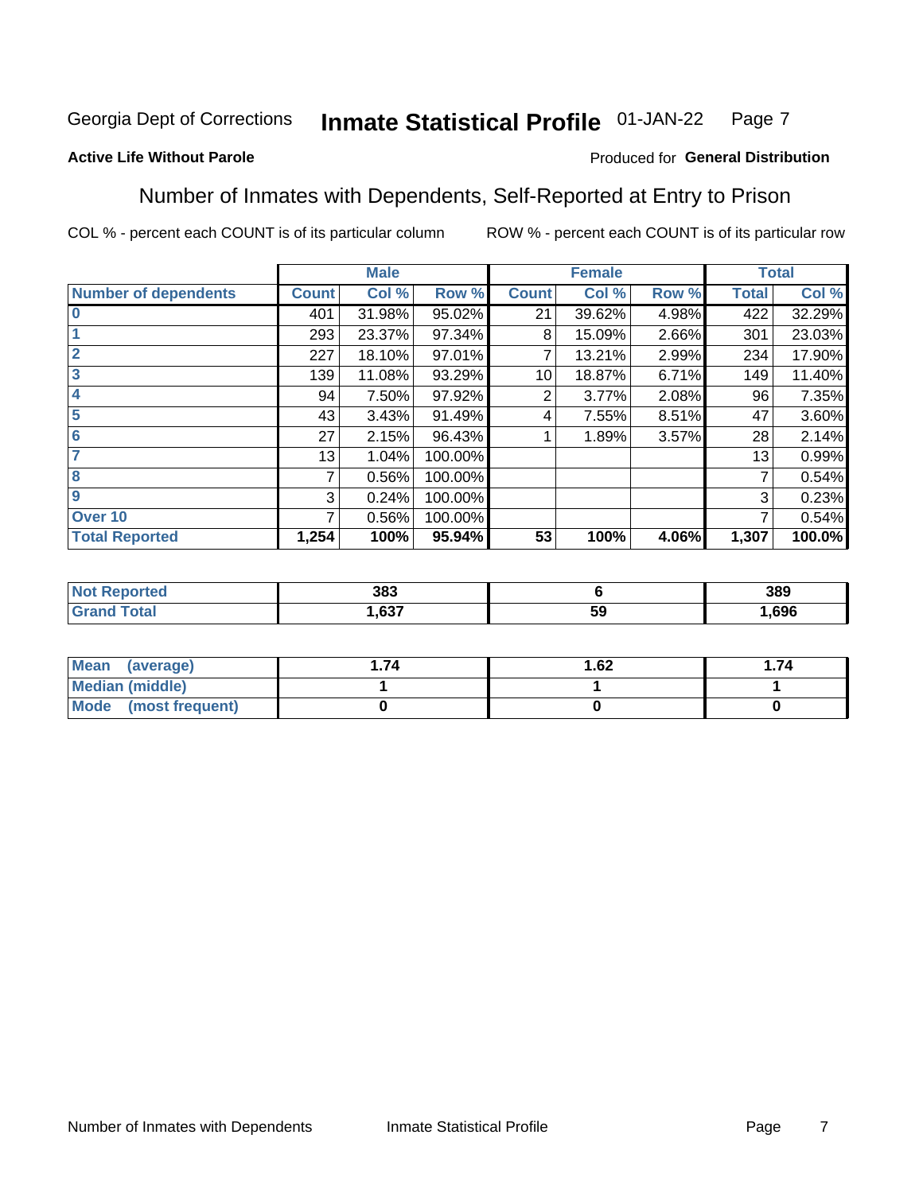Georgia Dept of Corrections **Inmate Statistical Profile** 01-JAN-22 Page 7

**Active Life Without Parole**

Produced for **General Distribution**

## Number of Inmates with Dependents, Self-Reported at Entry to Prison

COL % - percent each COUNT is of its particular column ROW % - percent each COUNT is of its particular row

| | Male | | | Female | | | Total | |
|---|---|---|---|---|---|---|---|---|
| **Number of dependents** | **Count** | **Col %** | **Row %** | **Count** | **Col %** | **Row %** | **Total** | **Col %** |
| **0** | 401 | 31.98% | 95.02% | 21 | 39.62% | 4.98% | 422 | 32.29% |
| **1** | 293 | 23.37% | 97.34% | 8 | 15.09% | 2.66% | 301 | 23.03% |
| **2** | 227 | 18.10% | 97.01% | 7 | 13.21% | 2.99% | 234 | 17.90% |
| **3** | 139 | 11.08% | 93.29% | 10 | 18.87% | 6.71% | 149 | 11.40% |
| **4** | 94 | 7.50% | 97.92% | 2 | 3.77% | 2.08% | 96 | 7.35% |
| **5** | 43 | 3.43% | 91.49% | 4 | 7.55% | 8.51% | 47 | 3.60% |
| **6** | 27 | 2.15% | 96.43% | 1 | 1.89% | 3.57% | 28 | 2.14% |
| **7** | 13 | 1.04% | 100.00% | | | | 13 | 0.99% |
| **8** | 7 | 0.56% | 100.00% | | | | 7 | 0.54% |
| **9** | 3 | 0.24% | 100.00% | | | | 3 | 0.23% |
| **Over 10** | 7 | 0.56% | 100.00% | | | | 7 | 0.54% |
| **Total Reported** | **1,254** | **100%** | **95.94%** | **53** | **100%** | **4.06%** | **1,307** | **100.0%** |

| | Male | Female | Total |
|---|---|---|---|
| **Not Reported** | **383** | **6** | **389** |
| **Grand Total** | **1,637** | **59** | **1,696** |

| | Male | Female | Total |
|---|---|---|---|
| **Mean (average)** | **1.74** | **1.62** | **1.74** |
| **Median (middle)** | **1** | **1** | **1** |
| **Mode (most frequent)** | **0** | **0** | **0** |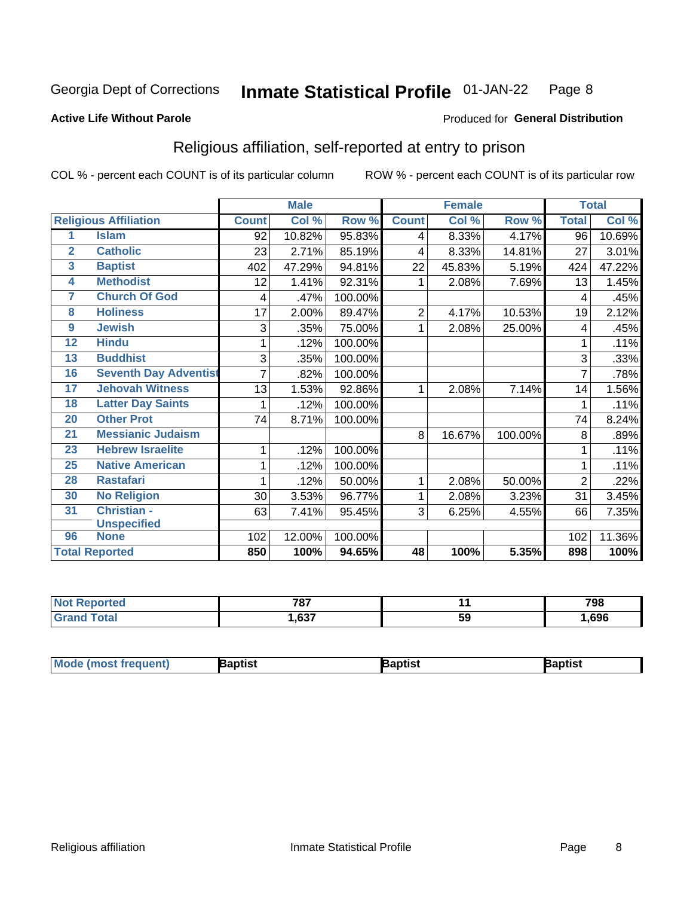Georgia Dept of Corrections **Inmate Statistical Profile** 01-JAN-22

**Active Life Without Parole**

Produced for **General Distribution**

## Religious affiliation, self-reported at entry to prison

COL % - percent each COUNT is of its particular column ROW % - percent each COUNT is of its particular row

| Religious Affiliation | | Male | | | Female | | | Total | |
|---|---|---|---|---|---|---|---|---|---|
| | | Count | Col % | Row % | Count | Col % | Row % | Total | Col % |
| 1 | Islam | 92 | 10.82% | 95.83% | 4 | 8.33% | 4.17% | 96 | 10.69% |
| 2 | Catholic | 23 | 2.71% | 85.19% | 4 | 8.33% | 14.81% | 27 | 3.01% |
| 3 | Baptist | 402 | 47.29% | 94.81% | 22 | 45.83% | 5.19% | 424 | 47.22% |
| 4 | Methodist | 12 | 1.41% | 92.31% | 1 | 2.08% | 7.69% | 13 | 1.45% |
| 7 | Church Of God | 4 | .47% | 100.00% | | | | 4 | .45% |
| 8 | Holiness | 17 | 2.00% | 89.47% | 2 | 4.17% | 10.53% | 19 | 2.12% |
| 9 | Jewish | 3 | .35% | 75.00% | 1 | 2.08% | 25.00% | 4 | .45% |
| 12 | Hindu | 1 | .12% | 100.00% | | | | 1 | .11% |
| 13 | Buddhist | 3 | .35% | 100.00% | | | | 3 | .33% |
| 16 | Seventh Day Adventist | 7 | .82% | 100.00% | | | | 7 | .78% |
| 17 | Jehovah Witness | 13 | 1.53% | 92.86% | 1 | 2.08% | 7.14% | 14 | 1.56% |
| 18 | Latter Day Saints | 1 | .12% | 100.00% | | | | 1 | .11% |
| 20 | Other Prot | 74 | 8.71% | 100.00% | | | | 74 | 8.24% |
| 21 | Messianic Judaism | | | | 8 | 16.67% | 100.00% | 8 | .89% |
| 23 | Hebrew Israelite | 1 | .12% | 100.00% | | | | 1 | .11% |
| 25 | Native American | 1 | .12% | 100.00% | | | | 1 | .11% |
| 28 | Rastafari | 1 | .12% | 50.00% | 1 | 2.08% | 50.00% | 2 | .22% |
| 30 | No Religion | 30 | 3.53% | 96.77% | 1 | 2.08% | 3.23% | 31 | 3.45% |
| 31 | Christian - Unspecified | 63 | 7.41% | 95.45% | 3 | 6.25% | 4.55% | 66 | 7.35% |
| 96 | None | 102 | 12.00% | 100.00% | | | | 102 | 11.36% |
| **Total Reported** | | **850** | **100%** | **94.65%** | **48** | **100%** | **5.35%** | **898** | **100%** |

| | Male | Female | Total |
|---|---|---|---|
| Not Reported | 787 | 11 | 798 |
| Grand Total | 1,637 | 59 | 1,696 |

| | Male | Female | Total |
|---|---|---|---|
| Mode (most frequent) | Baptist | Baptist | Baptist |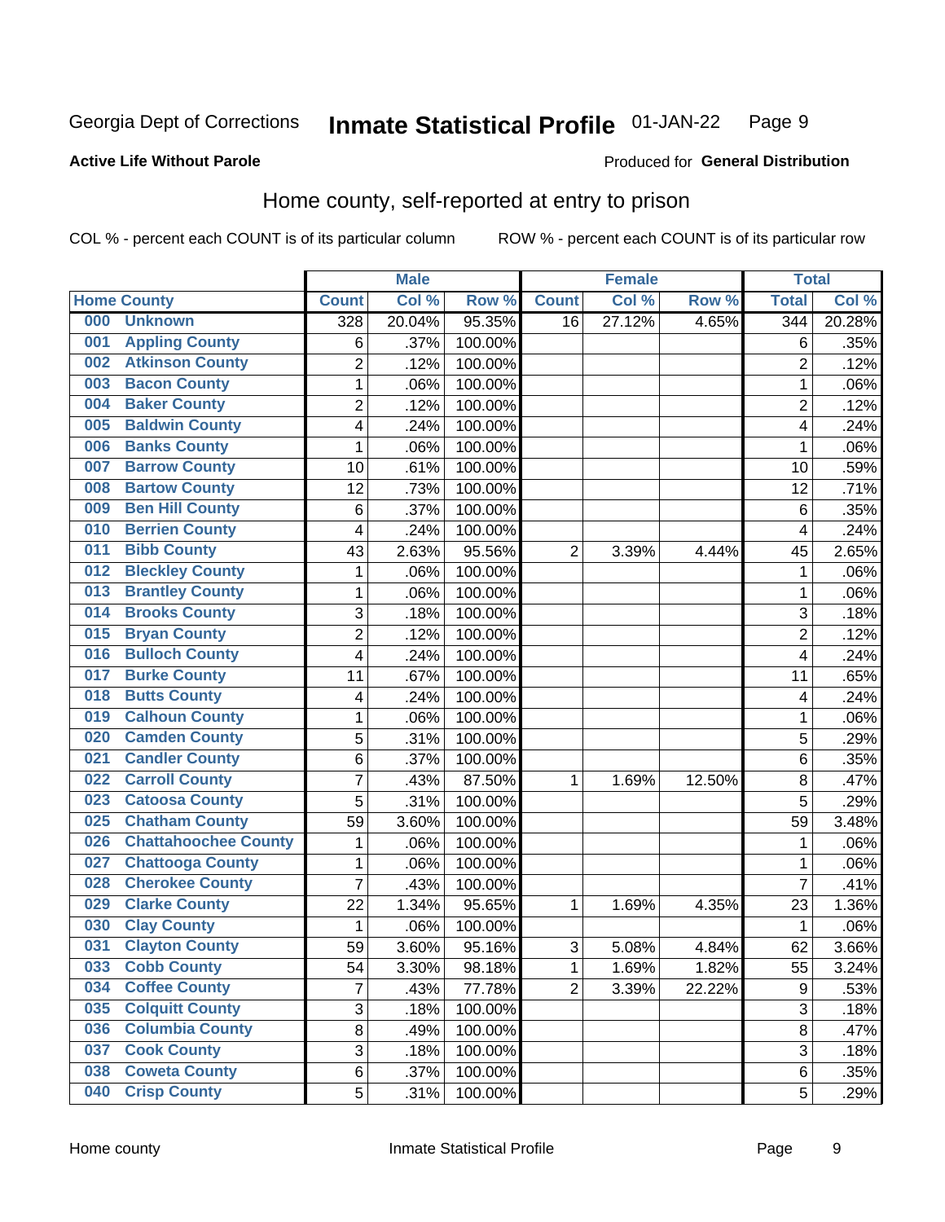Georgia Dept of Corrections **Inmate Statistical Profile** 01-JAN-22

**Active Life Without Parole**

Produced for **General Distribution**

## Home county, self-reported at entry to prison

COL % - percent each COUNT is of its particular column ROW % - percent each COUNT is of its particular row

| Home County | | Male | | | Female | | | Total | |
|---|---|---|---|---|---|---|---|---|---|
| | | Count | Col % | Row % | Count | Col % | Row % | Total | Col % |
| 000 | Unknown | 328 | 20.04% | 95.35% | 16 | 27.12% | 4.65% | 344 | 20.28% |
| 001 | Appling County | 6 | .37% | 100.00% | | | | 6 | .35% |
| 002 | Atkinson County | 2 | .12% | 100.00% | | | | 2 | .12% |
| 003 | Bacon County | 1 | .06% | 100.00% | | | | 1 | .06% |
| 004 | Baker County | 2 | .12% | 100.00% | | | | 2 | .12% |
| 005 | Baldwin County | 4 | .24% | 100.00% | | | | 4 | .24% |
| 006 | Banks County | 1 | .06% | 100.00% | | | | 1 | .06% |
| 007 | Barrow County | 10 | .61% | 100.00% | | | | 10 | .59% |
| 008 | Bartow County | 12 | .73% | 100.00% | | | | 12 | .71% |
| 009 | Ben Hill County | 6 | .37% | 100.00% | | | | 6 | .35% |
| 010 | Berrien County | 4 | .24% | 100.00% | | | | 4 | .24% |
| 011 | Bibb County | 43 | 2.63% | 95.56% | 2 | 3.39% | 4.44% | 45 | 2.65% |
| 012 | Bleckley County | 1 | .06% | 100.00% | | | | 1 | .06% |
| 013 | Brantley County | 1 | .06% | 100.00% | | | | 1 | .06% |
| 014 | Brooks County | 3 | .18% | 100.00% | | | | 3 | .18% |
| 015 | Bryan County | 2 | .12% | 100.00% | | | | 2 | .12% |
| 016 | Bulloch County | 4 | .24% | 100.00% | | | | 4 | .24% |
| 017 | Burke County | 11 | .67% | 100.00% | | | | 11 | .65% |
| 018 | Butts County | 4 | .24% | 100.00% | | | | 4 | .24% |
| 019 | Calhoun County | 1 | .06% | 100.00% | | | | 1 | .06% |
| 020 | Camden County | 5 | .31% | 100.00% | | | | 5 | .29% |
| 021 | Candler County | 6 | .37% | 100.00% | | | | 6 | .35% |
| 022 | Carroll County | 7 | .43% | 87.50% | 1 | 1.69% | 12.50% | 8 | .47% |
| 023 | Catoosa County | 5 | .31% | 100.00% | | | | 5 | .29% |
| 025 | Chatham County | 59 | 3.60% | 100.00% | | | | 59 | 3.48% |
| 026 | Chattahoochee County | 1 | .06% | 100.00% | | | | 1 | .06% |
| 027 | Chattooga County | 1 | .06% | 100.00% | | | | 1 | .06% |
| 028 | Cherokee County | 7 | .43% | 100.00% | | | | 7 | .41% |
| 029 | Clarke County | 22 | 1.34% | 95.65% | 1 | 1.69% | 4.35% | 23 | 1.36% |
| 030 | Clay County | 1 | .06% | 100.00% | | | | 1 | .06% |
| 031 | Clayton County | 59 | 3.60% | 95.16% | 3 | 5.08% | 4.84% | 62 | 3.66% |
| 033 | Cobb County | 54 | 3.30% | 98.18% | 1 | 1.69% | 1.82% | 55 | 3.24% |
| 034 | Coffee County | 7 | .43% | 77.78% | 2 | 3.39% | 22.22% | 9 | .53% |
| 035 | Colquitt County | 3 | .18% | 100.00% | | | | 3 | .18% |
| 036 | Columbia County | 8 | .49% | 100.00% | | | | 8 | .47% |
| 037 | Cook County | 3 | .18% | 100.00% | | | | 3 | .18% |
| 038 | Coweta County | 6 | .37% | 100.00% | | | | 6 | .35% |
| 040 | Crisp County | 5 | .31% | 100.00% | | | | 5 | .29% |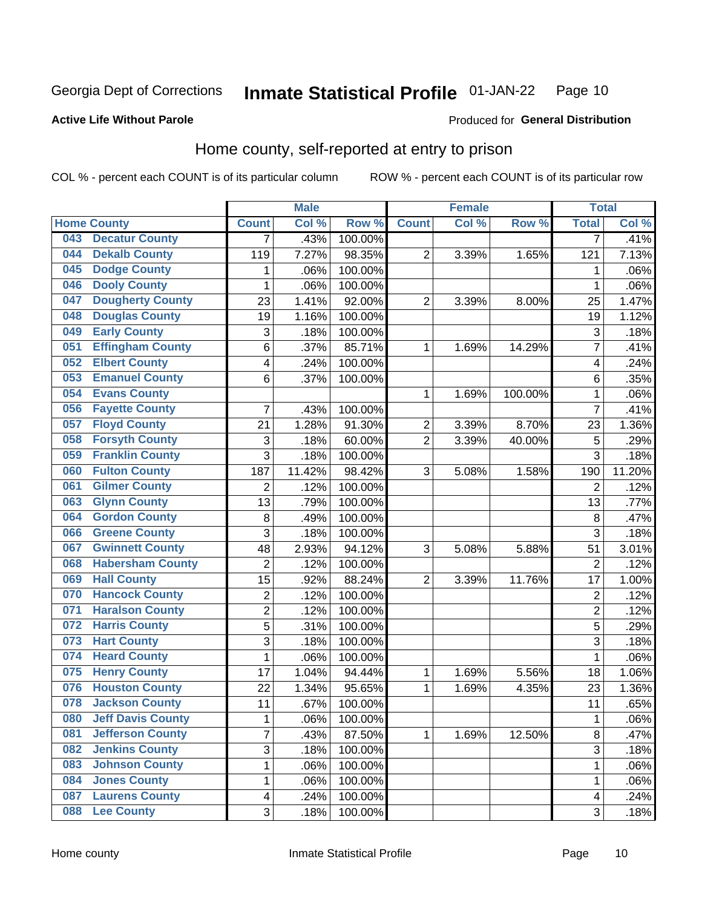Georgia Dept of Corrections **Inmate Statistical Profile** 01-JAN-22

**Active Life Without Parole**

Produced for **General Distribution**

## Home county, self-reported at entry to prison

COL % - percent each COUNT is of its particular column ROW % - percent each COUNT is of its particular row

| Home County | | Male | | | Female | | | Total | |
|---|---|---|---|---|---|---|---|---|---|
| | | Count | Col % | Row % | Count | Col % | Row % | Total | Col % |
| 043 | Decatur County | 7 | .43% | 100.00% | | | | 7 | .41% |
| 044 | Dekalb County | 119 | 7.27% | 98.35% | 2 | 3.39% | 1.65% | 121 | 7.13% |
| 045 | Dodge County | 1 | .06% | 100.00% | | | | 1 | .06% |
| 046 | Dooly County | 1 | .06% | 100.00% | | | | 1 | .06% |
| 047 | Dougherty County | 23 | 1.41% | 92.00% | 2 | 3.39% | 8.00% | 25 | 1.47% |
| 048 | Douglas County | 19 | 1.16% | 100.00% | | | | 19 | 1.12% |
| 049 | Early County | 3 | .18% | 100.00% | | | | 3 | .18% |
| 051 | Effingham County | 6 | .37% | 85.71% | 1 | 1.69% | 14.29% | 7 | .41% |
| 052 | Elbert County | 4 | .24% | 100.00% | | | | 4 | .24% |
| 053 | Emanuel County | 6 | .37% | 100.00% | | | | 6 | .35% |
| 054 | Evans County | | | | 1 | 1.69% | 100.00% | 1 | .06% |
| 056 | Fayette County | 7 | .43% | 100.00% | | | | 7 | .41% |
| 057 | Floyd County | 21 | 1.28% | 91.30% | 2 | 3.39% | 8.70% | 23 | 1.36% |
| 058 | Forsyth County | 3 | .18% | 60.00% | 2 | 3.39% | 40.00% | 5 | .29% |
| 059 | Franklin County | 3 | .18% | 100.00% | | | | 3 | .18% |
| 060 | Fulton County | 187 | 11.42% | 98.42% | 3 | 5.08% | 1.58% | 190 | 11.20% |
| 061 | Gilmer County | 2 | .12% | 100.00% | | | | 2 | .12% |
| 063 | Glynn County | 13 | .79% | 100.00% | | | | 13 | .77% |
| 064 | Gordon County | 8 | .49% | 100.00% | | | | 8 | .47% |
| 066 | Greene County | 3 | .18% | 100.00% | | | | 3 | .18% |
| 067 | Gwinnett County | 48 | 2.93% | 94.12% | 3 | 5.08% | 5.88% | 51 | 3.01% |
| 068 | Habersham County | 2 | .12% | 100.00% | | | | 2 | .12% |
| 069 | Hall County | 15 | .92% | 88.24% | 2 | 3.39% | 11.76% | 17 | 1.00% |
| 070 | Hancock County | 2 | .12% | 100.00% | | | | 2 | .12% |
| 071 | Haralson County | 2 | .12% | 100.00% | | | | 2 | .12% |
| 072 | Harris County | 5 | .31% | 100.00% | | | | 5 | .29% |
| 073 | Hart County | 3 | .18% | 100.00% | | | | 3 | .18% |
| 074 | Heard County | 1 | .06% | 100.00% | | | | 1 | .06% |
| 075 | Henry County | 17 | 1.04% | 94.44% | 1 | 1.69% | 5.56% | 18 | 1.06% |
| 076 | Houston County | 22 | 1.34% | 95.65% | 1 | 1.69% | 4.35% | 23 | 1.36% |
| 078 | Jackson County | 11 | .67% | 100.00% | | | | 11 | .65% |
| 080 | Jeff Davis County | 1 | .06% | 100.00% | | | | 1 | .06% |
| 081 | Jefferson County | 7 | .43% | 87.50% | 1 | 1.69% | 12.50% | 8 | .47% |
| 082 | Jenkins County | 3 | .18% | 100.00% | | | | 3 | .18% |
| 083 | Johnson County | 1 | .06% | 100.00% | | | | 1 | .06% |
| 084 | Jones County | 1 | .06% | 100.00% | | | | 1 | .06% |
| 087 | Laurens County | 4 | .24% | 100.00% | | | | 4 | .24% |
| 088 | Lee County | 3 | .18% | 100.00% | | | | 3 | .18% |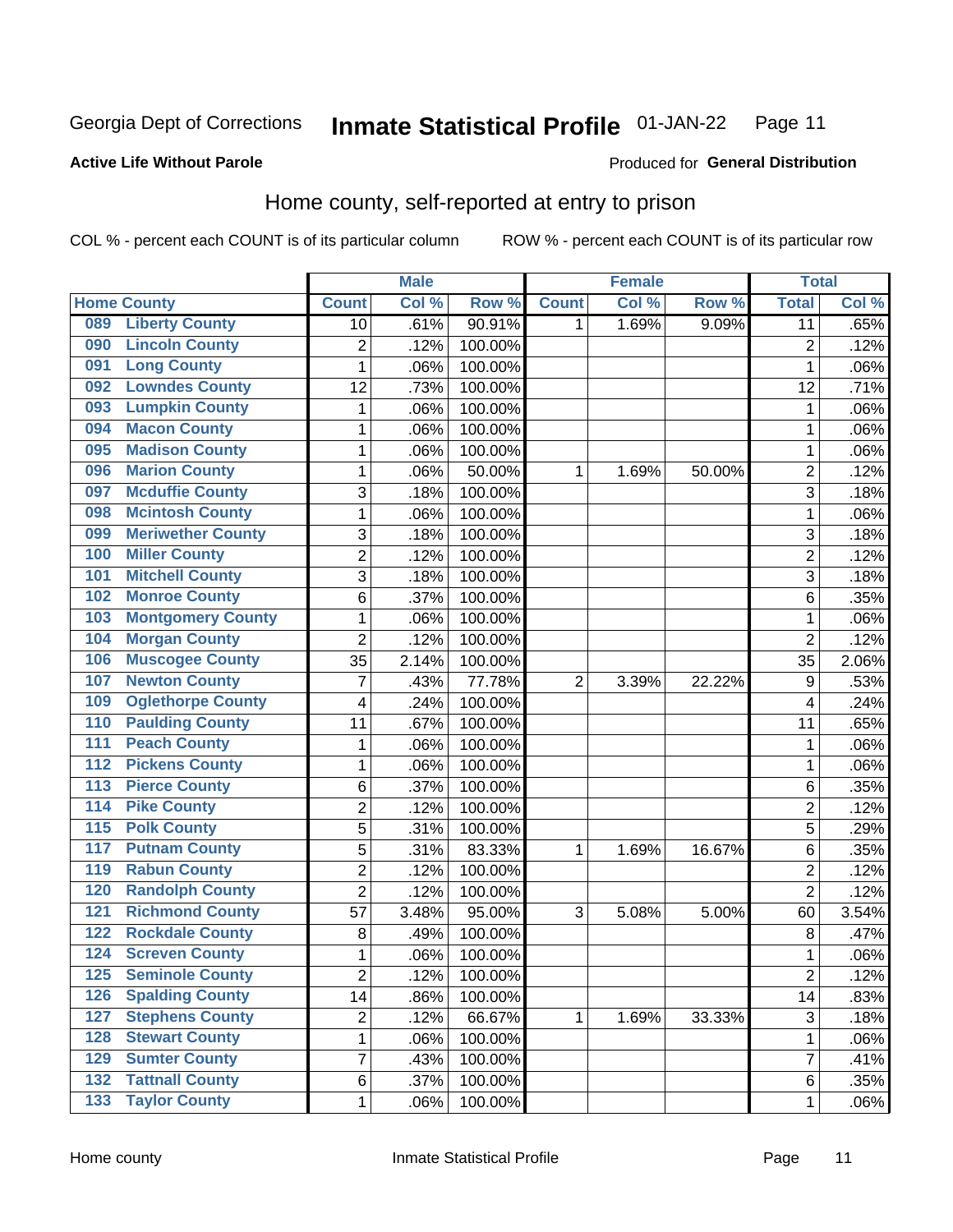Georgia Dept of Corrections **Inmate Statistical Profile** 01-JAN-22

**Active Life Without Parole**

Produced for **General Distribution**

## Home county, self-reported at entry to prison

COL % - percent each COUNT is of its particular column ROW % - percent each COUNT is of its particular row

| Home County | | Male | | | Female | | | Total | |
|---|---|---|---|---|---|---|---|---|---|
| | | Count | Col % | Row % | Count | Col % | Row % | Total | Col % |
| 089 | Liberty County | 10 | .61% | 90.91% | 1 | 1.69% | 9.09% | 11 | .65% |
| 090 | Lincoln County | 2 | .12% | 100.00% | | | | 2 | .12% |
| 091 | Long County | 1 | .06% | 100.00% | | | | 1 | .06% |
| 092 | Lowndes County | 12 | .73% | 100.00% | | | | 12 | .71% |
| 093 | Lumpkin County | 1 | .06% | 100.00% | | | | 1 | .06% |
| 094 | Macon County | 1 | .06% | 100.00% | | | | 1 | .06% |
| 095 | Madison County | 1 | .06% | 100.00% | | | | 1 | .06% |
| 096 | Marion County | 1 | .06% | 50.00% | 1 | 1.69% | 50.00% | 2 | .12% |
| 097 | Mcduffie County | 3 | .18% | 100.00% | | | | 3 | .18% |
| 098 | Mcintosh County | 1 | .06% | 100.00% | | | | 1 | .06% |
| 099 | Meriwether County | 3 | .18% | 100.00% | | | | 3 | .18% |
| 100 | Miller County | 2 | .12% | 100.00% | | | | 2 | .12% |
| 101 | Mitchell County | 3 | .18% | 100.00% | | | | 3 | .18% |
| 102 | Monroe County | 6 | .37% | 100.00% | | | | 6 | .35% |
| 103 | Montgomery County | 1 | .06% | 100.00% | | | | 1 | .06% |
| 104 | Morgan County | 2 | .12% | 100.00% | | | | 2 | .12% |
| 106 | Muscogee County | 35 | 2.14% | 100.00% | | | | 35 | 2.06% |
| 107 | Newton County | 7 | .43% | 77.78% | 2 | 3.39% | 22.22% | 9 | .53% |
| 109 | Oglethorpe County | 4 | .24% | 100.00% | | | | 4 | .24% |
| 110 | Paulding County | 11 | .67% | 100.00% | | | | 11 | .65% |
| 111 | Peach County | 1 | .06% | 100.00% | | | | 1 | .06% |
| 112 | Pickens County | 1 | .06% | 100.00% | | | | 1 | .06% |
| 113 | Pierce County | 6 | .37% | 100.00% | | | | 6 | .35% |
| 114 | Pike County | 2 | .12% | 100.00% | | | | 2 | .12% |
| 115 | Polk County | 5 | .31% | 100.00% | | | | 5 | .29% |
| 117 | Putnam County | 5 | .31% | 83.33% | 1 | 1.69% | 16.67% | 6 | .35% |
| 119 | Rabun County | 2 | .12% | 100.00% | | | | 2 | .12% |
| 120 | Randolph County | 2 | .12% | 100.00% | | | | 2 | .12% |
| 121 | Richmond County | 57 | 3.48% | 95.00% | 3 | 5.08% | 5.00% | 60 | 3.54% |
| 122 | Rockdale County | 8 | .49% | 100.00% | | | | 8 | .47% |
| 124 | Screven County | 1 | .06% | 100.00% | | | | 1 | .06% |
| 125 | Seminole County | 2 | .12% | 100.00% | | | | 2 | .12% |
| 126 | Spalding County | 14 | .86% | 100.00% | | | | 14 | .83% |
| 127 | Stephens County | 2 | .12% | 66.67% | 1 | 1.69% | 33.33% | 3 | .18% |
| 128 | Stewart County | 1 | .06% | 100.00% | | | | 1 | .06% |
| 129 | Sumter County | 7 | .43% | 100.00% | | | | 7 | .41% |
| 132 | Tattnall County | 6 | .37% | 100.00% | | | | 6 | .35% |
| 133 | Taylor County | 1 | .06% | 100.00% | | | | 1 | .06% |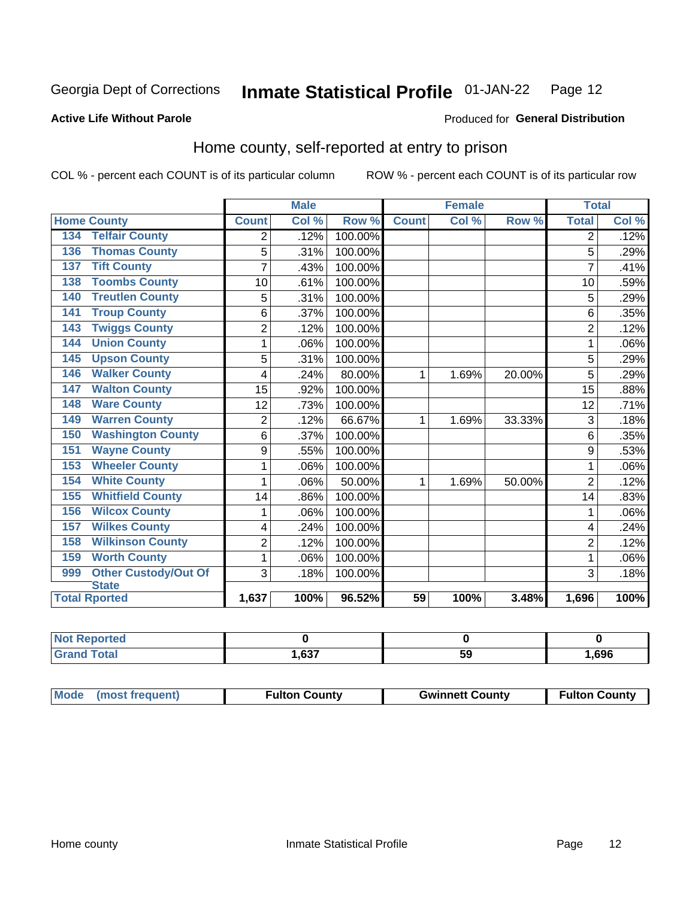Georgia Dept of Corrections **Inmate Statistical Profile** 01-JAN-22 Page 12

**Active Life Without Parole**

Produced for **General Distribution**

## Home county, self-reported at entry to prison

COL % - percent each COUNT is of its particular column ROW % - percent each COUNT is of its particular row

| Home County | | Male | | | Female | | | Total | |
|---|---|---|---|---|---|---|---|---|---|
| | | Count | Col % | Row % | Count | Col % | Row % | Total | Col % |
| 134 | Telfair County | 2 | .12% | 100.00% | | | | 2 | .12% |
| 136 | Thomas County | 5 | .31% | 100.00% | | | | 5 | .29% |
| 137 | Tift County | 7 | .43% | 100.00% | | | | 7 | .41% |
| 138 | Toombs County | 10 | .61% | 100.00% | | | | 10 | .59% |
| 140 | Treutlen County | 5 | .31% | 100.00% | | | | 5 | .29% |
| 141 | Troup County | 6 | .37% | 100.00% | | | | 6 | .35% |
| 143 | Twiggs County | 2 | .12% | 100.00% | | | | 2 | .12% |
| 144 | Union County | 1 | .06% | 100.00% | | | | 1 | .06% |
| 145 | Upson County | 5 | .31% | 100.00% | | | | 5 | .29% |
| 146 | Walker County | 4 | .24% | 80.00% | 1 | 1.69% | 20.00% | 5 | .29% |
| 147 | Walton County | 15 | .92% | 100.00% | | | | 15 | .88% |
| 148 | Ware County | 12 | .73% | 100.00% | | | | 12 | .71% |
| 149 | Warren County | 2 | .12% | 66.67% | 1 | 1.69% | 33.33% | 3 | .18% |
| 150 | Washington County | 6 | .37% | 100.00% | | | | 6 | .35% |
| 151 | Wayne County | 9 | .55% | 100.00% | | | | 9 | .53% |
| 153 | Wheeler County | 1 | .06% | 100.00% | | | | 1 | .06% |
| 154 | White County | 1 | .06% | 50.00% | 1 | 1.69% | 50.00% | 2 | .12% |
| 155 | Whitfield County | 14 | .86% | 100.00% | | | | 14 | .83% |
| 156 | Wilcox County | 1 | .06% | 100.00% | | | | 1 | .06% |
| 157 | Wilkes County | 4 | .24% | 100.00% | | | | 4 | .24% |
| 158 | Wilkinson County | 2 | .12% | 100.00% | | | | 2 | .12% |
| 159 | Worth County | 1 | .06% | 100.00% | | | | 1 | .06% |
| 999 | Other Custody/Out Of State | 3 | .18% | 100.00% | | | | 3 | .18% |
| Total Rported | | 1,637 | 100% | 96.52% | 59 | 100% | 3.48% | 1,696 | 100% |

| | Male | Female | Total |
|---|---|---|---|
| Not Reported | 0 | 0 | 0 |
| Grand Total | 1,637 | 59 | 1,696 |

| | Male | Female | Total |
|---|---|---|---|
| Mode (most frequent) | Fulton County | Gwinnett County | Fulton County |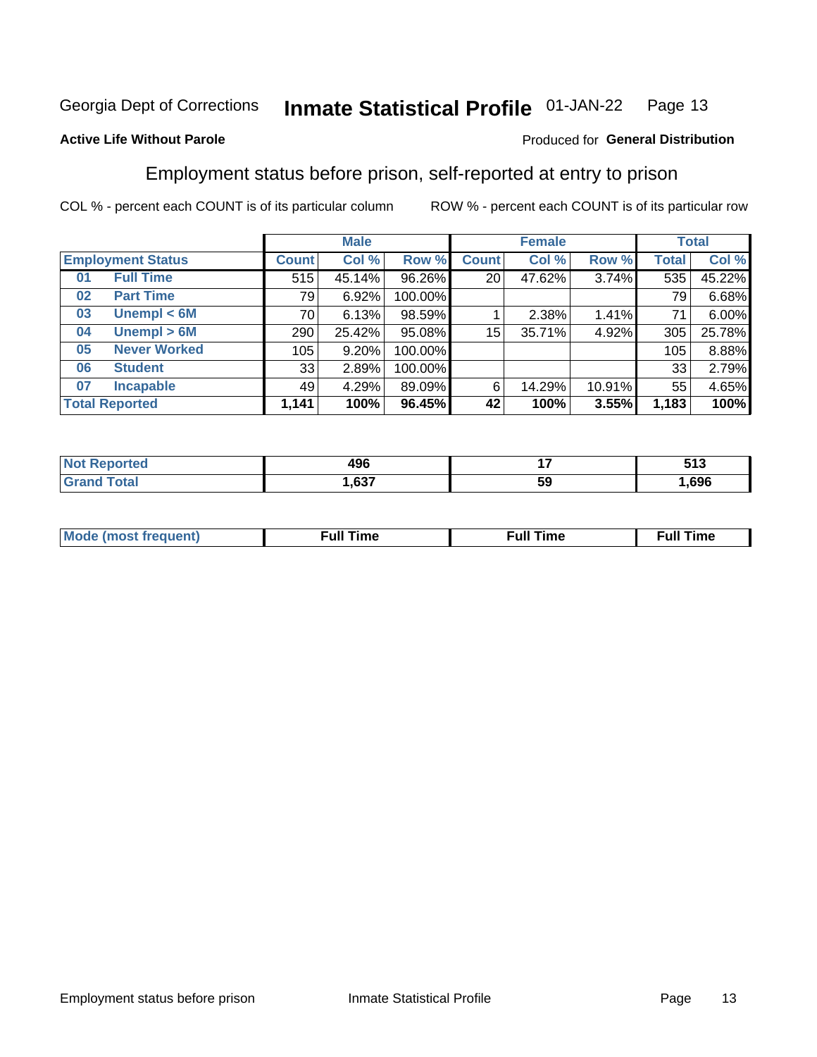Georgia Dept of Corrections **Inmate Statistical Profile** 01-JAN-22

**Active Life Without Parole**

Produced for **General Distribution**

## Employment status before prison, self-reported at entry to prison

COL % - percent each COUNT is of its particular column ROW % - percent each COUNT is of its particular row

| Employment Status | | Male | | | Female | | | Total | |
|---|---|---|---|---|---|---|---|---|---|
| | | Count | Col % | Row % | Count | Col % | Row % | Total | Col % |
| 01 | Full Time | 515 | 45.14% | 96.26% | 20 | 47.62% | 3.74% | 535 | 45.22% |
| 02 | Part Time | 79 | 6.92% | 100.00% | | | | 79 | 6.68% |
| 03 | Unempl < 6M | 70 | 6.13% | 98.59% | 1 | 2.38% | 1.41% | 71 | 6.00% |
| 04 | Unempl > 6M | 290 | 25.42% | 95.08% | 15 | 35.71% | 4.92% | 305 | 25.78% |
| 05 | Never Worked | 105 | 9.20% | 100.00% | | | | 105 | 8.88% |
| 06 | Student | 33 | 2.89% | 100.00% | | | | 33 | 2.79% |
| 07 | Incapable | 49 | 4.29% | 89.09% | 6 | 14.29% | 10.91% | 55 | 4.65% |
| **Total Reported** | | **1,141** | **100%** | **96.45%** | **42** | **100%** | **3.55%** | **1,183** | **100%** |

| | Male | Female | Total |
|---|---|---|---|
| Not Reported | 496 | 17 | 513 |
| Grand Total | 1,637 | 59 | 1,696 |

| | Male | Female | Total |
|---|---|---|---|
| Mode (most frequent) | Full Time | Full Time | Full Time |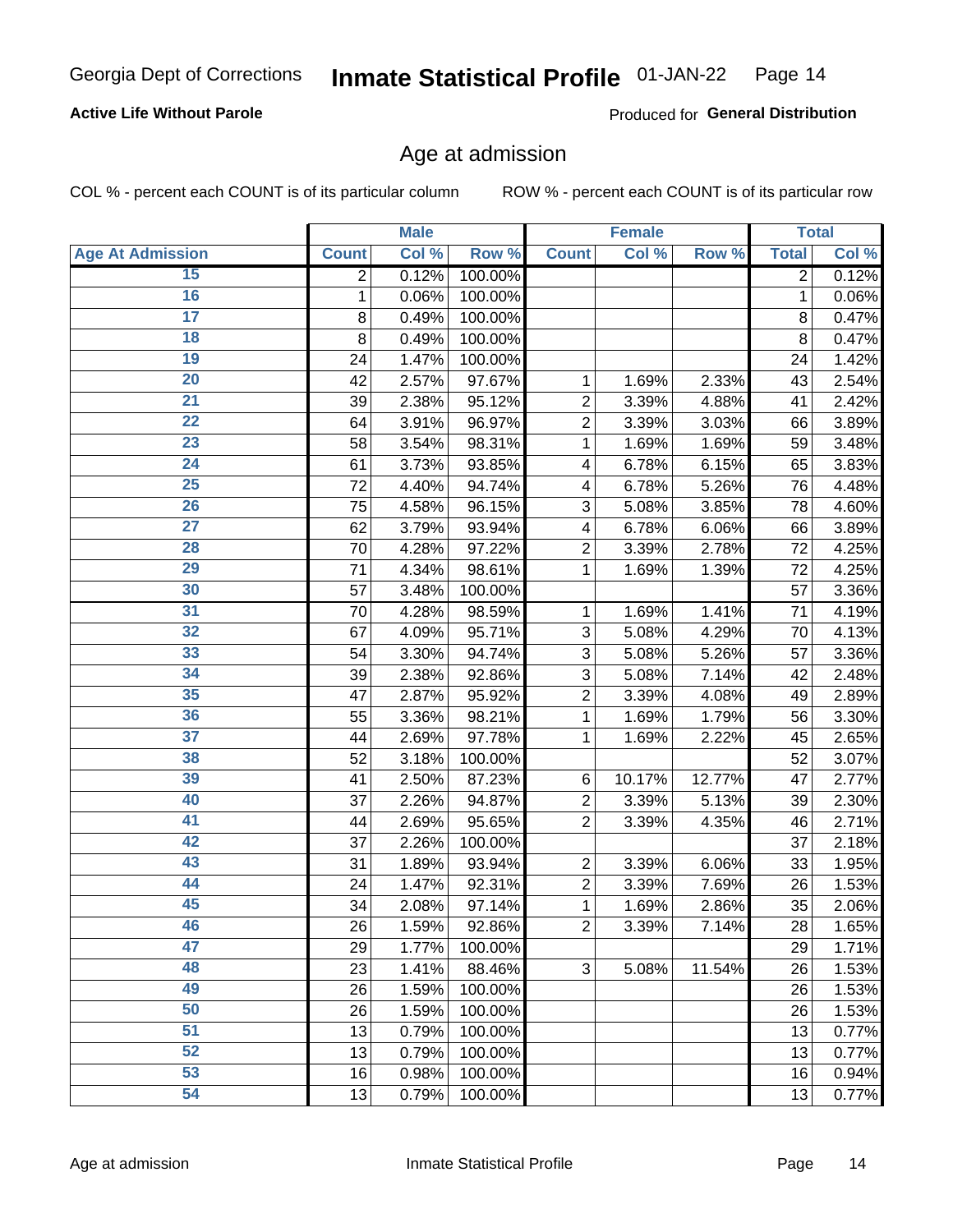Georgia Dept of Corrections **Inmate Statistical Profile** 01-JAN-22

**Active Life Without Parole**

Produced for **General Distribution**

## Age at admission

COL % - percent each COUNT is of its particular column

ROW % - percent each COUNT is of its particular row

| | Male | | | Female | | | Total | |
|---|---|---|---|---|---|---|---|---|
| Age At Admission | Count | Col % | Row % | Count | Col % | Row % | Total | Col % |
| 15 | 2 | 0.12% | 100.00% | | | | 2 | 0.12% |
| 16 | 1 | 0.06% | 100.00% | | | | 1 | 0.06% |
| 17 | 8 | 0.49% | 100.00% | | | | 8 | 0.47% |
| 18 | 8 | 0.49% | 100.00% | | | | 8 | 0.47% |
| 19 | 24 | 1.47% | 100.00% | | | | 24 | 1.42% |
| 20 | 42 | 2.57% | 97.67% | 1 | 1.69% | 2.33% | 43 | 2.54% |
| 21 | 39 | 2.38% | 95.12% | 2 | 3.39% | 4.88% | 41 | 2.42% |
| 22 | 64 | 3.91% | 96.97% | 2 | 3.39% | 3.03% | 66 | 3.89% |
| 23 | 58 | 3.54% | 98.31% | 1 | 1.69% | 1.69% | 59 | 3.48% |
| 24 | 61 | 3.73% | 93.85% | 4 | 6.78% | 6.15% | 65 | 3.83% |
| 25 | 72 | 4.40% | 94.74% | 4 | 6.78% | 5.26% | 76 | 4.48% |
| 26 | 75 | 4.58% | 96.15% | 3 | 5.08% | 3.85% | 78 | 4.60% |
| 27 | 62 | 3.79% | 93.94% | 4 | 6.78% | 6.06% | 66 | 3.89% |
| 28 | 70 | 4.28% | 97.22% | 2 | 3.39% | 2.78% | 72 | 4.25% |
| 29 | 71 | 4.34% | 98.61% | 1 | 1.69% | 1.39% | 72 | 4.25% |
| 30 | 57 | 3.48% | 100.00% | | | | 57 | 3.36% |
| 31 | 70 | 4.28% | 98.59% | 1 | 1.69% | 1.41% | 71 | 4.19% |
| 32 | 67 | 4.09% | 95.71% | 3 | 5.08% | 4.29% | 70 | 4.13% |
| 33 | 54 | 3.30% | 94.74% | 3 | 5.08% | 5.26% | 57 | 3.36% |
| 34 | 39 | 2.38% | 92.86% | 3 | 5.08% | 7.14% | 42 | 2.48% |
| 35 | 47 | 2.87% | 95.92% | 2 | 3.39% | 4.08% | 49 | 2.89% |
| 36 | 55 | 3.36% | 98.21% | 1 | 1.69% | 1.79% | 56 | 3.30% |
| 37 | 44 | 2.69% | 97.78% | 1 | 1.69% | 2.22% | 45 | 2.65% |
| 38 | 52 | 3.18% | 100.00% | | | | 52 | 3.07% |
| 39 | 41 | 2.50% | 87.23% | 6 | 10.17% | 12.77% | 47 | 2.77% |
| 40 | 37 | 2.26% | 94.87% | 2 | 3.39% | 5.13% | 39 | 2.30% |
| 41 | 44 | 2.69% | 95.65% | 2 | 3.39% | 4.35% | 46 | 2.71% |
| 42 | 37 | 2.26% | 100.00% | | | | 37 | 2.18% |
| 43 | 31 | 1.89% | 93.94% | 2 | 3.39% | 6.06% | 33 | 1.95% |
| 44 | 24 | 1.47% | 92.31% | 2 | 3.39% | 7.69% | 26 | 1.53% |
| 45 | 34 | 2.08% | 97.14% | 1 | 1.69% | 2.86% | 35 | 2.06% |
| 46 | 26 | 1.59% | 92.86% | 2 | 3.39% | 7.14% | 28 | 1.65% |
| 47 | 29 | 1.77% | 100.00% | | | | 29 | 1.71% |
| 48 | 23 | 1.41% | 88.46% | 3 | 5.08% | 11.54% | 26 | 1.53% |
| 49 | 26 | 1.59% | 100.00% | | | | 26 | 1.53% |
| 50 | 26 | 1.59% | 100.00% | | | | 26 | 1.53% |
| 51 | 13 | 0.79% | 100.00% | | | | 13 | 0.77% |
| 52 | 13 | 0.79% | 100.00% | | | | 13 | 0.77% |
| 53 | 16 | 0.98% | 100.00% | | | | 16 | 0.94% |
| 54 | 13 | 0.79% | 100.00% | | | | 13 | 0.77% |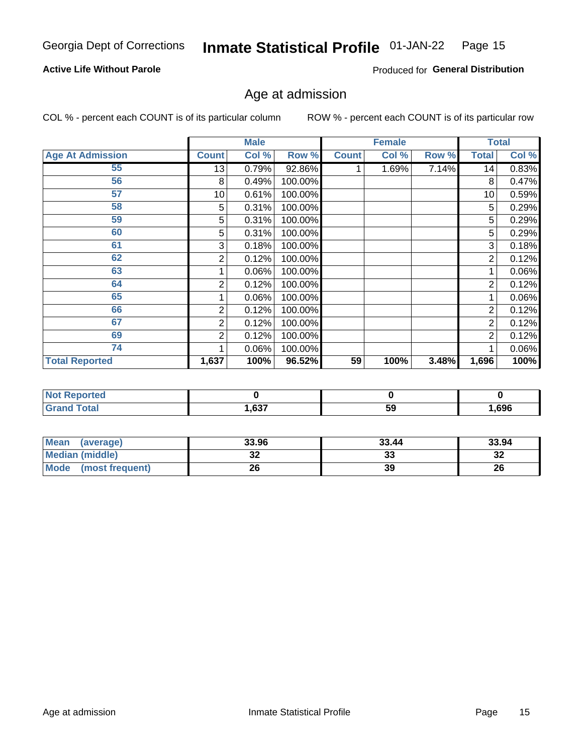Georgia Dept of Corrections **Inmate Statistical Profile** 01-JAN-22

**Active Life Without Parole**

Produced for **General Distribution**

## Age at admission

COL % - percent each COUNT is of its particular column        ROW % - percent each COUNT is of its particular row

| | Male | | | Female | | | Total | |
|---|---|---|---|---|---|---|---|---|
| **Age At Admission** | **Count** | **Col %** | **Row %** | **Count** | **Col %** | **Row %** | **Total** | **Col %** |
| 55 | 13 | 0.79% | 92.86% | 1 | 1.69% | 7.14% | 14 | 0.83% |
| 56 | 8 | 0.49% | 100.00% | | | | 8 | 0.47% |
| 57 | 10 | 0.61% | 100.00% | | | | 10 | 0.59% |
| 58 | 5 | 0.31% | 100.00% | | | | 5 | 0.29% |
| 59 | 5 | 0.31% | 100.00% | | | | 5 | 0.29% |
| 60 | 5 | 0.31% | 100.00% | | | | 5 | 0.29% |
| 61 | 3 | 0.18% | 100.00% | | | | 3 | 0.18% |
| 62 | 2 | 0.12% | 100.00% | | | | 2 | 0.12% |
| 63 | 1 | 0.06% | 100.00% | | | | 1 | 0.06% |
| 64 | 2 | 0.12% | 100.00% | | | | 2 | 0.12% |
| 65 | 1 | 0.06% | 100.00% | | | | 1 | 0.06% |
| 66 | 2 | 0.12% | 100.00% | | | | 2 | 0.12% |
| 67 | 2 | 0.12% | 100.00% | | | | 2 | 0.12% |
| 69 | 2 | 0.12% | 100.00% | | | | 2 | 0.12% |
| 74 | 1 | 0.06% | 100.00% | | | | 1 | 0.06% |
| **Total Reported** | **1,637** | **100%** | **96.52%** | **59** | **100%** | **3.48%** | **1,696** | **100%** |

| | Male | Female | Total |
|---|---|---|---|
| **Not Reported** | **0** | **0** | **0** |
| **Grand Total** | **1,637** | **59** | **1,696** |

| | Male | Female | Total |
|---|---|---|---|
| **Mean (average)** | **33.96** | **33.44** | **33.94** |
| **Median (middle)** | **32** | **33** | **32** |
| **Mode (most frequent)** | **26** | **39** | **26** |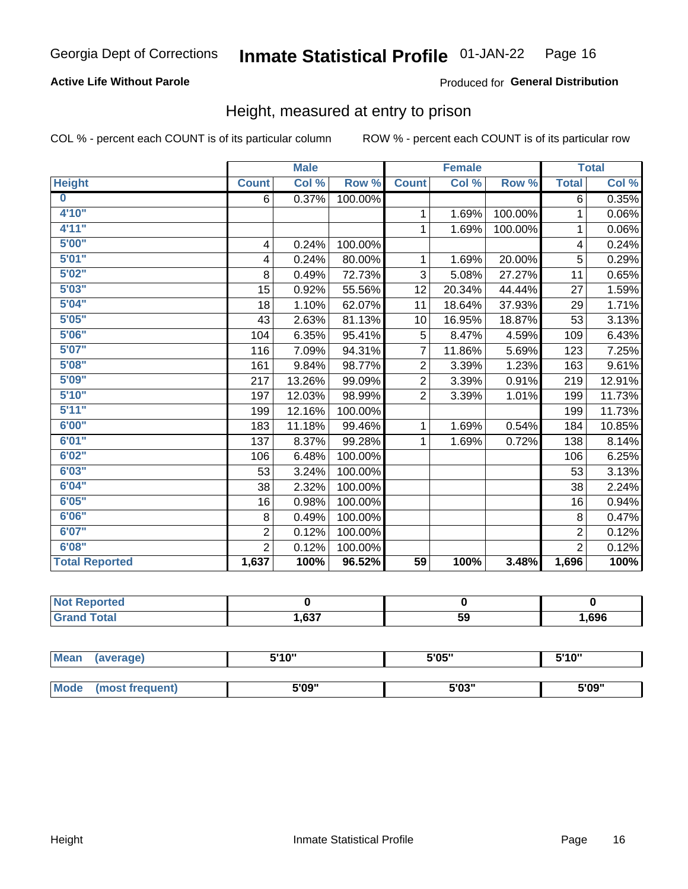Georgia Dept of Corrections **Inmate Statistical Profile** 01-JAN-22

**Active Life Without Parole**

Produced for **General Distribution**

## Height, measured at entry to prison

COL % - percent each COUNT is of its particular column

ROW % - percent each COUNT is of its particular row

| | Male | | | Female | | | Total | |
|---|---|---|---|---|---|---|---|---|
| **Height** | **Count** | **Col %** | **Row %** | **Count** | **Col %** | **Row %** | **Total** | **Col %** |
| **0** | 6 | 0.37% | 100.00% | | | | 6 | 0.35% |
| **4'10"** | | | | 1 | 1.69% | 100.00% | 1 | 0.06% |
| **4'11"** | | | | 1 | 1.69% | 100.00% | 1 | 0.06% |
| **5'00"** | 4 | 0.24% | 100.00% | | | | 4 | 0.24% |
| **5'01"** | 4 | 0.24% | 80.00% | 1 | 1.69% | 20.00% | 5 | 0.29% |
| **5'02"** | 8 | 0.49% | 72.73% | 3 | 5.08% | 27.27% | 11 | 0.65% |
| **5'03"** | 15 | 0.92% | 55.56% | 12 | 20.34% | 44.44% | 27 | 1.59% |
| **5'04"** | 18 | 1.10% | 62.07% | 11 | 18.64% | 37.93% | 29 | 1.71% |
| **5'05"** | 43 | 2.63% | 81.13% | 10 | 16.95% | 18.87% | 53 | 3.13% |
| **5'06"** | 104 | 6.35% | 95.41% | 5 | 8.47% | 4.59% | 109 | 6.43% |
| **5'07"** | 116 | 7.09% | 94.31% | 7 | 11.86% | 5.69% | 123 | 7.25% |
| **5'08"** | 161 | 9.84% | 98.77% | 2 | 3.39% | 1.23% | 163 | 9.61% |
| **5'09"** | 217 | 13.26% | 99.09% | 2 | 3.39% | 0.91% | 219 | 12.91% |
| **5'10"** | 197 | 12.03% | 98.99% | 2 | 3.39% | 1.01% | 199 | 11.73% |
| **5'11"** | 199 | 12.16% | 100.00% | | | | 199 | 11.73% |
| **6'00"** | 183 | 11.18% | 99.46% | 1 | 1.69% | 0.54% | 184 | 10.85% |
| **6'01"** | 137 | 8.37% | 99.28% | 1 | 1.69% | 0.72% | 138 | 8.14% |
| **6'02"** | 106 | 6.48% | 100.00% | | | | 106 | 6.25% |
| **6'03"** | 53 | 3.24% | 100.00% | | | | 53 | 3.13% |
| **6'04"** | 38 | 2.32% | 100.00% | | | | 38 | 2.24% |
| **6'05"** | 16 | 0.98% | 100.00% | | | | 16 | 0.94% |
| **6'06"** | 8 | 0.49% | 100.00% | | | | 8 | 0.47% |
| **6'07"** | 2 | 0.12% | 100.00% | | | | 2 | 0.12% |
| **6'08"** | 2 | 0.12% | 100.00% | | | | 2 | 0.12% |
| **Total Reported** | **1,637** | **100%** | **96.52%** | **59** | **100%** | **3.48%** | **1,696** | **100%** |

| | Male | Female | Total |
|---|---|---|---|
| **Not Reported** | **0** | **0** | **0** |
| **Grand Total** | **1,637** | **59** | **1,696** |

| | Male | Female | Total |
|---|---|---|---|
| **Mean (average)** | **5'10"** | **5'05"** | **5'10"** |
| **Mode (most frequent)** | **5'09"** | **5'03"** | **5'09"** |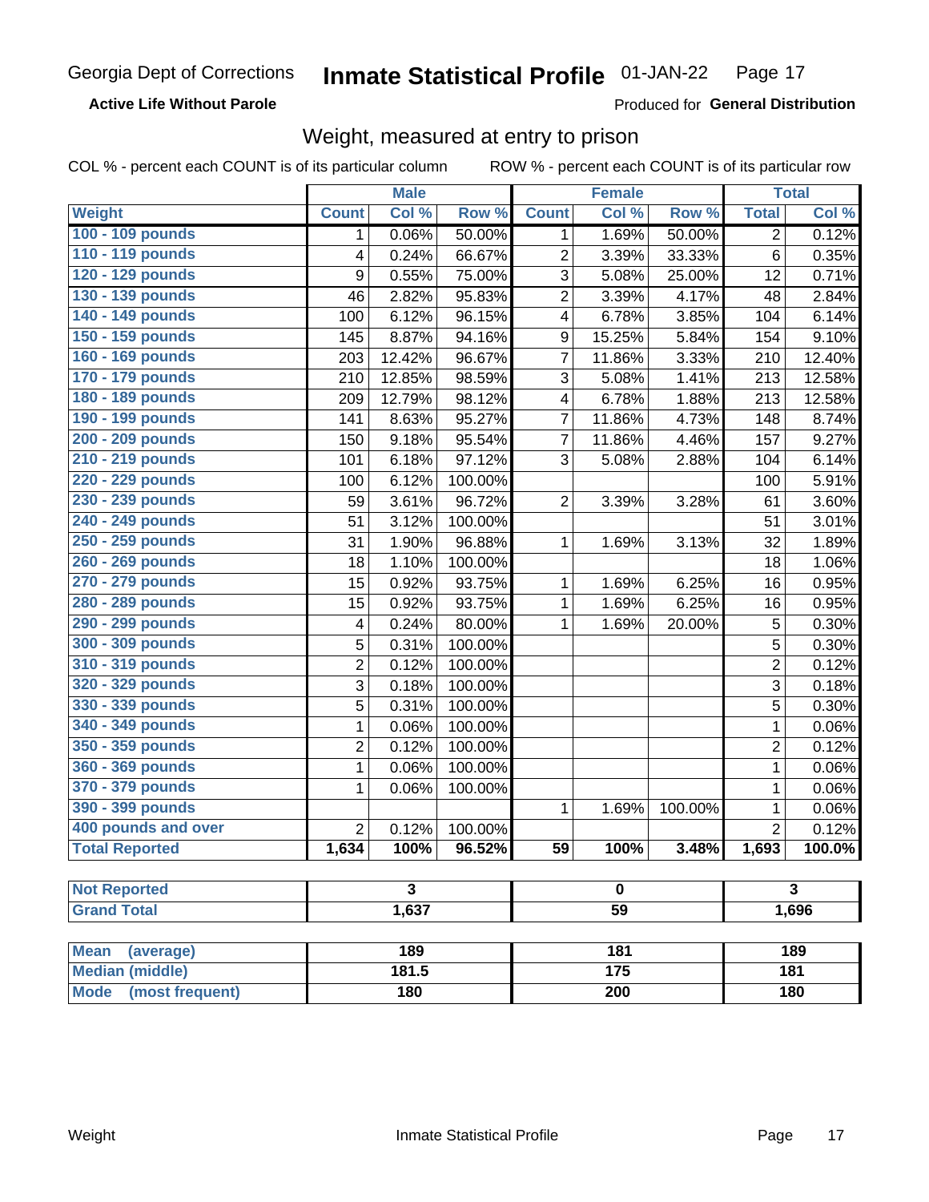Georgia Dept of Corrections **Inmate Statistical Profile** 01-JAN-22

**Active Life Without Parole**

Produced for **General Distribution**

## Weight, measured at entry to prison

COL % - percent each COUNT is of its particular column ROW % - percent each COUNT is of its particular row

| | Male | | | Female | | | Total | |
|---|---|---|---|---|---|---|---|---|
| **Weight** | **Count** | **Col %** | **Row %** | **Count** | **Col %** | **Row %** | **Total** | **Col %** |
| 100 - 109 pounds | 1 | 0.06% | 50.00% | 1 | 1.69% | 50.00% | 2 | 0.12% |
| 110 - 119 pounds | 4 | 0.24% | 66.67% | 2 | 3.39% | 33.33% | 6 | 0.35% |
| 120 - 129 pounds | 9 | 0.55% | 75.00% | 3 | 5.08% | 25.00% | 12 | 0.71% |
| 130 - 139 pounds | 46 | 2.82% | 95.83% | 2 | 3.39% | 4.17% | 48 | 2.84% |
| 140 - 149 pounds | 100 | 6.12% | 96.15% | 4 | 6.78% | 3.85% | 104 | 6.14% |
| 150 - 159 pounds | 145 | 8.87% | 94.16% | 9 | 15.25% | 5.84% | 154 | 9.10% |
| 160 - 169 pounds | 203 | 12.42% | 96.67% | 7 | 11.86% | 3.33% | 210 | 12.40% |
| 170 - 179 pounds | 210 | 12.85% | 98.59% | 3 | 5.08% | 1.41% | 213 | 12.58% |
| 180 - 189 pounds | 209 | 12.79% | 98.12% | 4 | 6.78% | 1.88% | 213 | 12.58% |
| 190 - 199 pounds | 141 | 8.63% | 95.27% | 7 | 11.86% | 4.73% | 148 | 8.74% |
| 200 - 209 pounds | 150 | 9.18% | 95.54% | 7 | 11.86% | 4.46% | 157 | 9.27% |
| 210 - 219 pounds | 101 | 6.18% | 97.12% | 3 | 5.08% | 2.88% | 104 | 6.14% |
| 220 - 229 pounds | 100 | 6.12% | 100.00% | | | | 100 | 5.91% |
| 230 - 239 pounds | 59 | 3.61% | 96.72% | 2 | 3.39% | 3.28% | 61 | 3.60% |
| 240 - 249 pounds | 51 | 3.12% | 100.00% | | | | 51 | 3.01% |
| 250 - 259 pounds | 31 | 1.90% | 96.88% | 1 | 1.69% | 3.13% | 32 | 1.89% |
| 260 - 269 pounds | 18 | 1.10% | 100.00% | | | | 18 | 1.06% |
| 270 - 279 pounds | 15 | 0.92% | 93.75% | 1 | 1.69% | 6.25% | 16 | 0.95% |
| 280 - 289 pounds | 15 | 0.92% | 93.75% | 1 | 1.69% | 6.25% | 16 | 0.95% |
| 290 - 299 pounds | 4 | 0.24% | 80.00% | 1 | 1.69% | 20.00% | 5 | 0.30% |
| 300 - 309 pounds | 5 | 0.31% | 100.00% | | | | 5 | 0.30% |
| 310 - 319 pounds | 2 | 0.12% | 100.00% | | | | 2 | 0.12% |
| 320 - 329 pounds | 3 | 0.18% | 100.00% | | | | 3 | 0.18% |
| 330 - 339 pounds | 5 | 0.31% | 100.00% | | | | 5 | 0.30% |
| 340 - 349 pounds | 1 | 0.06% | 100.00% | | | | 1 | 0.06% |
| 350 - 359 pounds | 2 | 0.12% | 100.00% | | | | 2 | 0.12% |
| 360 - 369 pounds | 1 | 0.06% | 100.00% | | | | 1 | 0.06% |
| 370 - 379 pounds | 1 | 0.06% | 100.00% | | | | 1 | 0.06% |
| 390 - 399 pounds | | | | 1 | 1.69% | 100.00% | 1 | 0.06% |
| 400 pounds and over | 2 | 0.12% | 100.00% | | | | 2 | 0.12% |
| **Total Reported** | **1,634** | **100%** | **96.52%** | **59** | **100%** | **3.48%** | **1,693** | **100.0%** |

| | Male | Female | Total |
|---|---|---|---|
| **Not Reported** | **3** | **0** | **3** |
| **Grand Total** | **1,637** | **59** | **1,696** |

| | Male | Female | Total |
|---|---|---|---|
| **Mean (average)** | **189** | **181** | **189** |
| **Median (middle)** | **181.5** | **175** | **181** |
| **Mode (most frequent)** | **180** | **200** | **180** |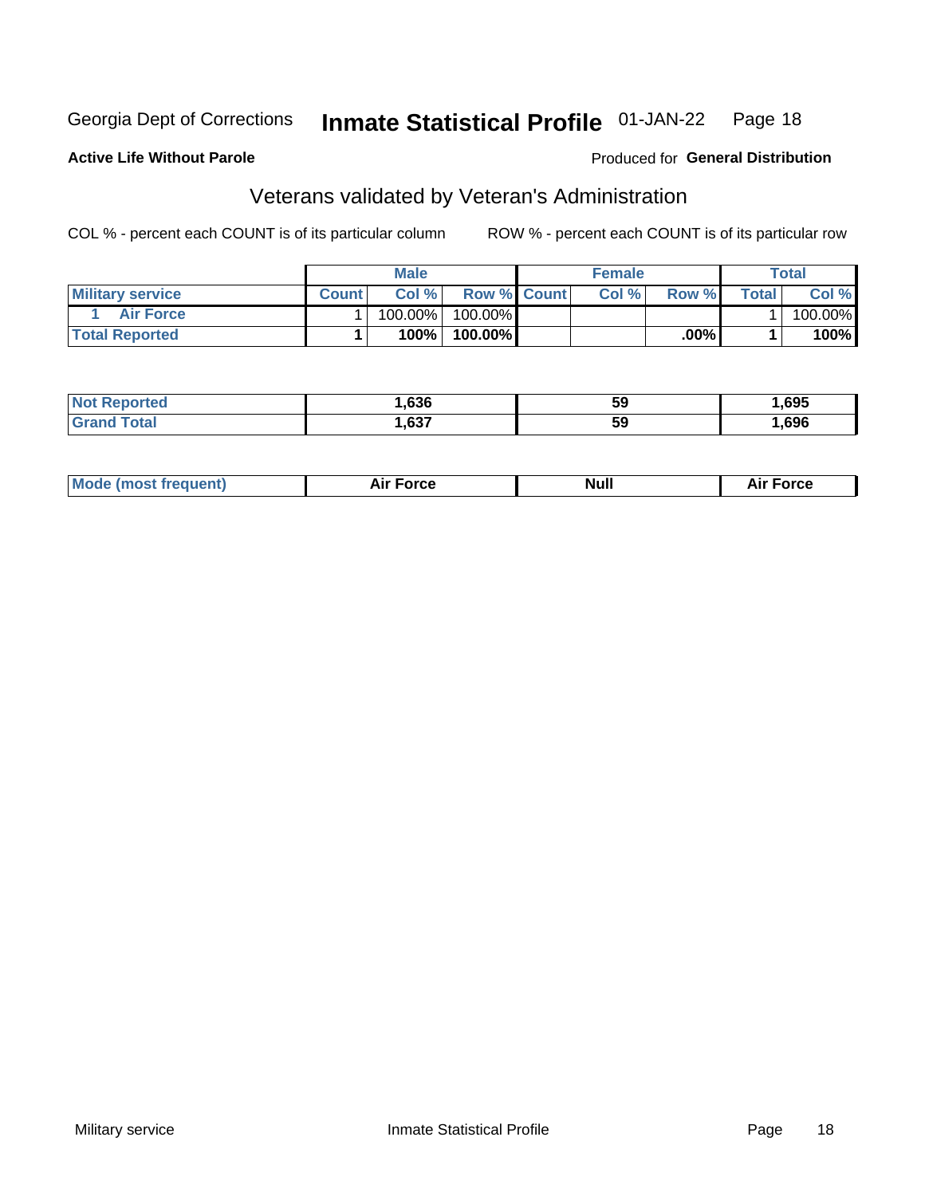Georgia Dept of Corrections **Inmate Statistical Profile** 01-JAN-22

**Active Life Without Parole**

Produced for **General Distribution**

## Veterans validated by Veteran's Administration

COL % - percent each COUNT is of its particular column     ROW % - percent each COUNT is of its particular row

| | Male | | | Female | | | Total | |
|---|---|---|---|---|---|---|---|---|
| Military service | Count | Col % | Row % | Count | Col % | Row % | Total | Col % |
| 1 Air Force | 1 | 100.00% | 100.00% | | | | 1 | 100.00% |
| **Total Reported** | **1** | **100%** | **100.00%** | | | **.00%** | **1** | **100%** |

| | Male | Female | Total |
|---|---|---|---|
| Not Reported | 1,636 | 59 | 1,695 |
| Grand Total | 1,637 | 59 | 1,696 |

| | Male | Female | Total |
|---|---|---|---|
| Mode (most frequent) | Air Force | Null | Air Force |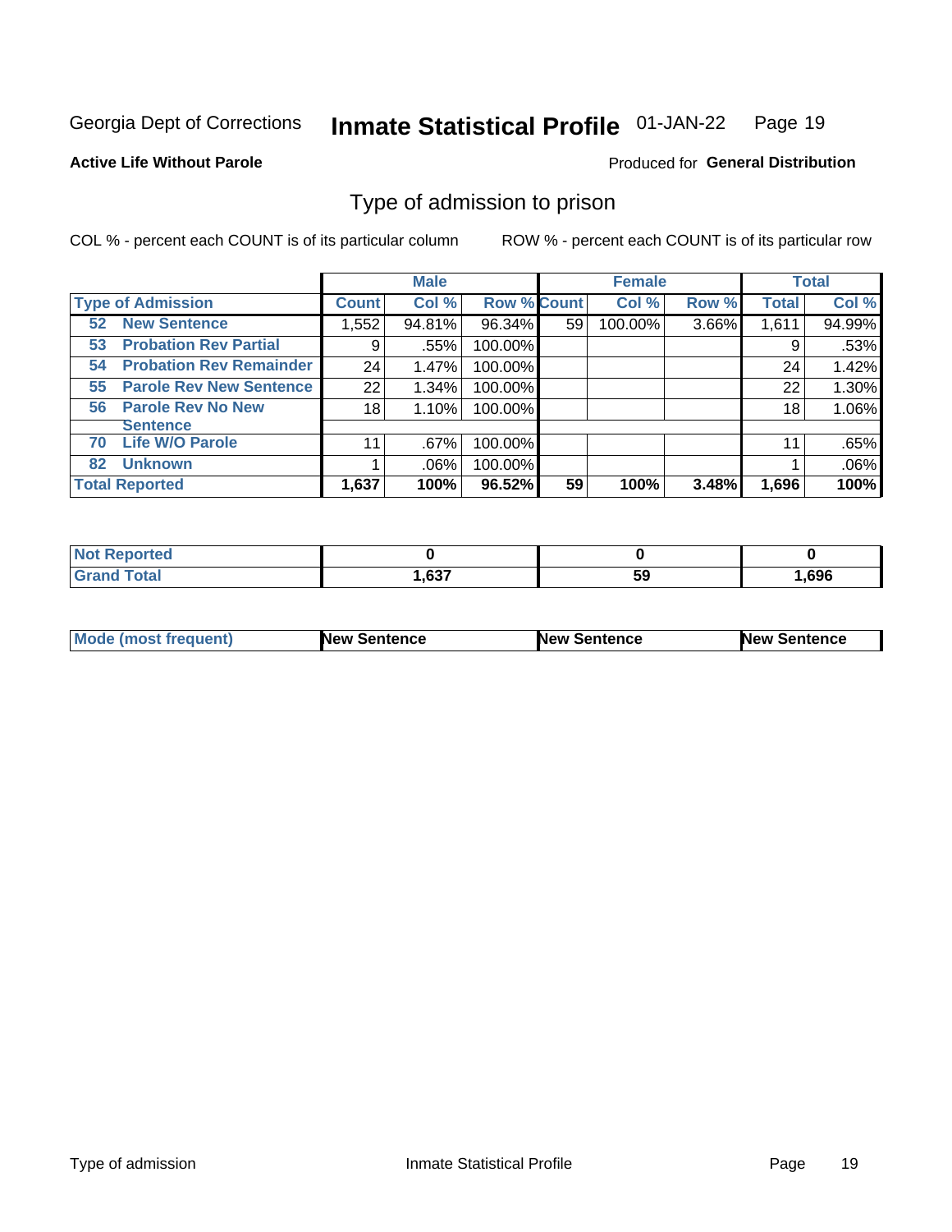Georgia Dept of Corrections **Inmate Statistical Profile** 01-JAN-22

**Active Life Without Parole**

Produced for **General Distribution**

## Type of admission to prison

COL % - percent each COUNT is of its particular column    ROW % - percent each COUNT is of its particular row

| Type of Admission | Male | | | Female | | | Total | |
|---|---|---|---|---|---|---|---|---|
| | Count | Col % | Row % | Count | Col % | Row % | Total | Col % |
| 52 New Sentence | 1,552 | 94.81% | 96.34% | 59 | 100.00% | 3.66% | 1,611 | 94.99% |
| 53 Probation Rev Partial | 9 | .55% | 100.00% | | | | 9 | .53% |
| 54 Probation Rev Remainder | 24 | 1.47% | 100.00% | | | | 24 | 1.42% |
| 55 Parole Rev New Sentence | 22 | 1.34% | 100.00% | | | | 22 | 1.30% |
| 56 Parole Rev No New Sentence | 18 | 1.10% | 100.00% | | | | 18 | 1.06% |
| 70 Life W/O Parole | 11 | .67% | 100.00% | | | | 11 | .65% |
| 82 Unknown | 1 | .06% | 100.00% | | | | 1 | .06% |
| **Total Reported** | **1,637** | **100%** | **96.52%** | **59** | **100%** | **3.48%** | **1,696** | **100%** |

| | Male | Female | Total |
|---|---|---|---|
| Not Reported | 0 | 0 | 0 |
| Grand Total | 1,637 | 59 | 1,696 |

| | Male | Female | Total |
|---|---|---|---|
| Mode (most frequent) | New Sentence | New Sentence | New Sentence |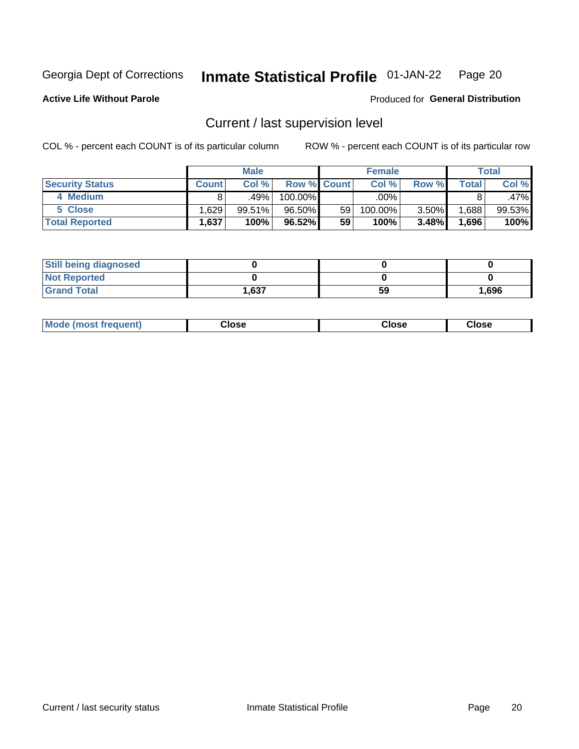Georgia Dept of Corrections **Inmate Statistical Profile** 01-JAN-22

**Active Life Without Parole**

Produced for **General Distribution**

## Current / last supervision level

COL % - percent each COUNT is of its particular column

ROW % - percent each COUNT is of its particular row

| | Male | | | Female | | | Total | |
|---|---|---|---|---|---|---|---|---|
| **Security Status** | **Count** | **Col %** | **Row %** | **Count** | **Col %** | **Row %** | **Total** | **Col %** |
| 4 Medium | 8 | .49% | 100.00% | | .00% | | 8 | .47% |
| 5 Close | 1,629 | 99.51% | 96.50% | 59 | 100.00% | 3.50% | 1,688 | 99.53% |
| **Total Reported** | **1,637** | **100%** | **96.52%** | **59** | **100%** | **3.48%** | **1,696** | **100%** |

| | Male | Female | Total |
|---|---|---|---|
| **Still being diagnosed** | **0** | **0** | **0** |
| **Not Reported** | **0** | **0** | **0** |
| **Grand Total** | **1,637** | **59** | **1,696** |

| | Male | Female | Total |
|---|---|---|---|
| **Mode (most frequent)** | **Close** | **Close** | **Close** |

Current / last security status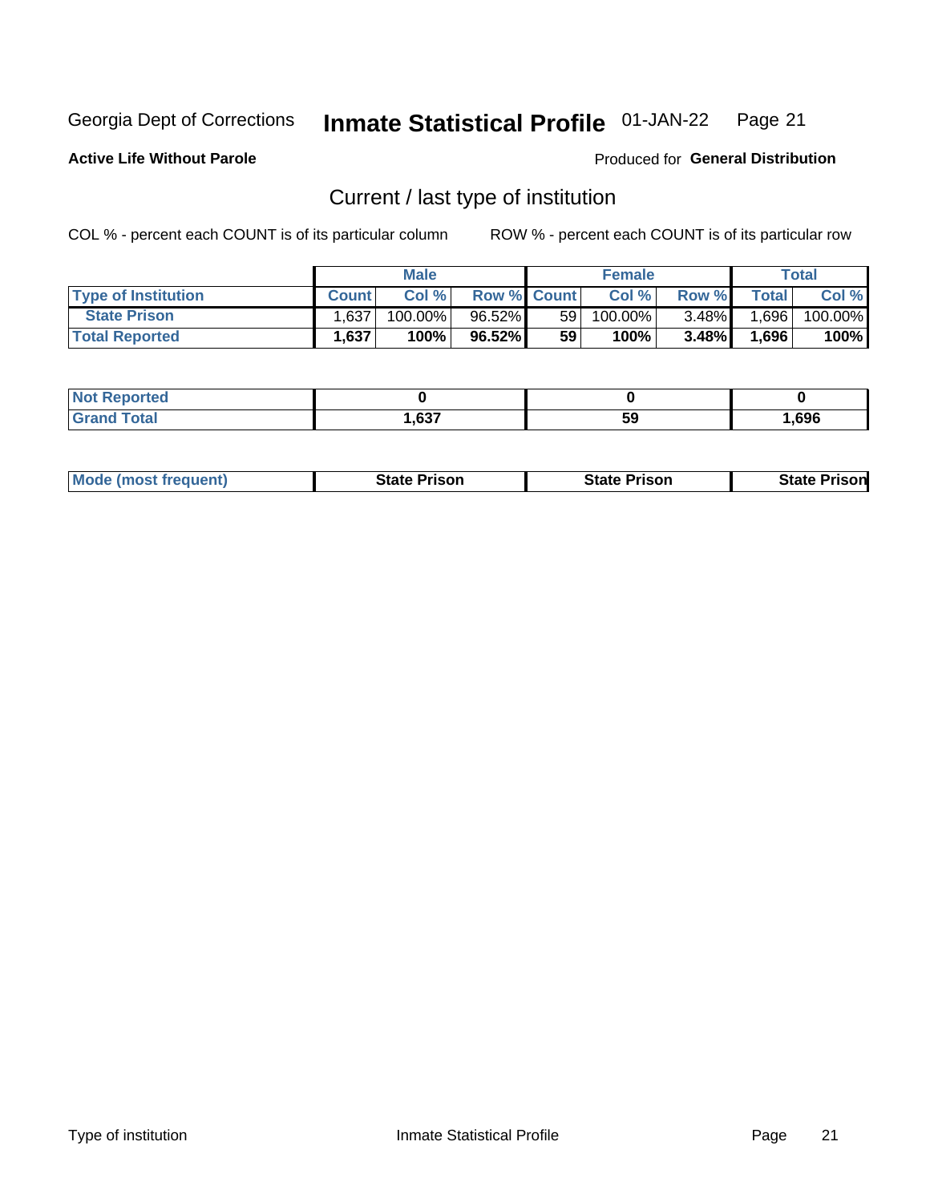Georgia Dept of Corrections **Inmate Statistical Profile** 01-JAN-22

**Active Life Without Parole**

Produced for **General Distribution**

## Current / last type of institution

COL % - percent each COUNT is of its particular column ROW % - percent each COUNT is of its particular row

| | Male | | | Female | | | Total | |
|---|---|---|---|---|---|---|---|---|
| Type of Institution | Count | Col % | Row % | Count | Col % | Row % | Total | Col % |
| State Prison | 1,637 | 100.00% | 96.52% | 59 | 100.00% | 3.48% | 1,696 | 100.00% |
| **Total Reported** | **1,637** | **100%** | **96.52%** | **59** | **100%** | **3.48%** | **1,696** | **100%** |

| | Male | Female | Total |
|---|---|---|---|
| Not Reported | **0** | **0** | **0** |
| Grand Total | **1,637** | **59** | **1,696** |

| | Male | Female | Total |
|---|---|---|---|
| Mode (most frequent) | **State Prison** | **State Prison** | **State Prison** |

Type of institution Inmate Statistical Profile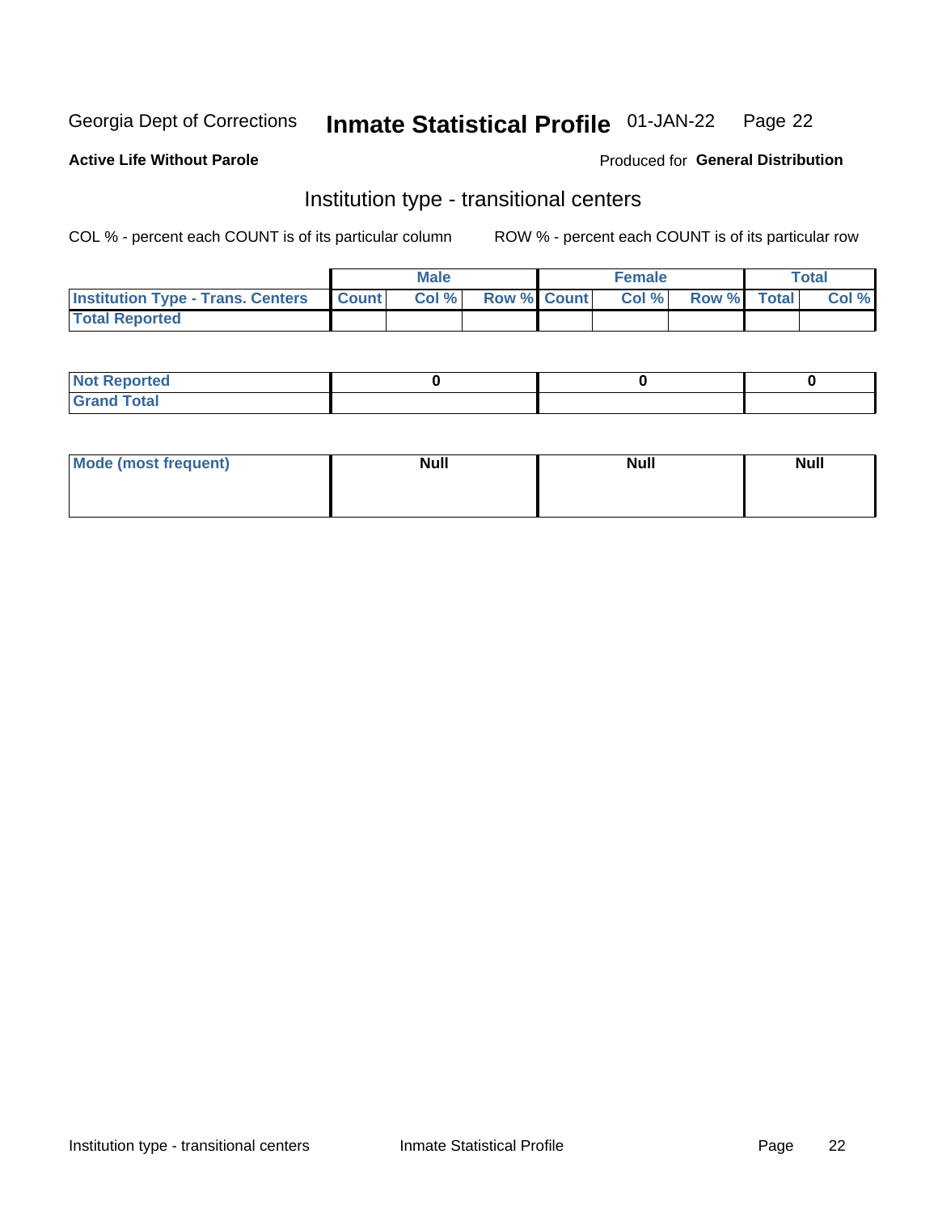Georgia Dept of Corrections **Inmate Statistical Profile** 01-JAN-22

**Active Life Without Parole**

Produced for **General Distribution**

## Institution type - transitional centers

COL % - percent each COUNT is of its particular column

ROW % - percent each COUNT is of its particular row

| | Male | | | Female | | | Total | |
|---|---|---|---|---|---|---|---|---|
| Institution Type - Trans. Centers | Count | Col % | Row % | Count | Col % | Row % | Total | Col % |
| Total Reported | | | | | | | | |

| | Male | Female | Total |
|---|---|---|---|
| Not Reported | 0 | 0 | 0 |
| Grand Total | | | |

| | Male | Female | Total |
|---|---|---|---|
| Mode (most frequent) | Null | Null | Null |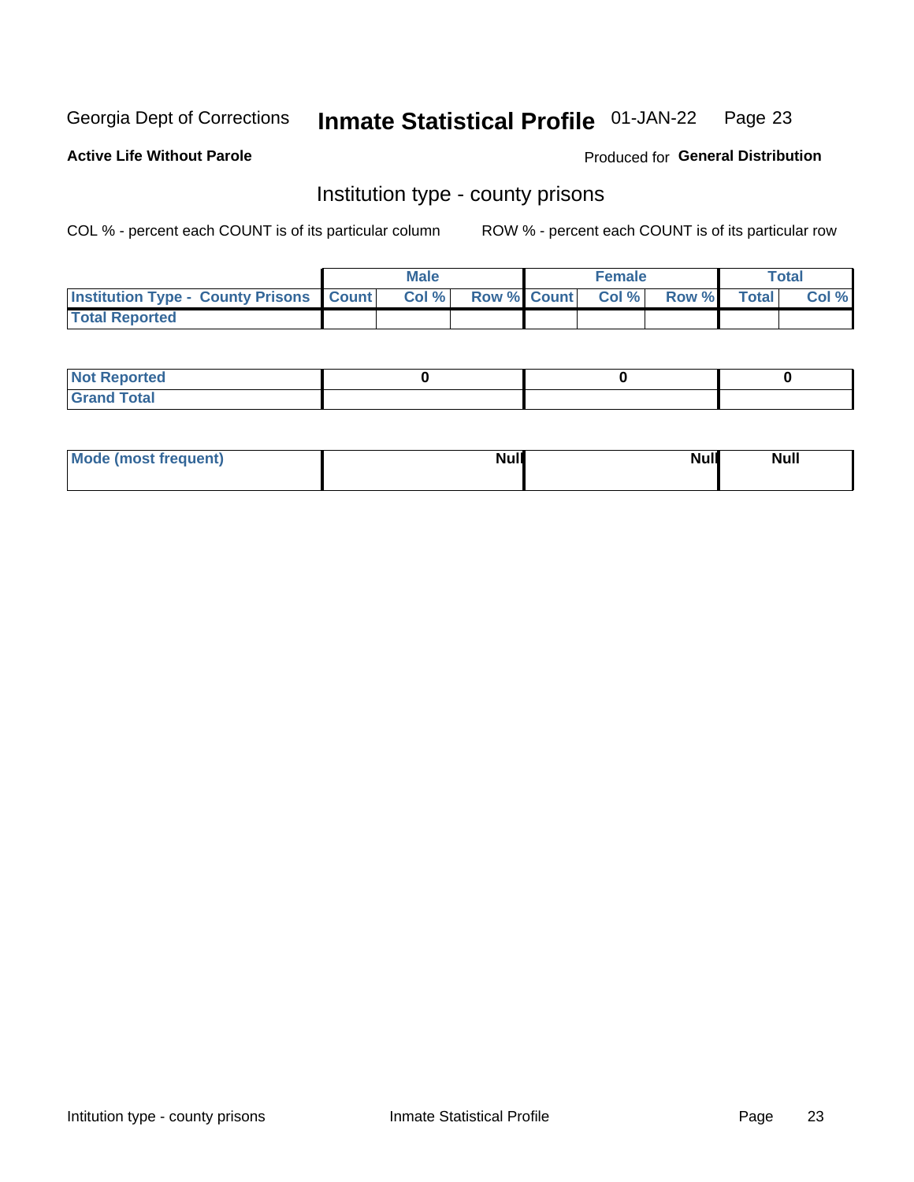Georgia Dept of Corrections **Inmate Statistical Profile** 01-JAN-22

**Active Life Without Parole**

Produced for **General Distribution**

## Institution type - county prisons

COL % - percent each COUNT is of its particular column    ROW % - percent each COUNT is of its particular row

| | Male | | | Female | | | Total | |
|---|---|---|---|---|---|---|---|---|
| **Institution Type - County Prisons** | **Count** | **Col %** | **Row %** | **Count** | **Col %** | **Row %** | **Total** | **Col %** |
| **Total Reported** | | | | | | | | |

| | Male | Female | Total |
|---|---|---|---|
| **Not Reported** | 0 | 0 | 0 |
| **Grand Total** | | | |

| | Male | Female | Total |
|---|---|---|---|
| **Mode (most frequent)** | Null | Null | Null |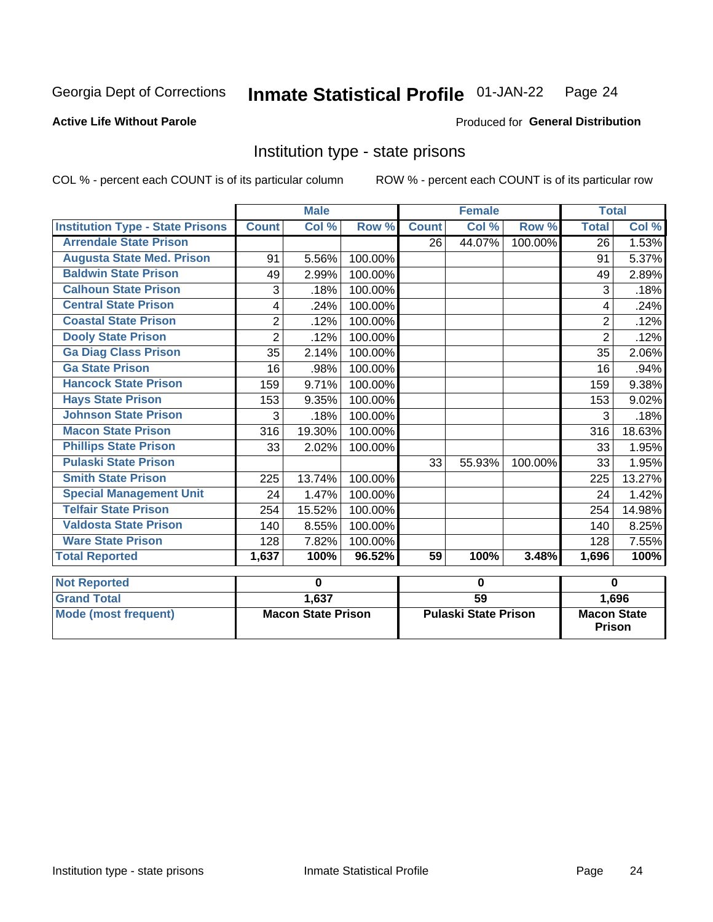Georgia Dept of Corrections **Inmate Statistical Profile** 01-JAN-22 Page 24

**Active Life Without Parole**

Produced for **General Distribution**

## Institution type - state prisons

COL % - percent each COUNT is of its particular column ROW % - percent each COUNT is of its particular row

| | Male | | | Female | | | Total | |
|---|---|---|---|---|---|---|---|---|
| **Institution Type - State Prisons** | **Count** | **Col %** | **Row %** | **Count** | **Col %** | **Row %** | **Total** | **Col %** |
| Arrendale State Prison | | | | 26 | 44.07% | 100.00% | 26 | 1.53% |
| Augusta State Med. Prison | 91 | 5.56% | 100.00% | | | | 91 | 5.37% |
| Baldwin State Prison | 49 | 2.99% | 100.00% | | | | 49 | 2.89% |
| Calhoun State Prison | 3 | .18% | 100.00% | | | | 3 | .18% |
| Central State Prison | 4 | .24% | 100.00% | | | | 4 | .24% |
| Coastal State Prison | 2 | .12% | 100.00% | | | | 2 | .12% |
| Dooly State Prison | 2 | .12% | 100.00% | | | | 2 | .12% |
| Ga Diag Class Prison | 35 | 2.14% | 100.00% | | | | 35 | 2.06% |
| Ga State Prison | 16 | .98% | 100.00% | | | | 16 | .94% |
| Hancock State Prison | 159 | 9.71% | 100.00% | | | | 159 | 9.38% |
| Hays State Prison | 153 | 9.35% | 100.00% | | | | 153 | 9.02% |
| Johnson State Prison | 3 | .18% | 100.00% | | | | 3 | .18% |
| Macon State Prison | 316 | 19.30% | 100.00% | | | | 316 | 18.63% |
| Phillips State Prison | 33 | 2.02% | 100.00% | | | | 33 | 1.95% |
| Pulaski State Prison | | | | 33 | 55.93% | 100.00% | 33 | 1.95% |
| Smith State Prison | 225 | 13.74% | 100.00% | | | | 225 | 13.27% |
| Special Management Unit | 24 | 1.47% | 100.00% | | | | 24 | 1.42% |
| Telfair State Prison | 254 | 15.52% | 100.00% | | | | 254 | 14.98% |
| Valdosta State Prison | 140 | 8.55% | 100.00% | | | | 140 | 8.25% |
| Ware State Prison | 128 | 7.82% | 100.00% | | | | 128 | 7.55% |
| **Total Reported** | **1,637** | **100%** | **96.52%** | **59** | **100%** | **3.48%** | **1,696** | **100%** |

| | Male | Female | Total |
|---|---|---|---|
| **Not Reported** | 0 | 0 | 0 |
| **Grand Total** | 1,637 | 59 | 1,696 |
| **Mode (most frequent)** | Macon State Prison | Pulaski State Prison | Macon State Prison |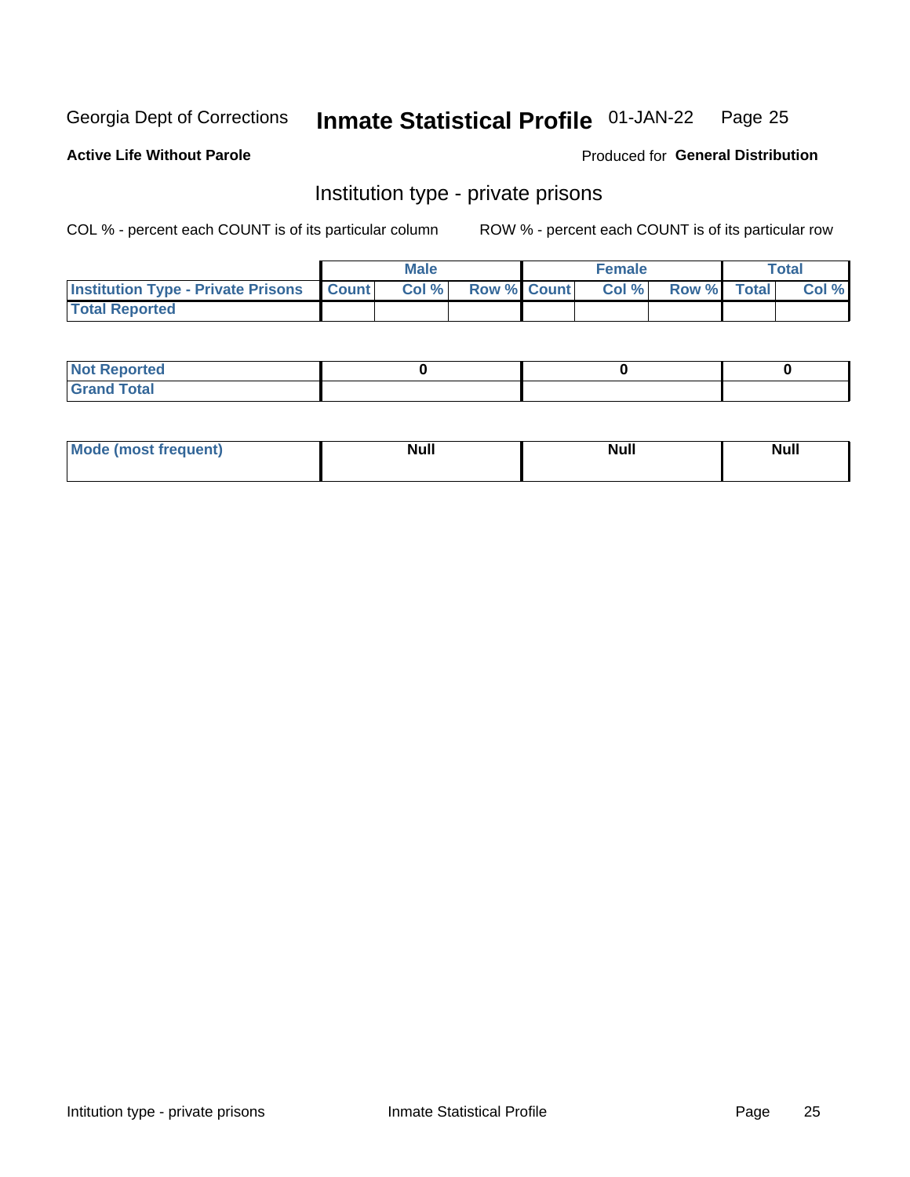Georgia Dept of Corrections **Inmate Statistical Profile** 01-JAN-22

**Active Life Without Parole**

Produced for **General Distribution**

## Institution type - private prisons

COL % - percent each COUNT is of its particular column ROW % - percent each COUNT is of its particular row

| | Male | | | Female | | | Total | |
|---|---|---|---|---|---|---|---|---|
| **Institution Type - Private Prisons** | **Count** | **Col %** | **Row %** | **Count** | **Col %** | **Row %** | **Total** | **Col %** |
| **Total Reported** | | | | | | | | |

| | Male | Female | Total |
|---|---|---|---|
| **Not Reported** | 0 | 0 | 0 |
| **Grand Total** | | | |

| | Male | Female | Total |
|---|---|---|---|
| **Mode (most frequent)** | Null | Null | Null |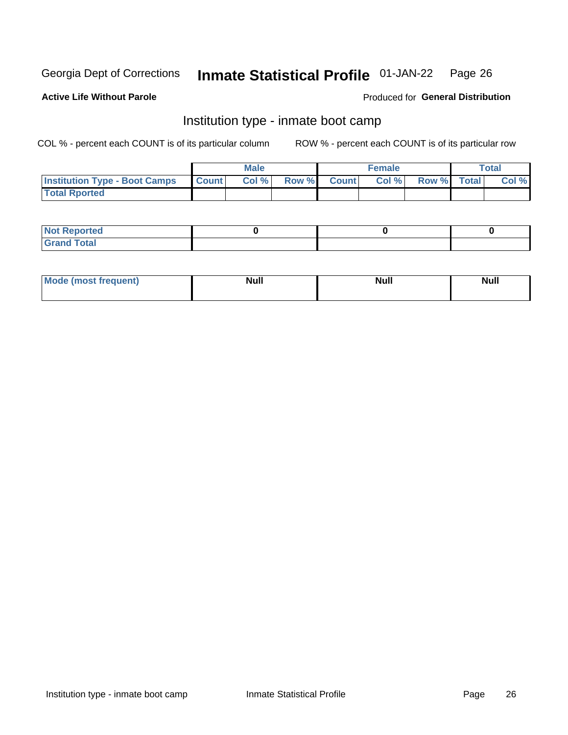Georgia Dept of Corrections **Inmate Statistical Profile** 01-JAN-22

**Active Life Without Parole**

Produced for **General Distribution**

## Institution type - inmate boot camp

COL % - percent each COUNT is of its particular column

ROW % - percent each COUNT is of its particular row

| | Male | | | Female | | | Total | |
|---|---|---|---|---|---|---|---|---|
| **Institution Type - Boot Camps** | **Count** | **Col %** | **Row %** | **Count** | **Col %** | **Row %** | **Total** | **Col %** |
| **Total Rported** | | | | | | | | |

| | Male | Female | Total |
|---|---|---|---|
| **Not Reported** | **0** | **0** | **0** |
| **Grand Total** | | | |

| | Male | Female | Total |
|---|---|---|---|
| **Mode (most frequent)** | **Null** | **Null** | **Null** |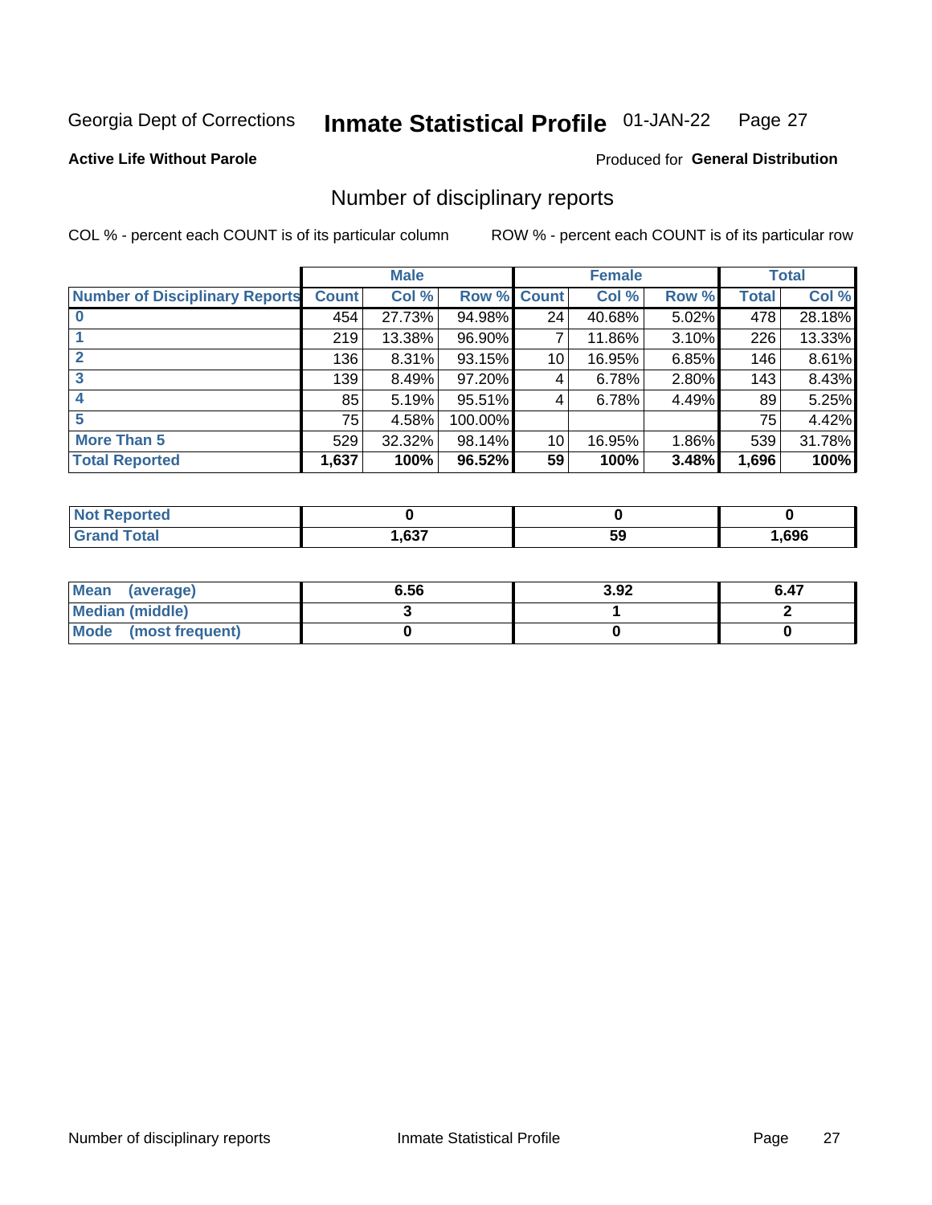Georgia Dept of Corrections **Inmate Statistical Profile** 01-JAN-22

**Active Life Without Parole** Produced for **General Distribution**

## Number of disciplinary reports

COL % - percent each COUNT is of its particular column ROW % - percent each COUNT is of its particular row

| | Male | | | Female | | | Total | |
|---|---|---|---|---|---|---|---|---|
| **Number of Disciplinary Reports** | **Count** | **Col %** | **Row %** | **Count** | **Col %** | **Row %** | **Total** | **Col %** |
| **0** | 454 | 27.73% | 94.98% | 24 | 40.68% | 5.02% | 478 | 28.18% |
| **1** | 219 | 13.38% | 96.90% | 7 | 11.86% | 3.10% | 226 | 13.33% |
| **2** | 136 | 8.31% | 93.15% | 10 | 16.95% | 6.85% | 146 | 8.61% |
| **3** | 139 | 8.49% | 97.20% | 4 | 6.78% | 2.80% | 143 | 8.43% |
| **4** | 85 | 5.19% | 95.51% | 4 | 6.78% | 4.49% | 89 | 5.25% |
| **5** | 75 | 4.58% | 100.00% | | | | 75 | 4.42% |
| **More Than 5** | 529 | 32.32% | 98.14% | 10 | 16.95% | 1.86% | 539 | 31.78% |
| **Total Reported** | **1,637** | **100%** | **96.52%** | **59** | **100%** | **3.48%** | **1,696** | **100%** |

| | Male | Female | Total |
|---|---|---|---|
| **Not Reported** | **0** | **0** | **0** |
| **Grand Total** | **1,637** | **59** | **1,696** |

| | Male | Female | Total |
|---|---|---|---|
| **Mean (average)** | **6.56** | **3.92** | **6.47** |
| **Median (middle)** | **3** | **1** | **2** |
| **Mode (most frequent)** | **0** | **0** | **0** |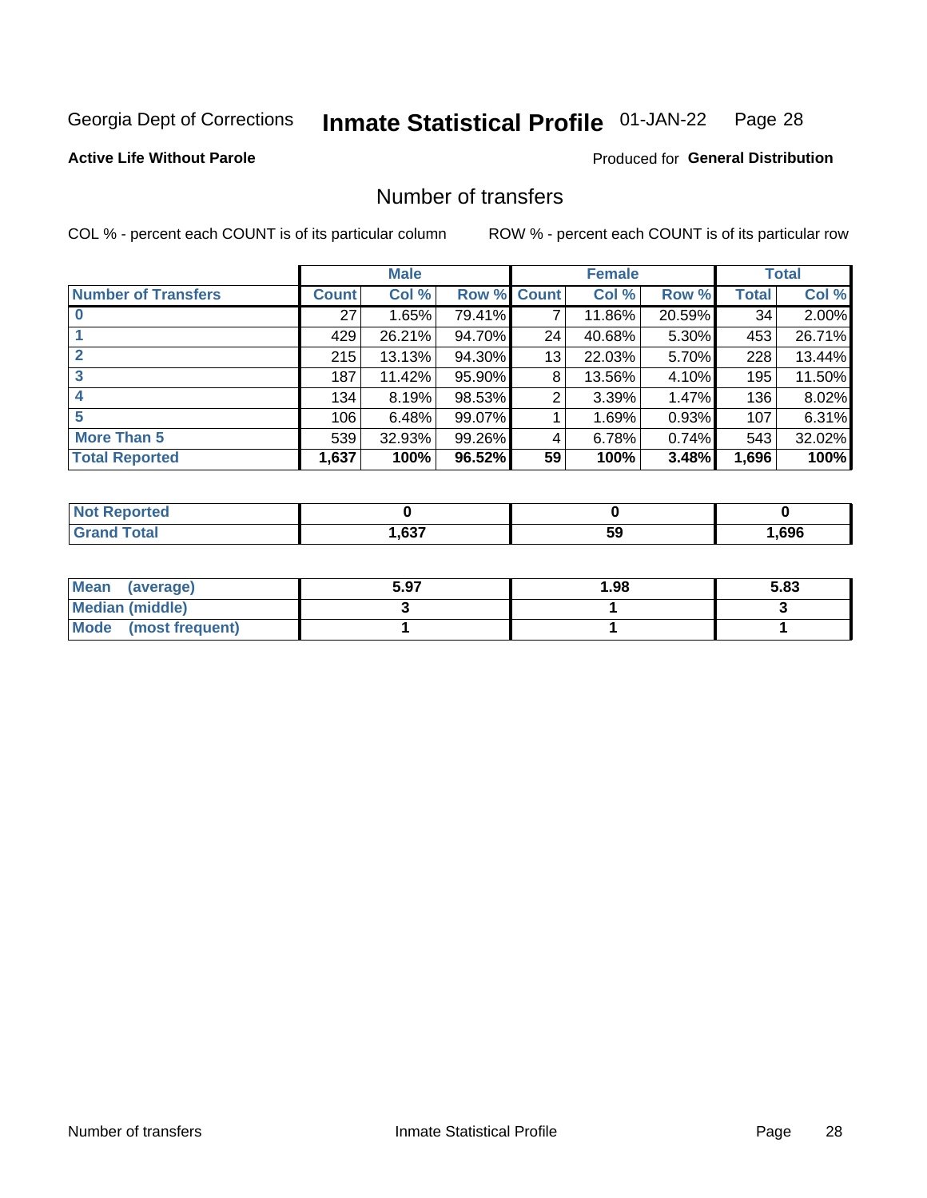Georgia Dept of Corrections **Inmate Statistical Profile** 01-JAN-22

**Active Life Without Parole**

Produced for **General Distribution**

## Number of transfers

COL % - percent each COUNT is of its particular column ROW % - percent each COUNT is of its particular row

| | Male | | | Female | | | Total | |
|---|---|---|---|---|---|---|---|---|
| **Number of Transfers** | **Count** | **Col %** | **Row %** | **Count** | **Col %** | **Row %** | **Total** | **Col %** |
| **0** | 27 | 1.65% | 79.41% | 7 | 11.86% | 20.59% | 34 | 2.00% |
| **1** | 429 | 26.21% | 94.70% | 24 | 40.68% | 5.30% | 453 | 26.71% |
| **2** | 215 | 13.13% | 94.30% | 13 | 22.03% | 5.70% | 228 | 13.44% |
| **3** | 187 | 11.42% | 95.90% | 8 | 13.56% | 4.10% | 195 | 11.50% |
| **4** | 134 | 8.19% | 98.53% | 2 | 3.39% | 1.47% | 136 | 8.02% |
| **5** | 106 | 6.48% | 99.07% | 1 | 1.69% | 0.93% | 107 | 6.31% |
| **More Than 5** | 539 | 32.93% | 99.26% | 4 | 6.78% | 0.74% | 543 | 32.02% |
| **Total Reported** | **1,637** | **100%** | **96.52%** | **59** | **100%** | **3.48%** | **1,696** | **100%** |

| | Male | Female | Total |
|---|---|---|---|
| **Not Reported** | **0** | **0** | **0** |
| **Grand Total** | **1,637** | **59** | **1,696** |

| | Male | Female | Total |
|---|---|---|---|
| **Mean (average)** | **5.97** | **1.98** | **5.83** |
| **Median (middle)** | **3** | **1** | **3** |
| **Mode (most frequent)** | **1** | **1** | **1** |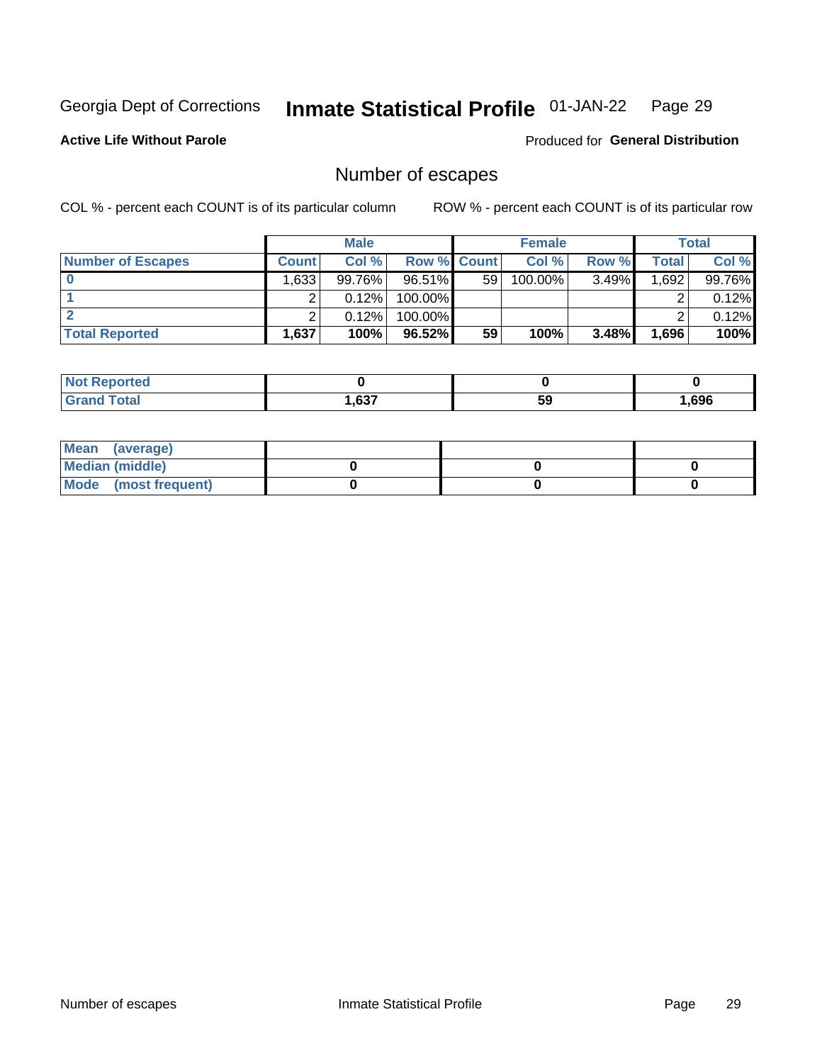Georgia Dept of Corrections **Inmate Statistical Profile** 01-JAN-22

**Active Life Without Parole**

Produced for **General Distribution**

## Number of escapes

COL % - percent each COUNT is of its particular column

ROW % - percent each COUNT is of its particular row

| | Male | | | Female | | | Total | |
|---|---|---|---|---|---|---|---|---|
| **Number of Escapes** | **Count** | **Col %** | **Row %** | **Count** | **Col %** | **Row %** | **Total** | **Col %** |
| **0** | 1,633 | 99.76% | 96.51% | 59 | 100.00% | 3.49% | 1,692 | 99.76% |
| **1** | 2 | 0.12% | 100.00% | | | | 2 | 0.12% |
| **2** | 2 | 0.12% | 100.00% | | | | 2 | 0.12% |
| **Total Reported** | **1,637** | **100%** | **96.52%** | **59** | **100%** | **3.48%** | **1,696** | **100%** |

| | Male | Female | Total |
|---|---|---|---|
| **Not Reported** | **0** | **0** | **0** |
| **Grand Total** | **1,637** | **59** | **1,696** |

| | Male | Female | Total |
|---|---|---|---|
| **Mean (average)** | | | |
| **Median (middle)** | **0** | **0** | **0** |
| **Mode (most frequent)** | **0** | **0** | **0** |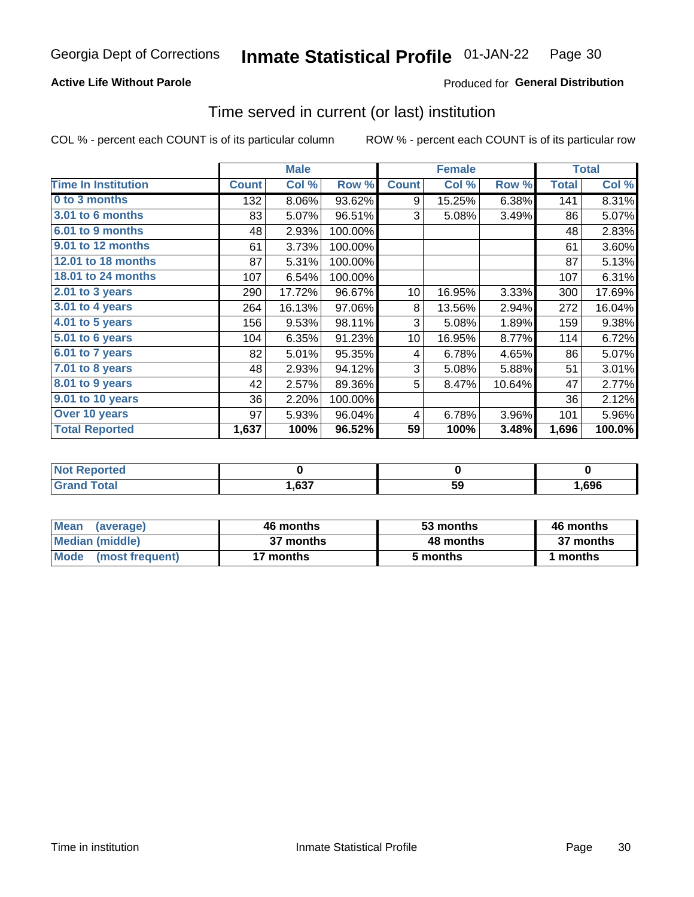Georgia Dept of Corrections **Inmate Statistical Profile** 01-JAN-22

**Active Life Without Parole**

Produced for **General Distribution**

## Time served in current (or last) institution

COL % - percent each COUNT is of its particular column ROW % - percent each COUNT is of its particular row

| | Male | | | Female | | | Total | |
|---|---|---|---|---|---|---|---|---|
| Time In Institution | Count | Col % | Row % | Count | Col % | Row % | Total | Col % |
| 0 to 3 months | 132 | 8.06% | 93.62% | 9 | 15.25% | 6.38% | 141 | 8.31% |
| 3.01 to 6 months | 83 | 5.07% | 96.51% | 3 | 5.08% | 3.49% | 86 | 5.07% |
| 6.01 to 9 months | 48 | 2.93% | 100.00% | | | | 48 | 2.83% |
| 9.01 to 12 months | 61 | 3.73% | 100.00% | | | | 61 | 3.60% |
| 12.01 to 18 months | 87 | 5.31% | 100.00% | | | | 87 | 5.13% |
| 18.01 to 24 months | 107 | 6.54% | 100.00% | | | | 107 | 6.31% |
| 2.01 to 3 years | 290 | 17.72% | 96.67% | 10 | 16.95% | 3.33% | 300 | 17.69% |
| 3.01 to 4 years | 264 | 16.13% | 97.06% | 8 | 13.56% | 2.94% | 272 | 16.04% |
| 4.01 to 5 years | 156 | 9.53% | 98.11% | 3 | 5.08% | 1.89% | 159 | 9.38% |
| 5.01 to 6 years | 104 | 6.35% | 91.23% | 10 | 16.95% | 8.77% | 114 | 6.72% |
| 6.01 to 7 years | 82 | 5.01% | 95.35% | 4 | 6.78% | 4.65% | 86 | 5.07% |
| 7.01 to 8 years | 48 | 2.93% | 94.12% | 3 | 5.08% | 5.88% | 51 | 3.01% |
| 8.01 to 9 years | 42 | 2.57% | 89.36% | 5 | 8.47% | 10.64% | 47 | 2.77% |
| 9.01 to 10 years | 36 | 2.20% | 100.00% | | | | 36 | 2.12% |
| Over 10 years | 97 | 5.93% | 96.04% | 4 | 6.78% | 3.96% | 101 | 5.96% |
| **Total Reported** | **1,637** | **100%** | **96.52%** | **59** | **100%** | **3.48%** | **1,696** | **100.0%** |

| | Male | Female | Total |
|---|---|---|---|
| Not Reported | **0** | **0** | **0** |
| Grand Total | **1,637** | **59** | **1,696** |

| | Male | Female | Total |
|---|---|---|---|
| Mean (average) | **46 months** | **53 months** | **46 months** |
| Median (middle) | **37 months** | **48 months** | **37 months** |
| Mode (most frequent) | **17 months** | **5 months** | **1 months** |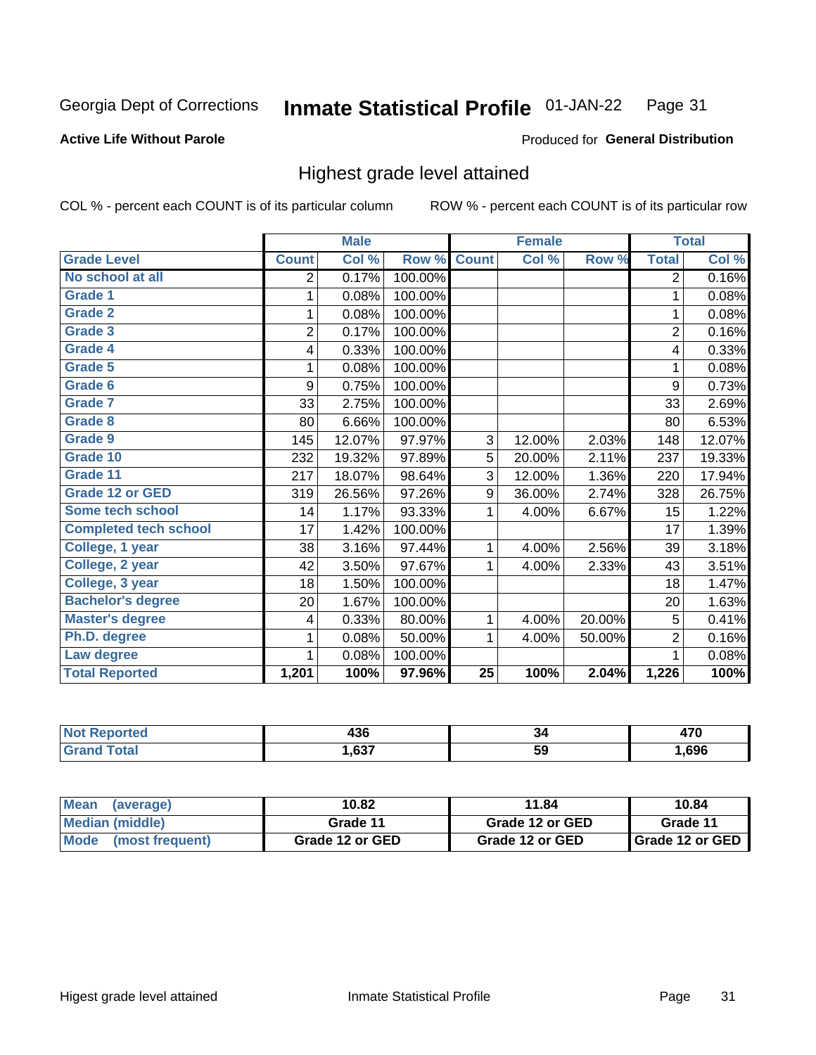Georgia Dept of Corrections **Inmate Statistical Profile** 01-JAN-22

**Active Life Without Parole**

Produced for **General Distribution**

## Highest grade level attained

COL % - percent each COUNT is of its particular column

ROW % - percent each COUNT is of its particular row

| | Male | | | Female | | | Total | |
|---|---|---|---|---|---|---|---|---|
| **Grade Level** | **Count** | **Col %** | **Row %** | **Count** | **Col %** | **Row %** | **Total** | **Col %** |
| No school at all | 2 | 0.17% | 100.00% | | | | 2 | 0.16% |
| Grade 1 | 1 | 0.08% | 100.00% | | | | 1 | 0.08% |
| Grade 2 | 1 | 0.08% | 100.00% | | | | 1 | 0.08% |
| Grade 3 | 2 | 0.17% | 100.00% | | | | 2 | 0.16% |
| Grade 4 | 4 | 0.33% | 100.00% | | | | 4 | 0.33% |
| Grade 5 | 1 | 0.08% | 100.00% | | | | 1 | 0.08% |
| Grade 6 | 9 | 0.75% | 100.00% | | | | 9 | 0.73% |
| Grade 7 | 33 | 2.75% | 100.00% | | | | 33 | 2.69% |
| Grade 8 | 80 | 6.66% | 100.00% | | | | 80 | 6.53% |
| Grade 9 | 145 | 12.07% | 97.97% | 3 | 12.00% | 2.03% | 148 | 12.07% |
| Grade 10 | 232 | 19.32% | 97.89% | 5 | 20.00% | 2.11% | 237 | 19.33% |
| Grade 11 | 217 | 18.07% | 98.64% | 3 | 12.00% | 1.36% | 220 | 17.94% |
| Grade 12 or GED | 319 | 26.56% | 97.26% | 9 | 36.00% | 2.74% | 328 | 26.75% |
| Some tech school | 14 | 1.17% | 93.33% | 1 | 4.00% | 6.67% | 15 | 1.22% |
| Completed tech school | 17 | 1.42% | 100.00% | | | | 17 | 1.39% |
| College, 1 year | 38 | 3.16% | 97.44% | 1 | 4.00% | 2.56% | 39 | 3.18% |
| College, 2 year | 42 | 3.50% | 97.67% | 1 | 4.00% | 2.33% | 43 | 3.51% |
| College, 3 year | 18 | 1.50% | 100.00% | | | | 18 | 1.47% |
| Bachelor's degree | 20 | 1.67% | 100.00% | | | | 20 | 1.63% |
| Master's degree | 4 | 0.33% | 80.00% | 1 | 4.00% | 20.00% | 5 | 0.41% |
| Ph.D. degree | 1 | 0.08% | 50.00% | 1 | 4.00% | 50.00% | 2 | 0.16% |
| Law degree | 1 | 0.08% | 100.00% | | | | 1 | 0.08% |
| **Total Reported** | **1,201** | **100%** | **97.96%** | **25** | **100%** | **2.04%** | **1,226** | **100%** |

| | Male | Female | Total |
|---|---|---|---|
| Not Reported | 436 | 34 | 470 |
| Grand Total | 1,637 | 59 | 1,696 |

| | Male | Female | Total |
|---|---|---|---|
| Mean (average) | 10.82 | 11.84 | 10.84 |
| Median (middle) | Grade 11 | Grade 12 or GED | Grade 11 |
| Mode (most frequent) | Grade 12 or GED | Grade 12 or GED | Grade 12 or GED |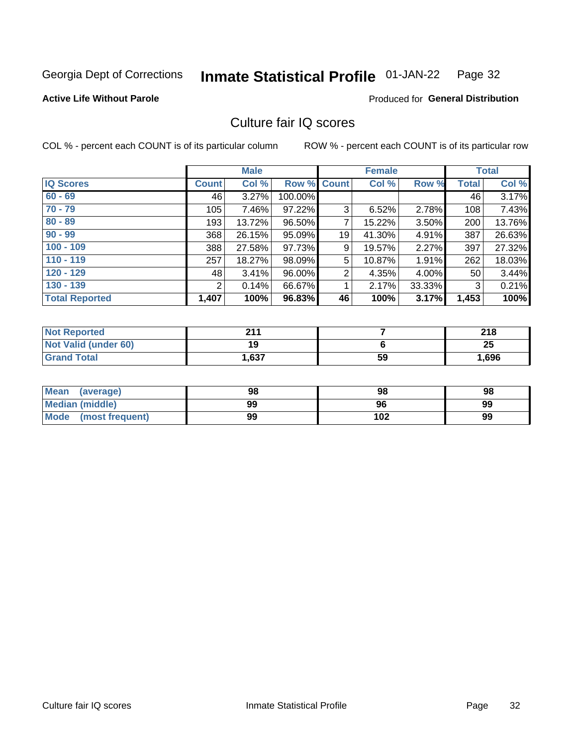Georgia Dept of Corrections **Inmate Statistical Profile** 01-JAN-22

**Active Life Without Parole**

Produced for **General Distribution**

## Culture fair IQ scores

COL % - percent each COUNT is of its particular column     ROW % - percent each COUNT is of its particular row

| IQ Scores | Male | | | Female | | | Total | |
|---|---|---|---|---|---|---|---|---|
| | Count | Col % | Row % | Count | Col % | Row % | Total | Col % |
| 60 - 69 | 46 | 3.27% | 100.00% | | | | 46 | 3.17% |
| 70 - 79 | 105 | 7.46% | 97.22% | 3 | 6.52% | 2.78% | 108 | 7.43% |
| 80 - 89 | 193 | 13.72% | 96.50% | 7 | 15.22% | 3.50% | 200 | 13.76% |
| 90 - 99 | 368 | 26.15% | 95.09% | 19 | 41.30% | 4.91% | 387 | 26.63% |
| 100 - 109 | 388 | 27.58% | 97.73% | 9 | 19.57% | 2.27% | 397 | 27.32% |
| 110 - 119 | 257 | 18.27% | 98.09% | 5 | 10.87% | 1.91% | 262 | 18.03% |
| 120 - 129 | 48 | 3.41% | 96.00% | 2 | 4.35% | 4.00% | 50 | 3.44% |
| 130 - 139 | 2 | 0.14% | 66.67% | 1 | 2.17% | 33.33% | 3 | 0.21% |
| **Total Reported** | **1,407** | **100%** | **96.83%** | **46** | **100%** | **3.17%** | **1,453** | **100%** |

| | Male | Female | Total |
|---|---|---|---|
| Not Reported | 211 | 7 | 218 |
| Not Valid (under 60) | 19 | 6 | 25 |
| Grand Total | 1,637 | 59 | 1,696 |

| | Male | Female | Total |
|---|---|---|---|
| Mean (average) | 98 | 98 | 98 |
| Median (middle) | 99 | 96 | 99 |
| Mode (most frequent) | 99 | 102 | 99 |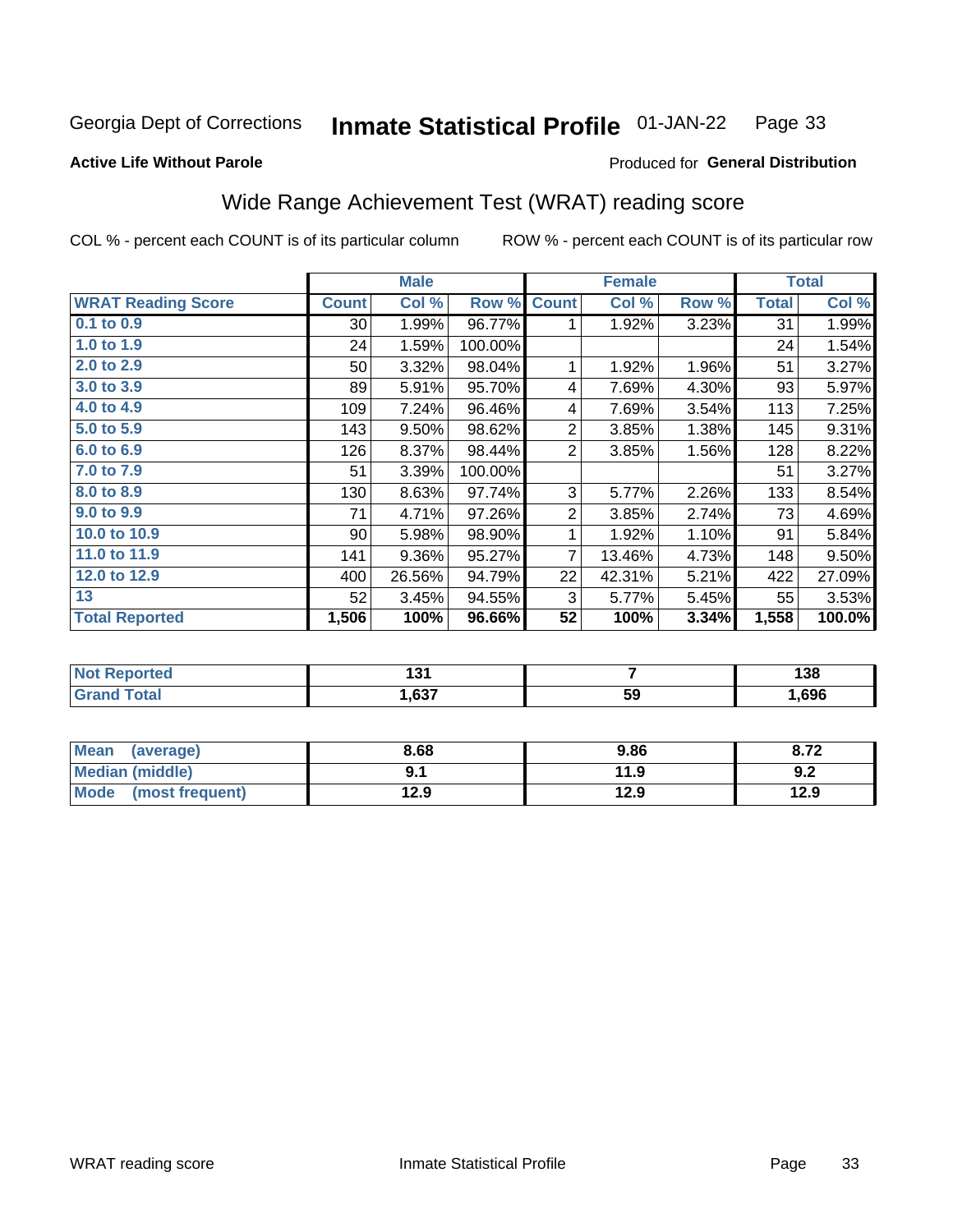Georgia Dept of Corrections **Inmate Statistical Profile** 01-JAN-22

**Active Life Without Parole**

Produced for **General Distribution**

## Wide Range Achievement Test (WRAT) reading score

COL % - percent each COUNT is of its particular column ROW % - percent each COUNT is of its particular row

| | Male | | | Female | | | Total | |
|---|---|---|---|---|---|---|---|---|
| **WRAT Reading Score** | **Count** | **Col %** | **Row %** | **Count** | **Col %** | **Row %** | **Total** | **Col %** |
| 0.1 to 0.9 | 30 | 1.99% | 96.77% | 1 | 1.92% | 3.23% | 31 | 1.99% |
| 1.0 to 1.9 | 24 | 1.59% | 100.00% | | | | 24 | 1.54% |
| 2.0 to 2.9 | 50 | 3.32% | 98.04% | 1 | 1.92% | 1.96% | 51 | 3.27% |
| 3.0 to 3.9 | 89 | 5.91% | 95.70% | 4 | 7.69% | 4.30% | 93 | 5.97% |
| 4.0 to 4.9 | 109 | 7.24% | 96.46% | 4 | 7.69% | 3.54% | 113 | 7.25% |
| 5.0 to 5.9 | 143 | 9.50% | 98.62% | 2 | 3.85% | 1.38% | 145 | 9.31% |
| 6.0 to 6.9 | 126 | 8.37% | 98.44% | 2 | 3.85% | 1.56% | 128 | 8.22% |
| 7.0 to 7.9 | 51 | 3.39% | 100.00% | | | | 51 | 3.27% |
| 8.0 to 8.9 | 130 | 8.63% | 97.74% | 3 | 5.77% | 2.26% | 133 | 8.54% |
| 9.0 to 9.9 | 71 | 4.71% | 97.26% | 2 | 3.85% | 2.74% | 73 | 4.69% |
| 10.0 to 10.9 | 90 | 5.98% | 98.90% | 1 | 1.92% | 1.10% | 91 | 5.84% |
| 11.0 to 11.9 | 141 | 9.36% | 95.27% | 7 | 13.46% | 4.73% | 148 | 9.50% |
| 12.0 to 12.9 | 400 | 26.56% | 94.79% | 22 | 42.31% | 5.21% | 422 | 27.09% |
| 13 | 52 | 3.45% | 94.55% | 3 | 5.77% | 5.45% | 55 | 3.53% |
| **Total Reported** | **1,506** | **100%** | **96.66%** | **52** | **100%** | **3.34%** | **1,558** | **100.0%** |

| | Male | Female | Total |
|---|---|---|---|
| Not Reported | 131 | 7 | 138 |
| Grand Total | 1,637 | 59 | 1,696 |

| | Male | Female | Total |
|---|---|---|---|
| Mean (average) | 8.68 | 9.86 | 8.72 |
| Median (middle) | 9.1 | 11.9 | 9.2 |
| Mode (most frequent) | 12.9 | 12.9 | 12.9 |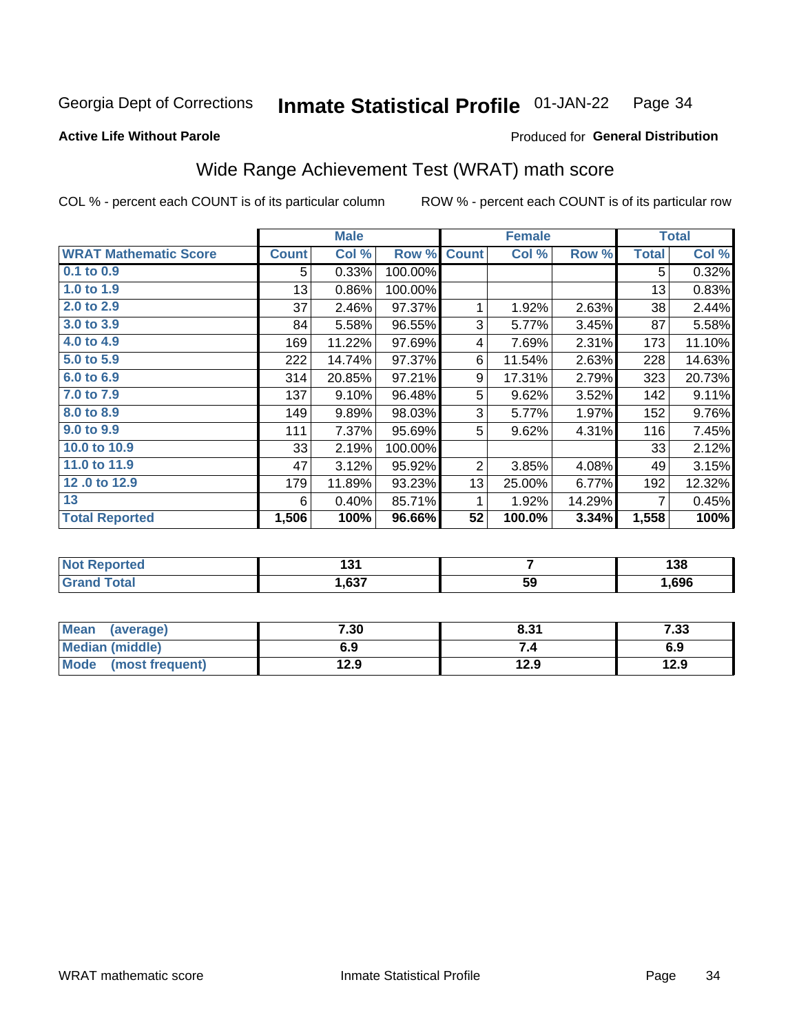Georgia Dept of Corrections **Inmate Statistical Profile** 01-JAN-22 Page 34

**Active Life Without Parole**

Produced for **General Distribution**

## Wide Range Achievement Test (WRAT) math score

COL % - percent each COUNT is of its particular column

ROW % - percent each COUNT is of its particular row

| | Male | | | Female | | | Total | |
|---|---|---|---|---|---|---|---|---|
| **WRAT Mathematic Score** | **Count** | **Col %** | **Row %** | **Count** | **Col %** | **Row %** | **Total** | **Col %** |
| 0.1 to 0.9 | 5 | 0.33% | 100.00% | | | | 5 | 0.32% |
| 1.0 to 1.9 | 13 | 0.86% | 100.00% | | | | 13 | 0.83% |
| 2.0 to 2.9 | 37 | 2.46% | 97.37% | 1 | 1.92% | 2.63% | 38 | 2.44% |
| 3.0 to 3.9 | 84 | 5.58% | 96.55% | 3 | 5.77% | 3.45% | 87 | 5.58% |
| 4.0 to 4.9 | 169 | 11.22% | 97.69% | 4 | 7.69% | 2.31% | 173 | 11.10% |
| 5.0 to 5.9 | 222 | 14.74% | 97.37% | 6 | 11.54% | 2.63% | 228 | 14.63% |
| 6.0 to 6.9 | 314 | 20.85% | 97.21% | 9 | 17.31% | 2.79% | 323 | 20.73% |
| 7.0 to 7.9 | 137 | 9.10% | 96.48% | 5 | 9.62% | 3.52% | 142 | 9.11% |
| 8.0 to 8.9 | 149 | 9.89% | 98.03% | 3 | 5.77% | 1.97% | 152 | 9.76% |
| 9.0 to 9.9 | 111 | 7.37% | 95.69% | 5 | 9.62% | 4.31% | 116 | 7.45% |
| 10.0 to 10.9 | 33 | 2.19% | 100.00% | | | | 33 | 2.12% |
| 11.0 to 11.9 | 47 | 3.12% | 95.92% | 2 | 3.85% | 4.08% | 49 | 3.15% |
| 12 .0 to 12.9 | 179 | 11.89% | 93.23% | 13 | 25.00% | 6.77% | 192 | 12.32% |
| 13 | 6 | 0.40% | 85.71% | 1 | 1.92% | 14.29% | 7 | 0.45% |
| **Total Reported** | **1,506** | **100%** | **96.66%** | **52** | **100.0%** | **3.34%** | **1,558** | **100%** |

| | Male | Female | Total |
|---|---|---|---|
| Not Reported | 131 | 7 | 138 |
| Grand Total | 1,637 | 59 | 1,696 |

| | Male | Female | Total |
|---|---|---|---|
| Mean (average) | 7.30 | 8.31 | 7.33 |
| Median (middle) | 6.9 | 7.4 | 6.9 |
| Mode (most frequent) | 12.9 | 12.9 | 12.9 |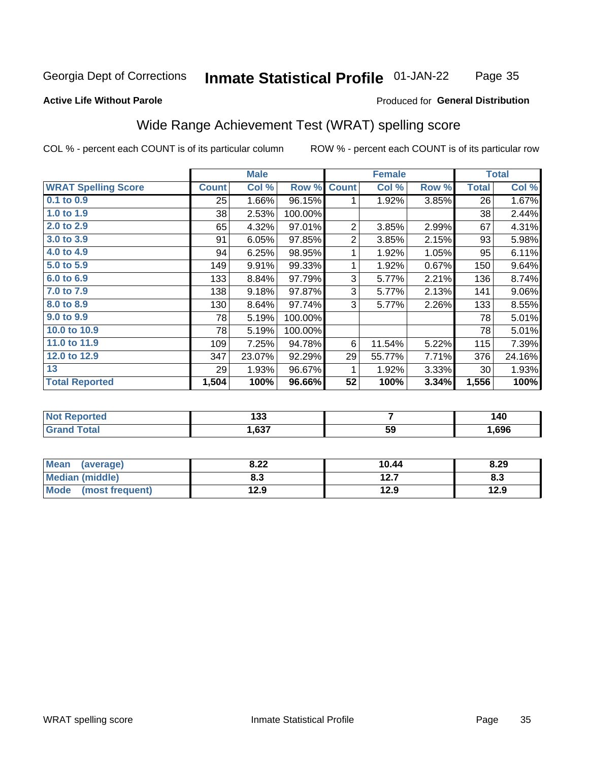Georgia Dept of Corrections **Inmate Statistical Profile** 01-JAN-22

**Active Life Without Parole**

Produced for **General Distribution**

## Wide Range Achievement Test (WRAT) spelling score

COL % - percent each COUNT is of its particular column    ROW % - percent each COUNT is of its particular row

| | Male | | | Female | | | Total | |
|---|---|---|---|---|---|---|---|---|
| **WRAT Spelling Score** | **Count** | **Col %** | **Row %** | **Count** | **Col %** | **Row %** | **Total** | **Col %** |
| 0.1 to 0.9 | 25 | 1.66% | 96.15% | 1 | 1.92% | 3.85% | 26 | 1.67% |
| 1.0 to 1.9 | 38 | 2.53% | 100.00% | | | | 38 | 2.44% |
| 2.0 to 2.9 | 65 | 4.32% | 97.01% | 2 | 3.85% | 2.99% | 67 | 4.31% |
| 3.0 to 3.9 | 91 | 6.05% | 97.85% | 2 | 3.85% | 2.15% | 93 | 5.98% |
| 4.0 to 4.9 | 94 | 6.25% | 98.95% | 1 | 1.92% | 1.05% | 95 | 6.11% |
| 5.0 to 5.9 | 149 | 9.91% | 99.33% | 1 | 1.92% | 0.67% | 150 | 9.64% |
| 6.0 to 6.9 | 133 | 8.84% | 97.79% | 3 | 5.77% | 2.21% | 136 | 8.74% |
| 7.0 to 7.9 | 138 | 9.18% | 97.87% | 3 | 5.77% | 2.13% | 141 | 9.06% |
| 8.0 to 8.9 | 130 | 8.64% | 97.74% | 3 | 5.77% | 2.26% | 133 | 8.55% |
| 9.0 to 9.9 | 78 | 5.19% | 100.00% | | | | 78 | 5.01% |
| 10.0 to 10.9 | 78 | 5.19% | 100.00% | | | | 78 | 5.01% |
| 11.0 to 11.9 | 109 | 7.25% | 94.78% | 6 | 11.54% | 5.22% | 115 | 7.39% |
| 12.0 to 12.9 | 347 | 23.07% | 92.29% | 29 | 55.77% | 7.71% | 376 | 24.16% |
| 13 | 29 | 1.93% | 96.67% | 1 | 1.92% | 3.33% | 30 | 1.93% |
| **Total Reported** | **1,504** | **100%** | **96.66%** | **52** | **100%** | **3.34%** | **1,556** | **100%** |

| | Male | Female | Total |
|---|---|---|---|
| Not Reported | 133 | 7 | 140 |
| Grand Total | 1,637 | 59 | 1,696 |

| | Male | Female | Total |
|---|---|---|---|
| Mean (average) | 8.22 | 10.44 | 8.29 |
| Median (middle) | 8.3 | 12.7 | 8.3 |
| Mode (most frequent) | 12.9 | 12.9 | 12.9 |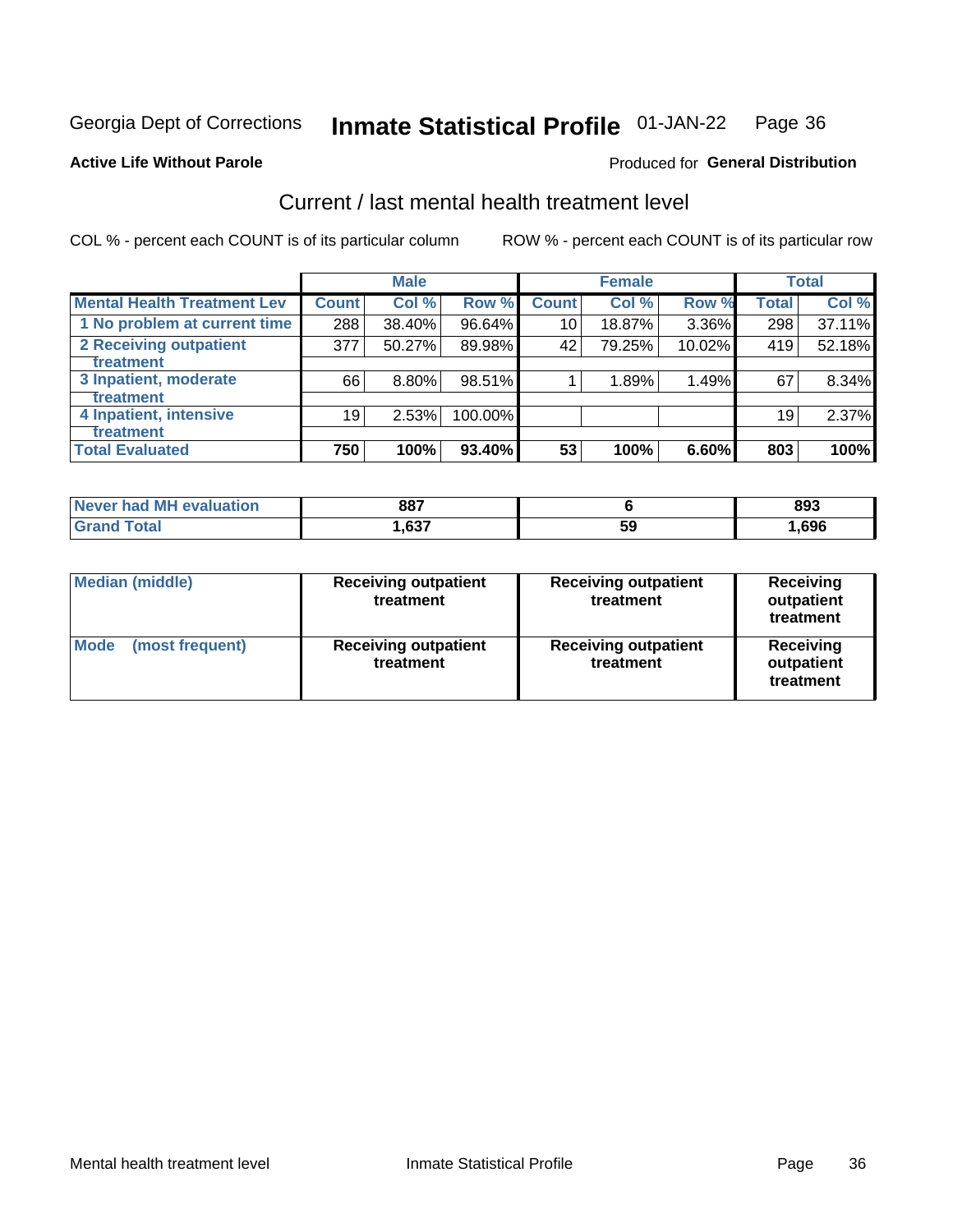Georgia Dept of Corrections **Inmate Statistical Profile** 01-JAN-22 Page 36

**Active Life Without Parole**

Produced for **General Distribution**

## Current / last mental health treatment level

COL % - percent each COUNT is of its particular column ROW % - percent each COUNT is of its particular row

| Mental Health Treatment Lev | Male | | | Female | | | Total | |
|---|---|---|---|---|---|---|---|---|
| | Count | Col % | Row % | Count | Col % | Row % | Total | Col % |
| 1 No problem at current time | 288 | 38.40% | 96.64% | 10 | 18.87% | 3.36% | 298 | 37.11% |
| 2 Receiving outpatient treatment | 377 | 50.27% | 89.98% | 42 | 79.25% | 10.02% | 419 | 52.18% |
| 3 Inpatient, moderate treatment | 66 | 8.80% | 98.51% | 1 | 1.89% | 1.49% | 67 | 8.34% |
| 4 Inpatient, intensive treatment | 19 | 2.53% | 100.00% | | | | 19 | 2.37% |
| **Total Evaluated** | **750** | **100%** | **93.40%** | **53** | **100%** | **6.60%** | **803** | **100%** |

| | Male | Female | Total |
|---|---|---|---|
| Never had MH evaluation | 887 | 6 | 893 |
| Grand Total | 1,637 | 59 | 1,696 |

| | Male | Female | Total |
|---|---|---|---|
| Median (middle) | Receiving outpatient treatment | Receiving outpatient treatment | Receiving outpatient treatment |
| Mode (most frequent) | Receiving outpatient treatment | Receiving outpatient treatment | Receiving outpatient treatment |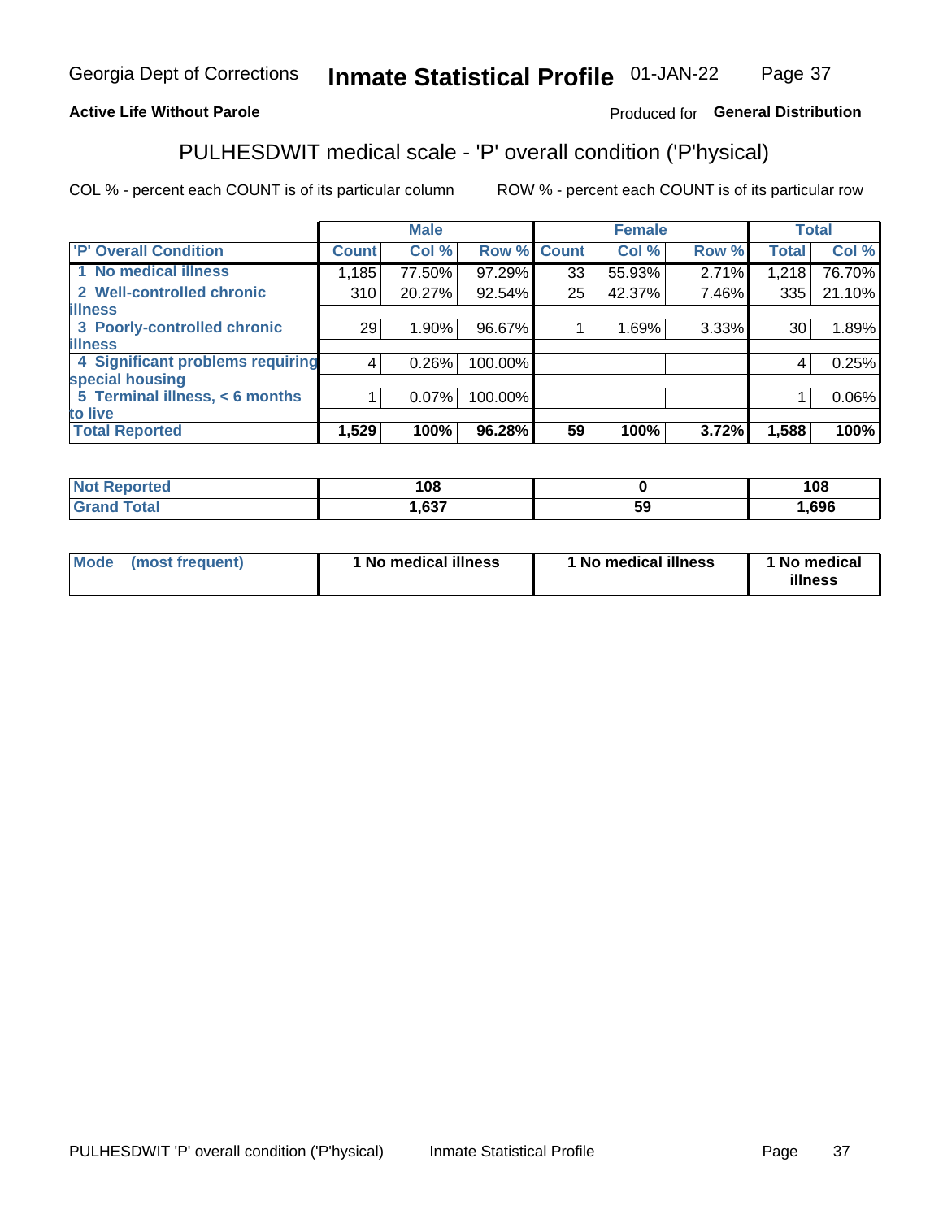Georgia Dept of Corrections **Inmate Statistical Profile** 01-JAN-22

**Active Life Without Parole**

Produced for **General Distribution**

## PULHESDWIT medical scale - 'P' overall condition ('P'hysical)

COL % - percent each COUNT is of its particular column ROW % - percent each COUNT is of its particular row

| | Male | | | Female | | | Total | |
|---|---|---|---|---|---|---|---|---|
| 'P' Overall Condition | Count | Col % | Row % | Count | Col % | Row % | Total | Col % |
| 1 No medical illness | 1,185 | 77.50% | 97.29% | 33 | 55.93% | 2.71% | 1,218 | 76.70% |
| 2 Well-controlled chronic illness | 310 | 20.27% | 92.54% | 25 | 42.37% | 7.46% | 335 | 21.10% |
| 3 Poorly-controlled chronic illness | 29 | 1.90% | 96.67% | 1 | 1.69% | 3.33% | 30 | 1.89% |
| 4 Significant problems requiring special housing | 4 | 0.26% | 100.00% | | | | 4 | 0.25% |
| 5 Terminal illness, < 6 months to live | 1 | 0.07% | 100.00% | | | | 1 | 0.06% |
| **Total Reported** | **1,529** | **100%** | **96.28%** | **59** | **100%** | **3.72%** | **1,588** | **100%** |

| | Male | Female | Total |
|---|---|---|---|
| Not Reported | 108 | 0 | 108 |
| Grand Total | 1,637 | 59 | 1,696 |

| | Male | Female | Total |
|---|---|---|---|
| Mode (most frequent) | 1 No medical illness | 1 No medical illness | 1 No medical illness |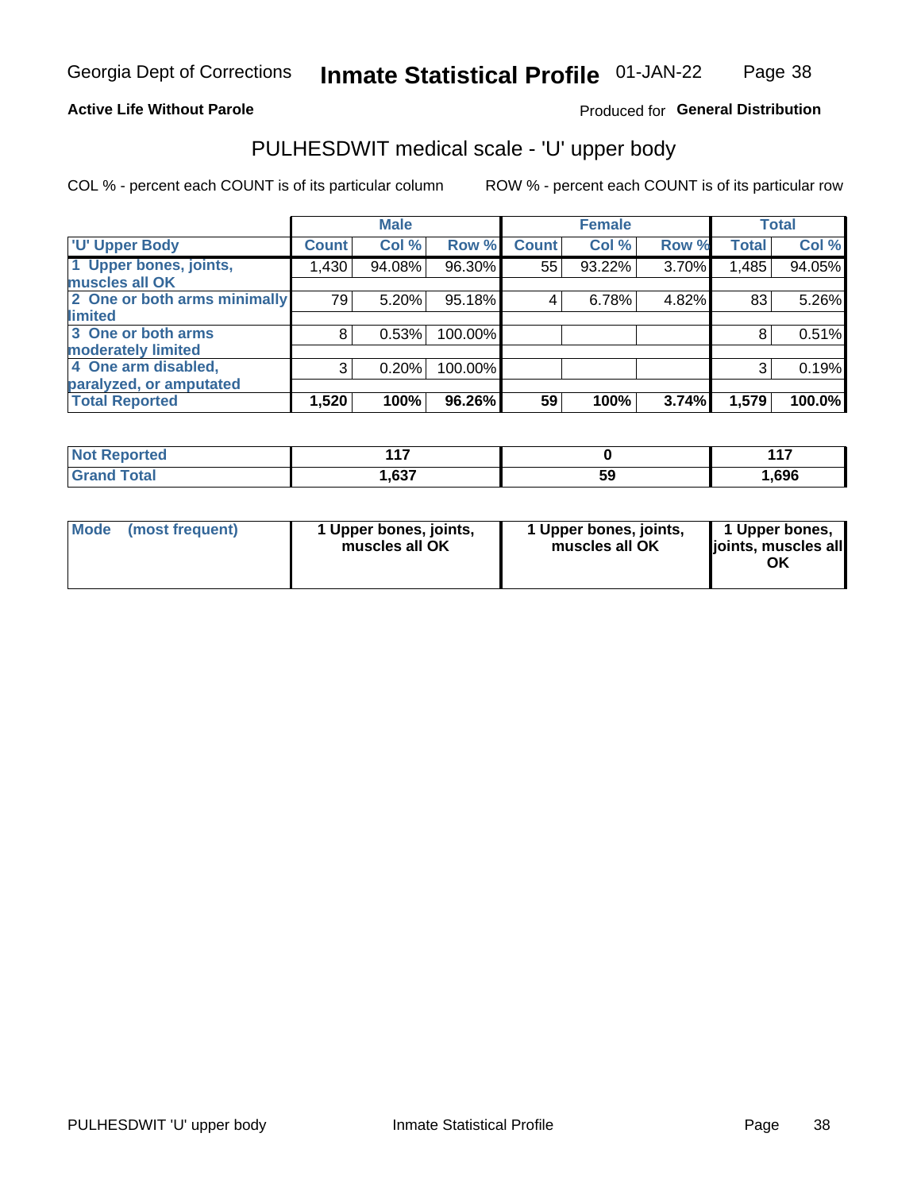Georgia Dept of Corrections **Inmate Statistical Profile** 01-JAN-22

**Active Life Without Parole**

Produced for **General Distribution**

## PULHESDWIT medical scale - 'U' upper body

COL % - percent each COUNT is of its particular column

ROW % - percent each COUNT is of its particular row

| | Male | | | Female | | | Total | |
|---|---|---|---|---|---|---|---|---|
| 'U' Upper Body | Count | Col % | Row % | Count | Col % | Row % | Total | Col % |
| 1 Upper bones, joints, muscles all OK | 1,430 | 94.08% | 96.30% | 55 | 93.22% | 3.70% | 1,485 | 94.05% |
| 2 One or both arms minimally limited | 79 | 5.20% | 95.18% | 4 | 6.78% | 4.82% | 83 | 5.26% |
| 3 One or both arms moderately limited | 8 | 0.53% | 100.00% | | | | 8 | 0.51% |
| 4 One arm disabled, paralyzed, or amputated | 3 | 0.20% | 100.00% | | | | 3 | 0.19% |
| **Total Reported** | **1,520** | **100%** | **96.26%** | **59** | **100%** | **3.74%** | **1,579** | **100.0%** |

| | Male | Female | Total |
|---|---|---|---|
| Not Reported | 117 | 0 | 117 |
| Grand Total | 1,637 | 59 | 1,696 |

| | Male | Female | Total |
|---|---|---|---|
| Mode (most frequent) | 1 Upper bones, joints, muscles all OK | 1 Upper bones, joints, muscles all OK | 1 Upper bones, joints, muscles all OK |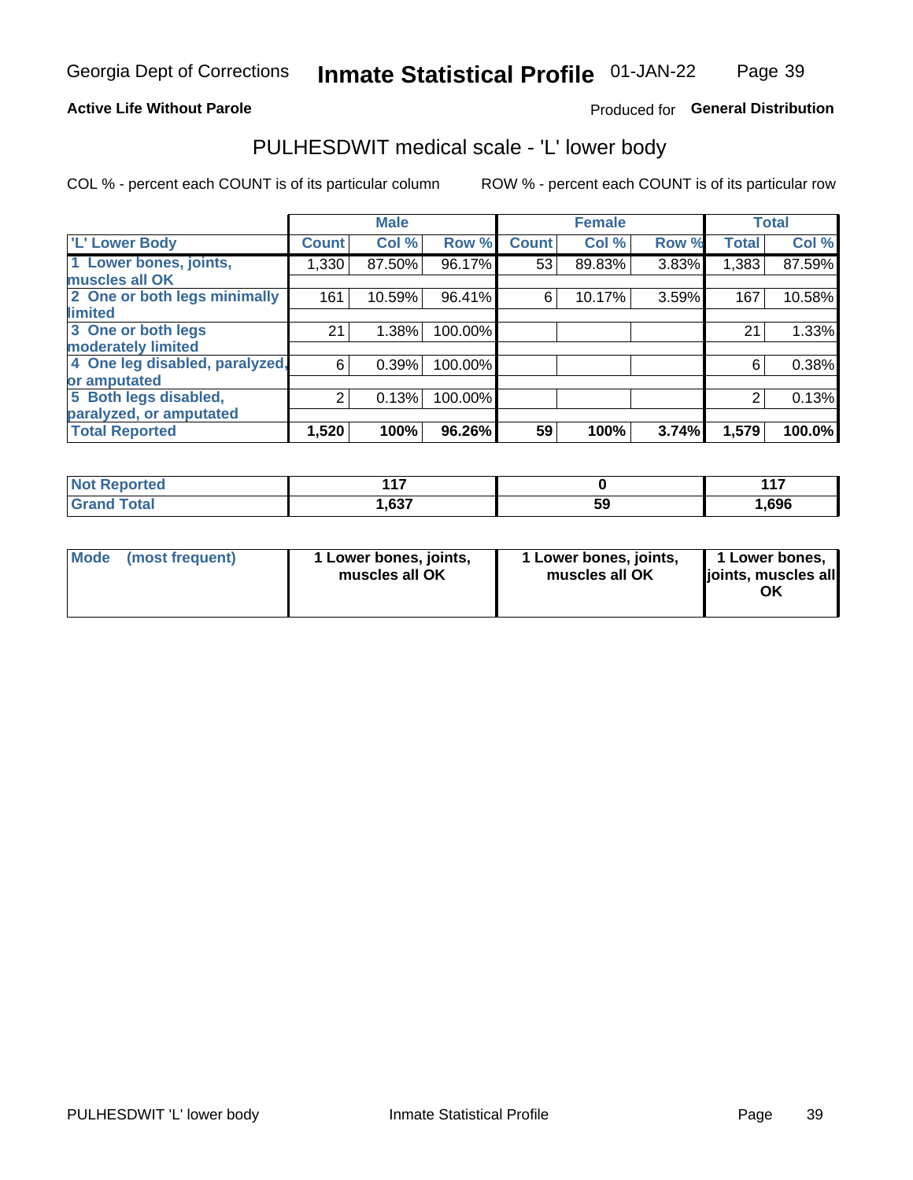Georgia Dept of Corrections **Inmate Statistical Profile** 01-JAN-22

**Active Life Without Parole**

Produced for **General Distribution**

## PULHESDWIT medical scale - 'L' lower body

COL % - percent each COUNT is of its particular column

ROW % - percent each COUNT is of its particular row

| | Male | | | Female | | | Total | |
|---|---|---|---|---|---|---|---|---|
| 'L' Lower Body | Count | Col % | Row % | Count | Col % | Row % | Total | Col % |
| 1 Lower bones, joints, muscles all OK | 1,330 | 87.50% | 96.17% | 53 | 89.83% | 3.83% | 1,383 | 87.59% |
| 2 One or both legs minimally limited | 161 | 10.59% | 96.41% | 6 | 10.17% | 3.59% | 167 | 10.58% |
| 3 One or both legs moderately limited | 21 | 1.38% | 100.00% | | | | 21 | 1.33% |
| 4 One leg disabled, paralyzed, or amputated | 6 | 0.39% | 100.00% | | | | 6 | 0.38% |
| 5 Both legs disabled, paralyzed, or amputated | 2 | 0.13% | 100.00% | | | | 2 | 0.13% |
| **Total Reported** | **1,520** | **100%** | **96.26%** | **59** | **100%** | **3.74%** | **1,579** | **100.0%** |

| | Male | Female | Total |
|---|---|---|---|
| Not Reported | 117 | 0 | 117 |
| Grand Total | 1,637 | 59 | 1,696 |

| | Male | Female | Total |
|---|---|---|---|
| Mode (most frequent) | 1 Lower bones, joints, muscles all OK | 1 Lower bones, joints, muscles all OK | 1 Lower bones, joints, muscles all OK |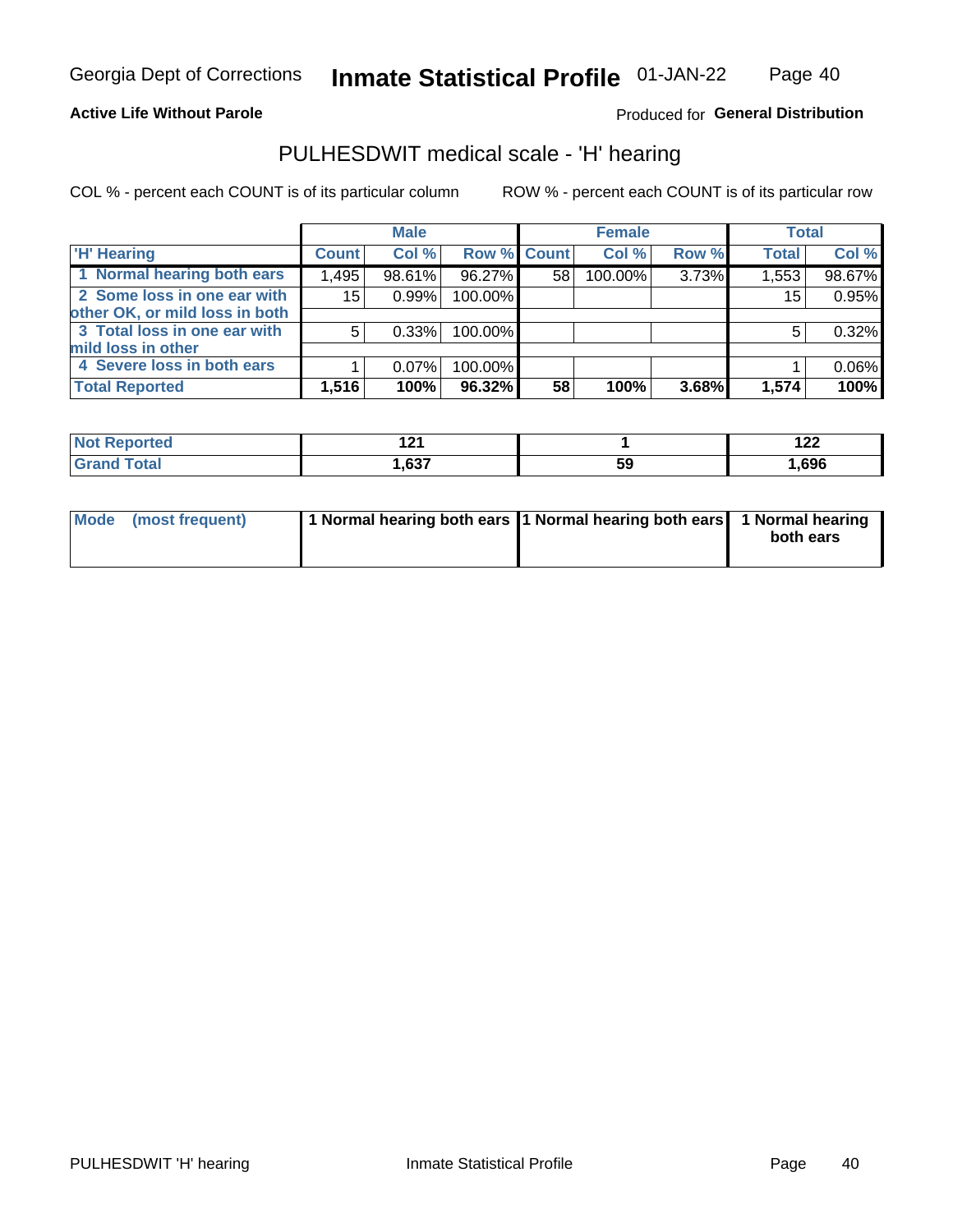Georgia Dept of Corrections **Inmate Statistical Profile** 01-JAN-22

**Active Life Without Parole**

Produced for **General Distribution**

## PULHESDWIT medical scale - 'H' hearing

COL % - percent each COUNT is of its particular column ROW % - percent each COUNT is of its particular row

| | Male | | | Female | | | Total | |
|---|---|---|---|---|---|---|---|---|
| 'H' Hearing | Count | Col % | Row % | Count | Col % | Row % | Total | Col % |
| 1 Normal hearing both ears | 1,495 | 98.61% | 96.27% | 58 | 100.00% | 3.73% | 1,553 | 98.67% |
| 2 Some loss in one ear with other OK, or mild loss in both | 15 | 0.99% | 100.00% | | | | 15 | 0.95% |
| 3 Total loss in one ear with mild loss in other | 5 | 0.33% | 100.00% | | | | 5 | 0.32% |
| 4 Severe loss in both ears | 1 | 0.07% | 100.00% | | | | 1 | 0.06% |
| **Total Reported** | **1,516** | **100%** | **96.32%** | **58** | **100%** | **3.68%** | **1,574** | **100%** |

| | Male | Female | Total |
|---|---|---|---|
| Not Reported | 121 | 1 | 122 |
| Grand Total | 1,637 | 59 | 1,696 |

| | Male | Female | Total |
|---|---|---|---|
| Mode (most frequent) | 1 Normal hearing both ears | 1 Normal hearing both ears | 1 Normal hearing both ears |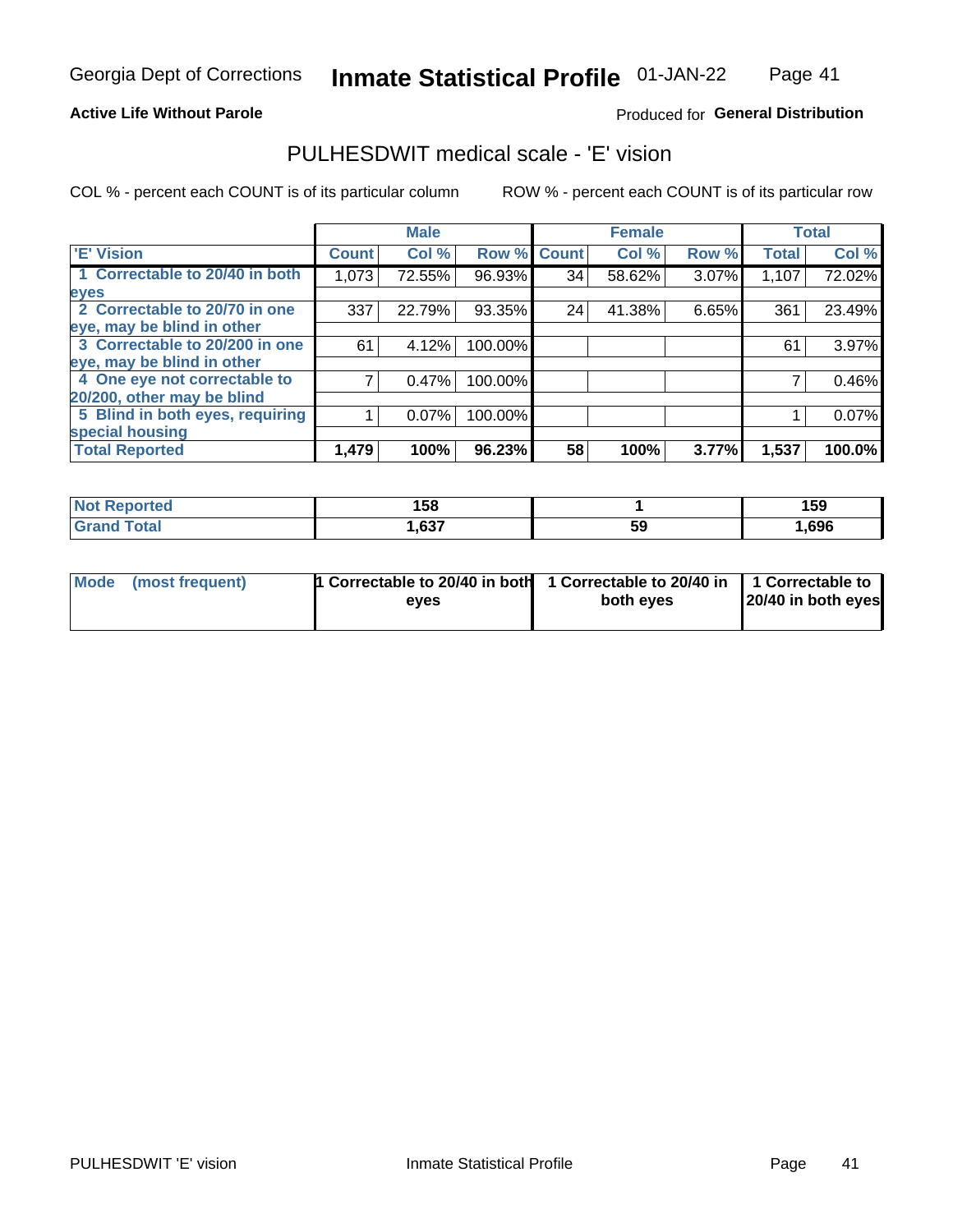Georgia Dept of Corrections **Inmate Statistical Profile** 01-JAN-22

**Active Life Without Parole**

Produced for **General Distribution**

## PULHESDWIT medical scale - 'E' vision

COL % - percent each COUNT is of its particular column

ROW % - percent each COUNT is of its particular row

| 'E' Vision | Male | | | Female | | | Total | |
|---|---|---|---|---|---|---|---|---|
| | Count | Col % | Row % | Count | Col % | Row % | Total | Col % |
| 1 Correctable to 20/40 in both eyes | 1,073 | 72.55% | 96.93% | 34 | 58.62% | 3.07% | 1,107 | 72.02% |
| 2 Correctable to 20/70 in one eye, may be blind in other | 337 | 22.79% | 93.35% | 24 | 41.38% | 6.65% | 361 | 23.49% |
| 3 Correctable to 20/200 in one eye, may be blind in other | 61 | 4.12% | 100.00% | | | | 61 | 3.97% |
| 4 One eye not correctable to 20/200, other may be blind | 7 | 0.47% | 100.00% | | | | 7 | 0.46% |
| 5 Blind in both eyes, requiring special housing | 1 | 0.07% | 100.00% | | | | 1 | 0.07% |
| **Total Reported** | **1,479** | **100%** | **96.23%** | **58** | **100%** | **3.77%** | **1,537** | **100.0%** |

| | Male | Female | Total |
|---|---|---|---|
| **Not Reported** | **158** | **1** | **159** |
| **Grand Total** | **1,637** | **59** | **1,696** |

| | Male | Female | Total |
|---|---|---|---|
| **Mode (most frequent)** | **1 Correctable to 20/40 in both eyes** | **1 Correctable to 20/40 in both eyes** | **1 Correctable to 20/40 in both eyes** |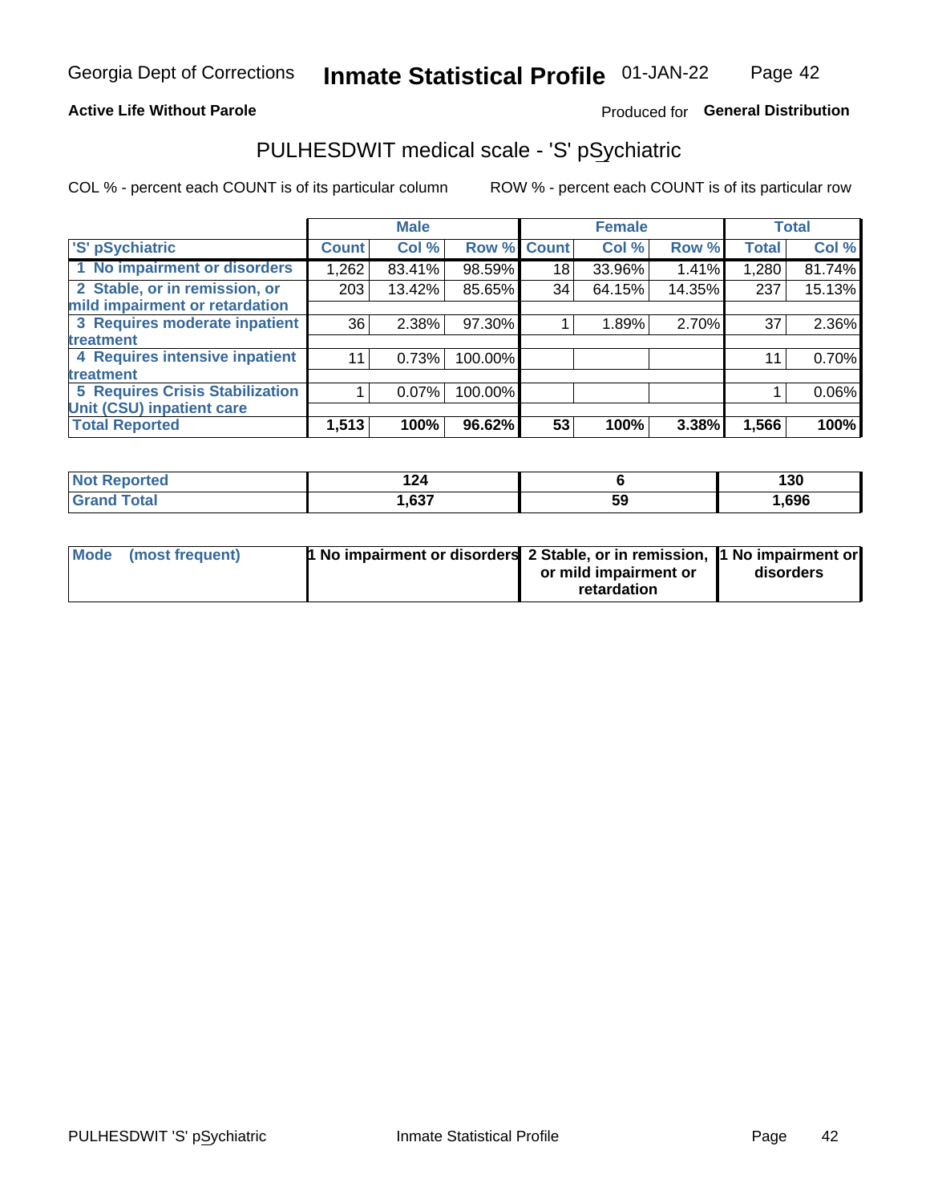Georgia Dept of Corrections **Inmate Statistical Profile** 01-JAN-22

**Active Life Without Parole**

Produced for **General Distribution**

## PULHESDWIT medical scale - 'S' pSychiatric

COL % - percent each COUNT is of its particular column ROW % - percent each COUNT is of its particular row

| 'S' pSychiatric | Male | | | Female | | | Total | |
|---|---|---|---|---|---|---|---|---|
| | Count | Col % | Row % | Count | Col % | Row % | Total | Col % |
| 1 No impairment or disorders | 1,262 | 83.41% | 98.59% | 18 | 33.96% | 1.41% | 1,280 | 81.74% |
| 2 Stable, or in remission, or mild impairment or retardation | 203 | 13.42% | 85.65% | 34 | 64.15% | 14.35% | 237 | 15.13% |
| 3 Requires moderate inpatient treatment | 36 | 2.38% | 97.30% | 1 | 1.89% | 2.70% | 37 | 2.36% |
| 4 Requires intensive inpatient treatment | 11 | 0.73% | 100.00% | | | | 11 | 0.70% |
| 5 Requires Crisis Stabilization Unit (CSU) inpatient care | 1 | 0.07% | 100.00% | | | | 1 | 0.06% |
| **Total Reported** | **1,513** | **100%** | **96.62%** | **53** | **100%** | **3.38%** | **1,566** | **100%** |

| | Male | Female | Total |
|---|---|---|---|
| Not Reported | **124** | **6** | **130** |
| Grand Total | **1,637** | **59** | **1,696** |

| | Male | Female | Total |
|---|---|---|---|
| Mode (most frequent) | **1 No impairment or disorders** | **2 Stable, or in remission, or mild impairment or retardation** | **1 No impairment or disorders** |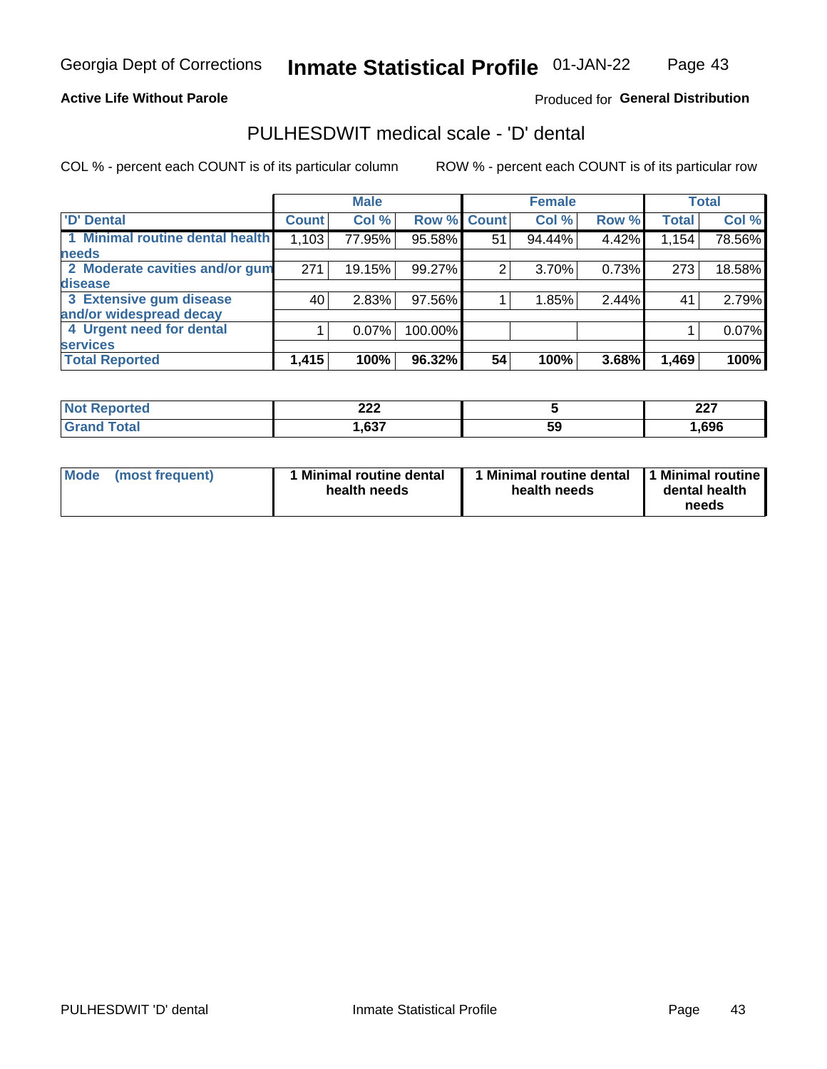Georgia Dept of Corrections **Inmate Statistical Profile** 01-JAN-22

**Active Life Without Parole**

Produced for **General Distribution**

## PULHESDWIT medical scale - 'D' dental

COL % - percent each COUNT is of its particular column

ROW % - percent each COUNT is of its particular row

| | Male | | | Female | | | Total | |
|---|---|---|---|---|---|---|---|---|
| 'D' Dental | Count | Col % | Row % | Count | Col % | Row % | Total | Col % |
| 1 Minimal routine dental health needs | 1,103 | 77.95% | 95.58% | 51 | 94.44% | 4.42% | 1,154 | 78.56% |
| 2 Moderate cavities and/or gum disease | 271 | 19.15% | 99.27% | 2 | 3.70% | 0.73% | 273 | 18.58% |
| 3 Extensive gum disease and/or widespread decay | 40 | 2.83% | 97.56% | 1 | 1.85% | 2.44% | 41 | 2.79% |
| 4 Urgent need for dental services | 1 | 0.07% | 100.00% | | | | 1 | 0.07% |
| **Total Reported** | **1,415** | **100%** | **96.32%** | **54** | **100%** | **3.68%** | **1,469** | **100%** |

| | Male | Female | Total |
|---|---|---|---|
| **Not Reported** | **222** | **5** | **227** |
| **Grand Total** | **1,637** | **59** | **1,696** |

| | Male | Female | Total |
|---|---|---|---|
| **Mode (most frequent)** | **1 Minimal routine dental health needs** | **1 Minimal routine dental health needs** | **1 Minimal routine dental health needs** |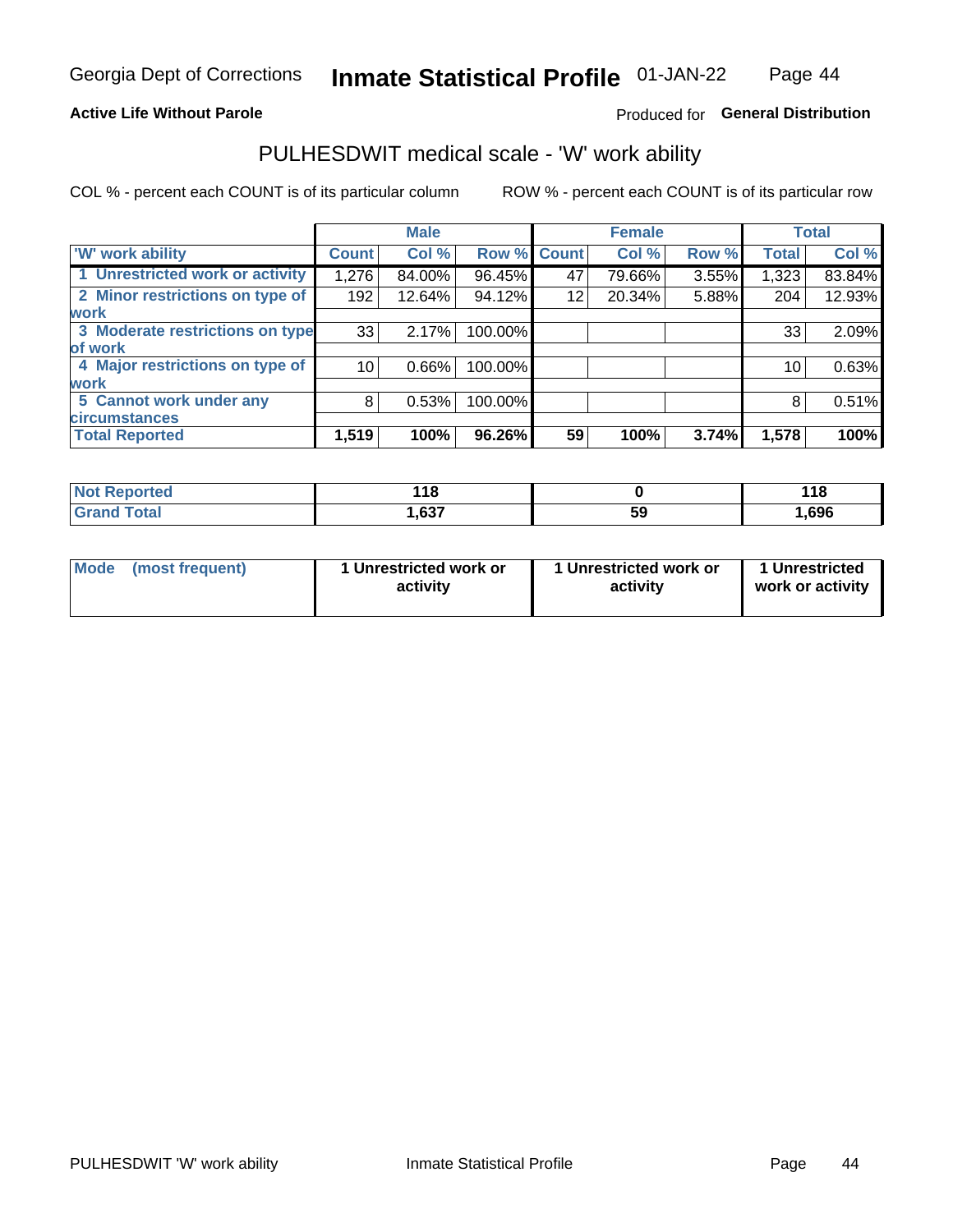Georgia Dept of Corrections **Inmate Statistical Profile** 01-JAN-22

**Active Life Without Parole**

Produced for **General Distribution**

## PULHESDWIT medical scale - 'W' work ability

COL % - percent each COUNT is of its particular column ROW % - percent each COUNT is of its particular row

| | Male | | | Female | | | Total | |
|---|---|---|---|---|---|---|---|---|
| 'W' work ability | Count | Col % | Row % | Count | Col % | Row % | Total | Col % |
| 1 Unrestricted work or activity | 1,276 | 84.00% | 96.45% | 47 | 79.66% | 3.55% | 1,323 | 83.84% |
| 2 Minor restrictions on type of work | 192 | 12.64% | 94.12% | 12 | 20.34% | 5.88% | 204 | 12.93% |
| 3 Moderate restrictions on type of work | 33 | 2.17% | 100.00% | | | | 33 | 2.09% |
| 4 Major restrictions on type of work | 10 | 0.66% | 100.00% | | | | 10 | 0.63% |
| 5 Cannot work under any circumstances | 8 | 0.53% | 100.00% | | | | 8 | 0.51% |
| **Total Reported** | **1,519** | **100%** | **96.26%** | **59** | **100%** | **3.74%** | **1,578** | **100%** |

| | Male | Female | Total |
|---|---|---|---|
| Not Reported | 118 | 0 | 118 |
| Grand Total | 1,637 | 59 | 1,696 |

| | Male | Female | Total |
|---|---|---|---|
| Mode (most frequent) | 1 Unrestricted work or activity | 1 Unrestricted work or activity | 1 Unrestricted work or activity |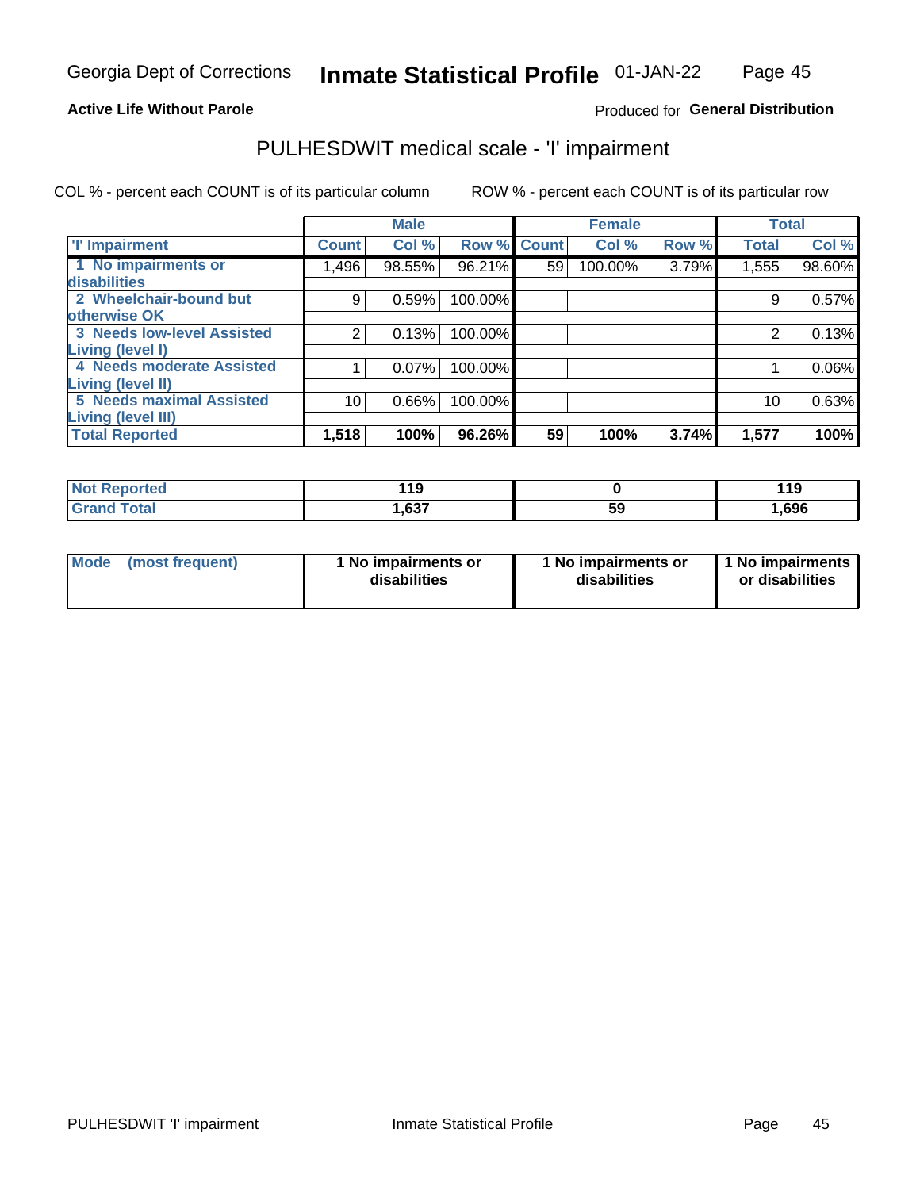Georgia Dept of Corrections **Inmate Statistical Profile** 01-JAN-22

**Active Life Without Parole**

Produced for **General Distribution**

## PULHESDWIT medical scale - 'I' impairment

COL % - percent each COUNT is of its particular column

ROW % - percent each COUNT is of its particular row

| | Male | | | Female | | | Total | |
|---|---|---|---|---|---|---|---|---|
| 'I' Impairment | Count | Col % | Row % | Count | Col % | Row % | Total | Col % |
| 1 No impairments or disabilities | 1,496 | 98.55% | 96.21% | 59 | 100.00% | 3.79% | 1,555 | 98.60% |
| 2 Wheelchair-bound but otherwise OK | 9 | 0.59% | 100.00% | | | | 9 | 0.57% |
| 3 Needs low-level Assisted Living (level I) | 2 | 0.13% | 100.00% | | | | 2 | 0.13% |
| 4 Needs moderate Assisted Living (level II) | 1 | 0.07% | 100.00% | | | | 1 | 0.06% |
| 5 Needs maximal Assisted Living (level III) | 10 | 0.66% | 100.00% | | | | 10 | 0.63% |
| **Total Reported** | **1,518** | **100%** | **96.26%** | **59** | **100%** | **3.74%** | **1,577** | **100%** |

| | Male | Female | Total |
|---|---|---|---|
| Not Reported | 119 | 0 | 119 |
| Grand Total | 1,637 | 59 | 1,696 |

| Mode (most frequent) | 1 No impairments or disabilities | 1 No impairments or disabilities | 1 No impairments or disabilities |
|---|---|---|---|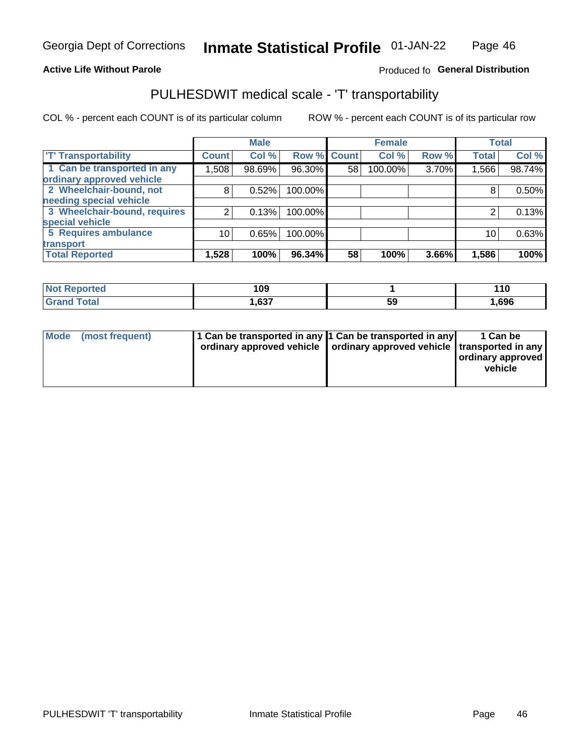Georgia Dept of Corrections **Inmate Statistical Profile** 01-JAN-22

**Active Life Without Parole**

Produced fo **General Distribution**

## PULHESDWIT medical scale - 'T' transportability

COL % - percent each COUNT is of its particular column ROW % - percent each COUNT is of its particular row

| | Male | | | Female | | | Total | |
|---|---|---|---|---|---|---|---|---|
| 'T' Transportability | Count | Col % | Row % | Count | Col % | Row % | Total | Col % |
| 1 Can be transported in any ordinary approved vehicle | 1,508 | 98.69% | 96.30% | 58 | 100.00% | 3.70% | 1,566 | 98.74% |
| 2 Wheelchair-bound, not needing special vehicle | 8 | 0.52% | 100.00% | | | | 8 | 0.50% |
| 3 Wheelchair-bound, requires special vehicle | 2 | 0.13% | 100.00% | | | | 2 | 0.13% |
| 5 Requires ambulance transport | 10 | 0.65% | 100.00% | | | | 10 | 0.63% |
| **Total Reported** | **1,528** | **100%** | **96.34%** | **58** | **100%** | **3.66%** | **1,586** | **100%** |

| | Male | Female | Total |
|---|---|---|---|
| **Not Reported** | **109** | **1** | **110** |
| **Grand Total** | **1,637** | **59** | **1,696** |

| | Male | Female | Total |
|---|---|---|---|
| **Mode (most frequent)** | **1 Can be transported in any ordinary approved vehicle** | **1 Can be transported in any ordinary approved vehicle** | **1 Can be transported in any ordinary approved vehicle** |

PULHESDWIT 'T' transportability Inmate Statistical Profile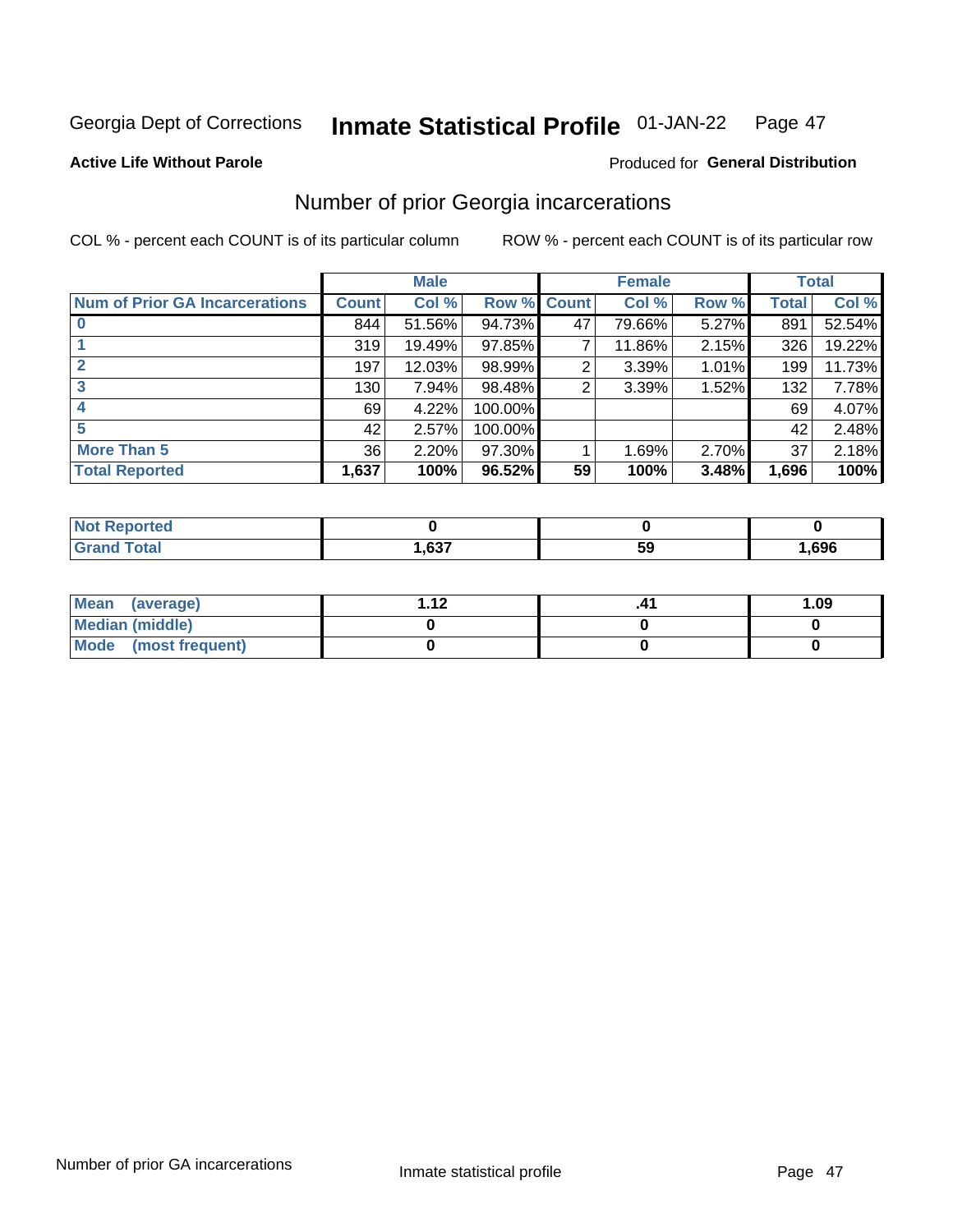Georgia Dept of Corrections **Inmate Statistical Profile** 01-JAN-22

**Active Life Without Parole**

Produced for **General Distribution**

## Number of prior Georgia incarcerations

COL % - percent each COUNT is of its particular column

ROW % - percent each COUNT is of its particular row

| | Male | | | Female | | | Total | |
|---|---|---|---|---|---|---|---|---|
| **Num of Prior GA Incarcerations** | **Count** | **Col %** | **Row %** | **Count** | **Col %** | **Row %** | **Total** | **Col %** |
| **0** | 844 | 51.56% | 94.73% | 47 | 79.66% | 5.27% | 891 | 52.54% |
| **1** | 319 | 19.49% | 97.85% | 7 | 11.86% | 2.15% | 326 | 19.22% |
| **2** | 197 | 12.03% | 98.99% | 2 | 3.39% | 1.01% | 199 | 11.73% |
| **3** | 130 | 7.94% | 98.48% | 2 | 3.39% | 1.52% | 132 | 7.78% |
| **4** | 69 | 4.22% | 100.00% | | | | 69 | 4.07% |
| **5** | 42 | 2.57% | 100.00% | | | | 42 | 2.48% |
| **More Than 5** | 36 | 2.20% | 97.30% | 1 | 1.69% | 2.70% | 37 | 2.18% |
| **Total Reported** | **1,637** | **100%** | **96.52%** | **59** | **100%** | **3.48%** | **1,696** | **100%** |

| | Male | Female | Total |
|---|---|---|---|
| **Not Reported** | **0** | **0** | **0** |
| **Grand Total** | **1,637** | **59** | **1,696** |

| | Male | Female | Total |
|---|---|---|---|
| **Mean (average)** | **1.12** | **.41** | **1.09** |
| **Median (middle)** | **0** | **0** | **0** |
| **Mode (most frequent)** | **0** | **0** | **0** |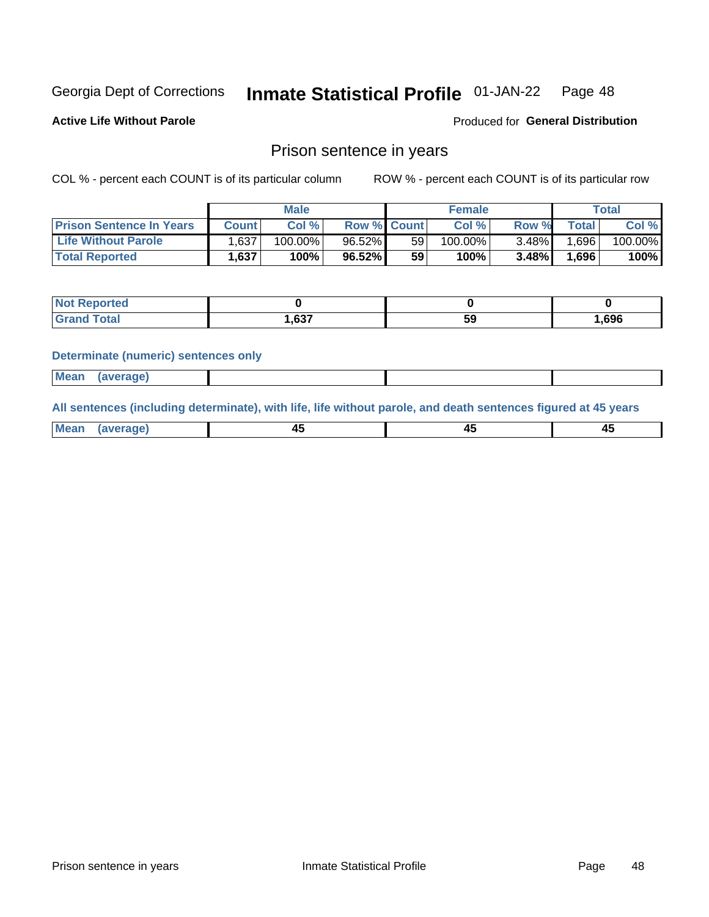Georgia Dept of Corrections **Inmate Statistical Profile** 01-JAN-22

**Active Life Without Parole**

Produced for **General Distribution**

## Prison sentence in years

COL % - percent each COUNT is of its particular column

ROW % - percent each COUNT is of its particular row

| | Male | | | Female | | | Total | |
|---|---|---|---|---|---|---|---|---|
| **Prison Sentence In Years** | **Count** | **Col %** | **Row %** | **Count** | **Col %** | **Row %** | **Total** | **Col %** |
| **Life Without Parole** | 1,637 | 100.00% | 96.52% | 59 | 100.00% | 3.48% | 1,696 | 100.00% |
| **Total Reported** | **1,637** | **100%** | **96.52%** | **59** | **100%** | **3.48%** | **1,696** | **100%** |

| | Male | Female | Total |
|---|---|---|---|
| **Not Reported** | **0** | **0** | **0** |
| **Grand Total** | **1,637** | **59** | **1,696** |

**Determinate (numeric) sentences only**

| | Male | Female | Total |
|---|---|---|---|
| **Mean (average)** | | | |

**All sentences (including determinate), with life, life without parole, and death sentences figured at 45 years**

| | Male | Female | Total |
|---|---|---|---|
| **Mean (average)** | **45** | **45** | **45** |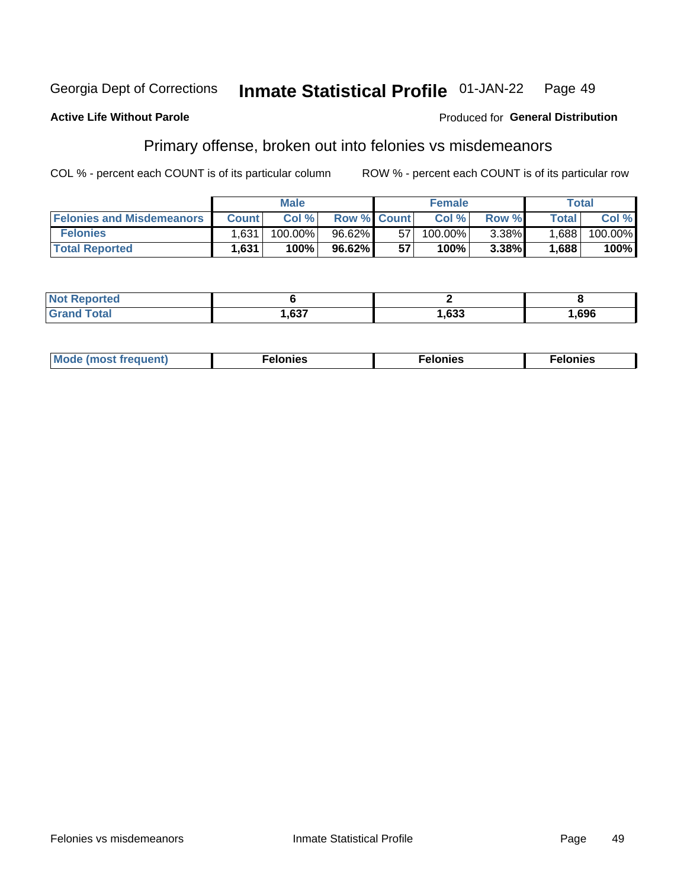Georgia Dept of Corrections **Inmate Statistical Profile** 01-JAN-22

**Active Life Without Parole**

Produced for **General Distribution**

## Primary offense, broken out into felonies vs misdemeanors

COL % - percent each COUNT is of its particular column

ROW % - percent each COUNT is of its particular row

| | Male | | | Female | | | Total | |
|---|---|---|---|---|---|---|---|---|
| **Felonies and Misdemeanors** | **Count** | **Col %** | **Row %** | **Count** | **Col %** | **Row %** | **Total** | **Col %** |
| **Felonies** | 1,631 | 100.00% | 96.62% | 57 | 100.00% | 3.38% | 1,688 | 100.00% |
| **Total Reported** | **1,631** | **100%** | **96.62%** | **57** | **100%** | **3.38%** | **1,688** | **100%** |

| | Male | Female | Total |
|---|---|---|---|
| **Not Reported** | **6** | **2** | **8** |
| **Grand Total** | **1,637** | **1,633** | **1,696** |

| | Male | Female | Total |
|---|---|---|---|
| **Mode (most frequent)** | **Felonies** | **Felonies** | **Felonies** |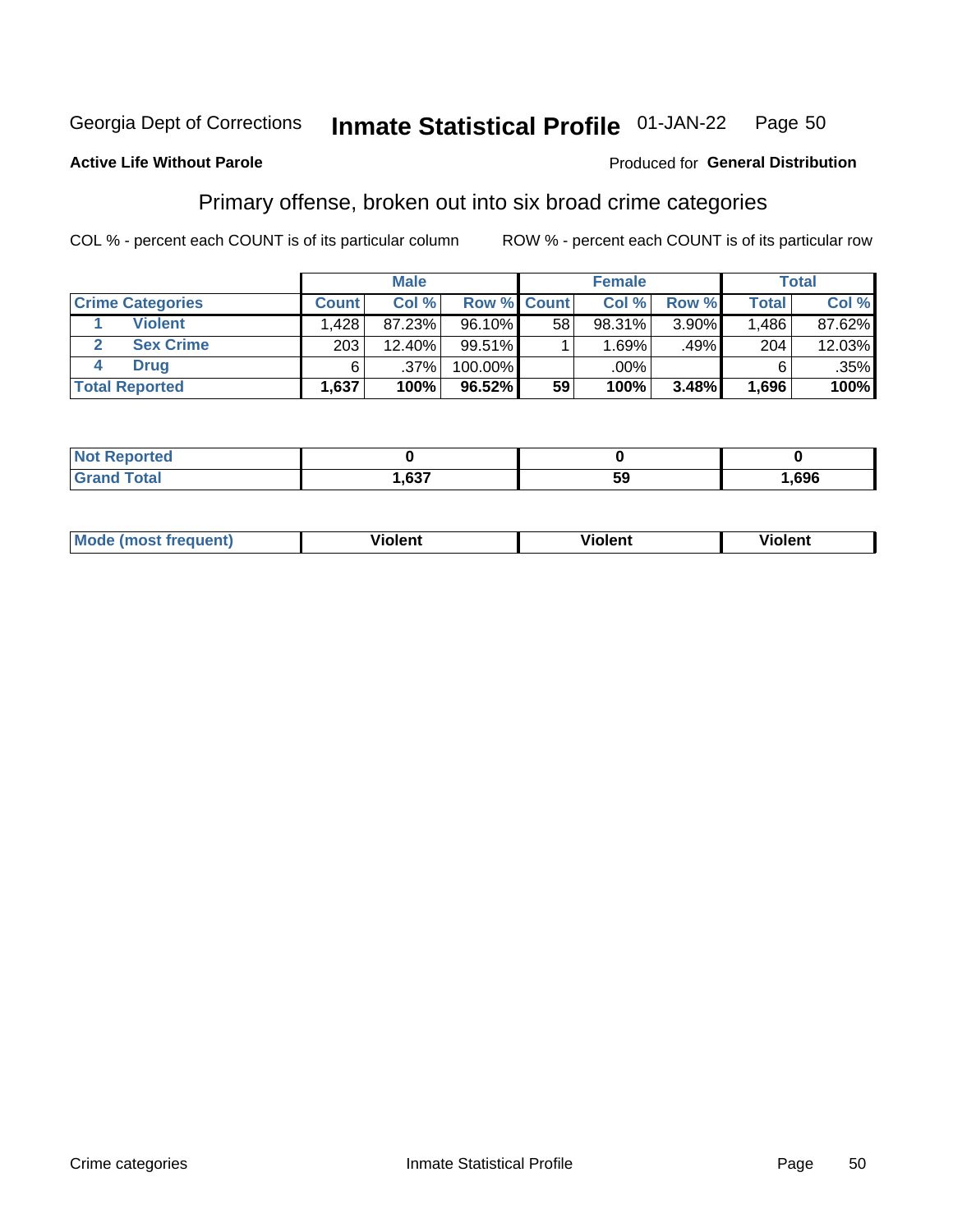Georgia Dept of Corrections **Inmate Statistical Profile** 01-JAN-22

**Active Life Without Parole**

Produced for **General Distribution**

## Primary offense, broken out into six broad crime categories

COL % - percent each COUNT is of its particular column

ROW % - percent each COUNT is of its particular row

| | | Male | | | Female | | | Total | |
|---|---|---|---|---|---|---|---|---|---|
| **Crime Categories** | | **Count** | **Col %** | **Row %** | **Count** | **Col %** | **Row %** | **Total** | **Col %** |
| 1 | **Violent** | 1,428 | 87.23% | 96.10% | 58 | 98.31% | 3.90% | 1,486 | 87.62% |
| 2 | **Sex Crime** | 203 | 12.40% | 99.51% | 1 | 1.69% | .49% | 204 | 12.03% |
| 4 | **Drug** | 6 | .37% | 100.00% | | .00% | | 6 | .35% |
| **Total Reported** | | **1,637** | **100%** | **96.52%** | **59** | **100%** | **3.48%** | **1,696** | **100%** |

| | Male | Female | Total |
|---|---|---|---|
| **Not Reported** | **0** | **0** | **0** |
| **Grand Total** | **1,637** | **59** | **1,696** |

| | Male | Female | Total |
|---|---|---|---|
| **Mode (most frequent)** | **Violent** | **Violent** | **Violent** |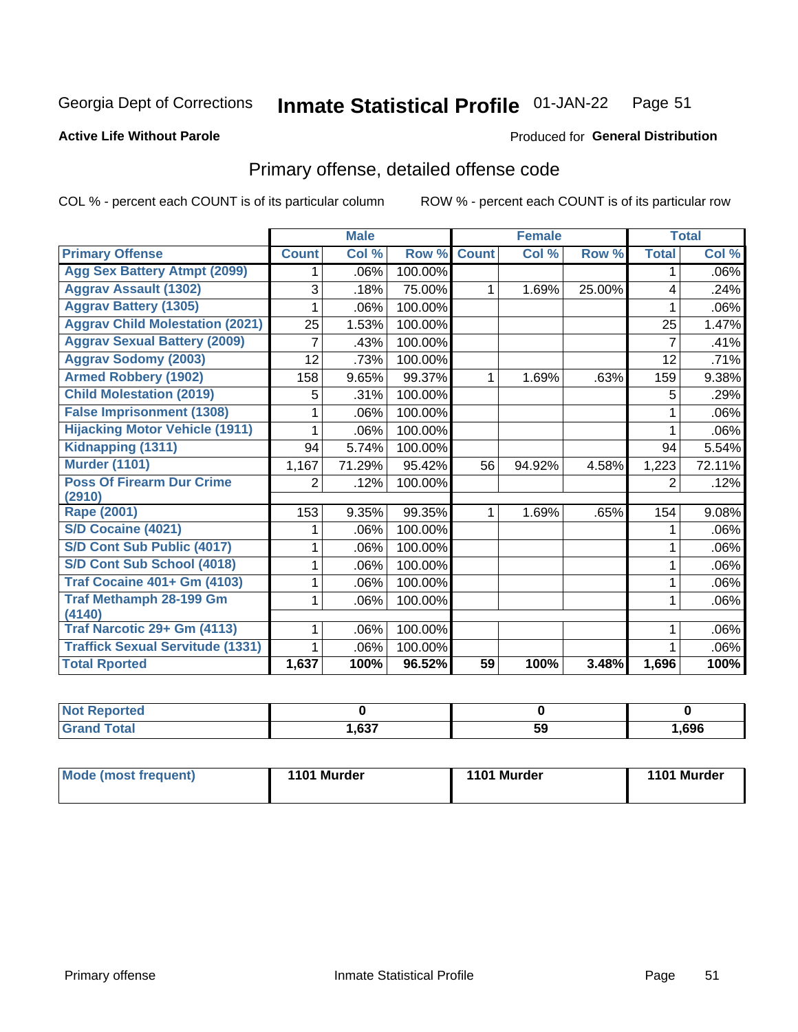Georgia Dept of Corrections

# Inmate Statistical Profile 01-JAN-22

**Active Life Without Parole**

Produced for **General Distribution**

## Primary offense, detailed offense code

COL % - percent each COUNT is of its particular column

ROW % - percent each COUNT is of its particular row

| | Male | | | Female | | | Total | |
|---|---|---|---|---|---|---|---|---|
| **Primary Offense** | **Count** | **Col %** | **Row %** | **Count** | **Col %** | **Row %** | **Total** | **Col %** |
| Agg Sex Battery Atmpt (2099) | 1 | .06% | 100.00% | | | | 1 | .06% |
| Aggrav Assault (1302) | 3 | .18% | 75.00% | 1 | 1.69% | 25.00% | 4 | .24% |
| Aggrav Battery (1305) | 1 | .06% | 100.00% | | | | 1 | .06% |
| Aggrav Child Molestation (2021) | 25 | 1.53% | 100.00% | | | | 25 | 1.47% |
| Aggrav Sexual Battery (2009) | 7 | .43% | 100.00% | | | | 7 | .41% |
| Aggrav Sodomy (2003) | 12 | .73% | 100.00% | | | | 12 | .71% |
| Armed Robbery (1902) | 158 | 9.65% | 99.37% | 1 | 1.69% | .63% | 159 | 9.38% |
| Child Molestation (2019) | 5 | .31% | 100.00% | | | | 5 | .29% |
| False Imprisonment (1308) | 1 | .06% | 100.00% | | | | 1 | .06% |
| Hijacking Motor Vehicle (1911) | 1 | .06% | 100.00% | | | | 1 | .06% |
| Kidnapping (1311) | 94 | 5.74% | 100.00% | | | | 94 | 5.54% |
| Murder (1101) | 1,167 | 71.29% | 95.42% | 56 | 94.92% | 4.58% | 1,223 | 72.11% |
| Poss Of Firearm Dur Crime (2910) | 2 | .12% | 100.00% | | | | 2 | .12% |
| Rape (2001) | 153 | 9.35% | 99.35% | 1 | 1.69% | .65% | 154 | 9.08% |
| S/D Cocaine (4021) | 1 | .06% | 100.00% | | | | 1 | .06% |
| S/D Cont Sub Public (4017) | 1 | .06% | 100.00% | | | | 1 | .06% |
| S/D Cont Sub School (4018) | 1 | .06% | 100.00% | | | | 1 | .06% |
| Traf Cocaine 401+ Gm (4103) | 1 | .06% | 100.00% | | | | 1 | .06% |
| Traf Methamph 28-199 Gm (4140) | 1 | .06% | 100.00% | | | | 1 | .06% |
| Traf Narcotic 29+ Gm (4113) | 1 | .06% | 100.00% | | | | 1 | .06% |
| Traffick Sexual Servitude (1331) | 1 | .06% | 100.00% | | | | 1 | .06% |
| **Total Rported** | **1,637** | **100%** | **96.52%** | **59** | **100%** | **3.48%** | **1,696** | **100%** |

| | Male | Female | Total |
|---|---|---|---|
| Not Reported | **0** | **0** | **0** |
| Grand Total | **1,637** | **59** | **1,696** |

| | Male | Female | Total |
|---|---|---|---|
| Mode (most frequent) | **1101 Murder** | **1101 Murder** | **1101 Murder** |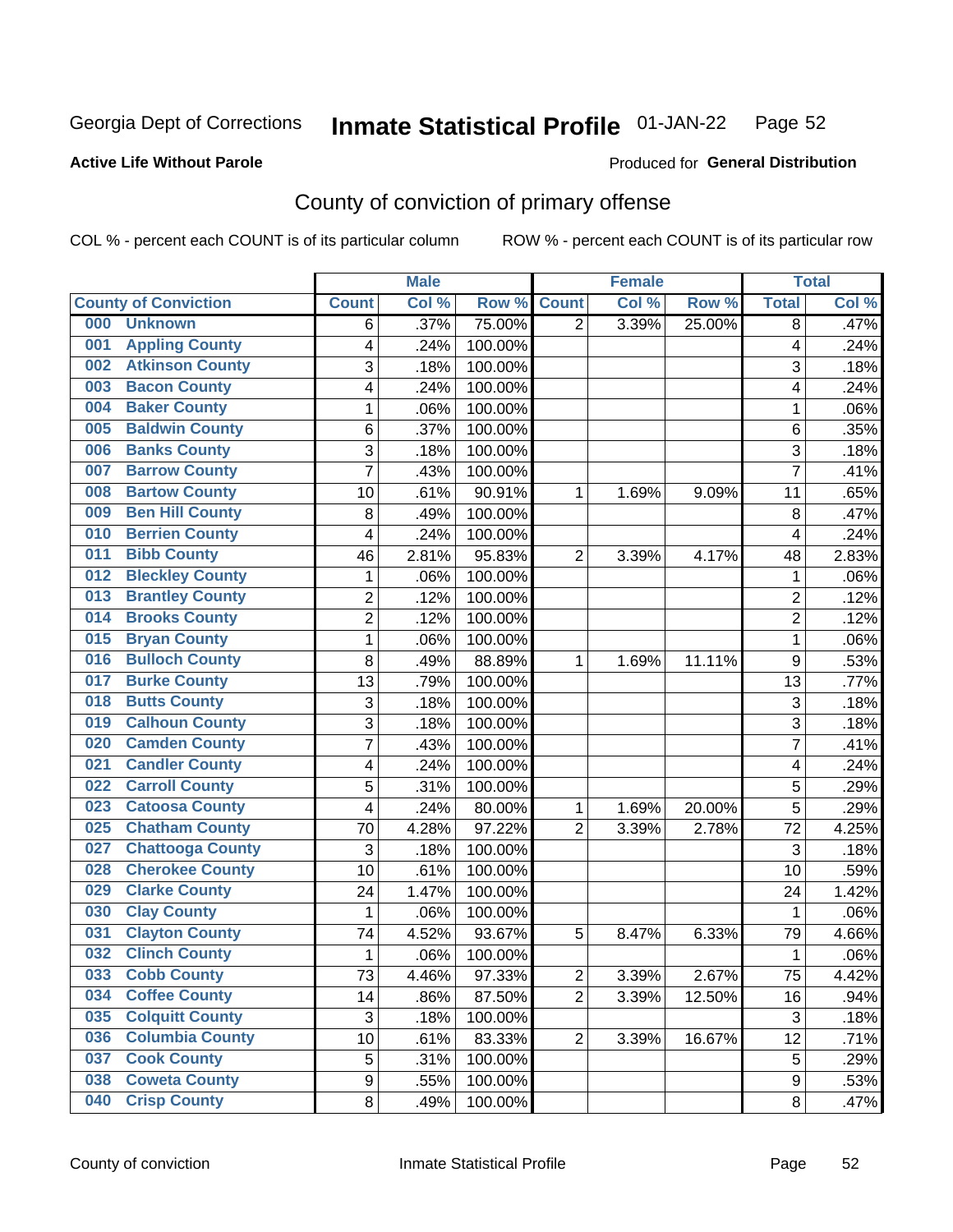Georgia Dept of Corrections **Inmate Statistical Profile** 01-JAN-22

**Active Life Without Parole**

Produced for **General Distribution**

## County of conviction of primary offense

COL % - percent each COUNT is of its particular column

ROW % - percent each COUNT is of its particular row

| County of Conviction | Male | | | Female | | | Total | |
|---|---|---|---|---|---|---|---|---|
| | Count | Col % | Row % | Count | Col % | Row % | Total | Col % |
| 000 Unknown | 6 | .37% | 75.00% | 2 | 3.39% | 25.00% | 8 | .47% |
| 001 Appling County | 4 | .24% | 100.00% | | | | 4 | .24% |
| 002 Atkinson County | 3 | .18% | 100.00% | | | | 3 | .18% |
| 003 Bacon County | 4 | .24% | 100.00% | | | | 4 | .24% |
| 004 Baker County | 1 | .06% | 100.00% | | | | 1 | .06% |
| 005 Baldwin County | 6 | .37% | 100.00% | | | | 6 | .35% |
| 006 Banks County | 3 | .18% | 100.00% | | | | 3 | .18% |
| 007 Barrow County | 7 | .43% | 100.00% | | | | 7 | .41% |
| 008 Bartow County | 10 | .61% | 90.91% | 1 | 1.69% | 9.09% | 11 | .65% |
| 009 Ben Hill County | 8 | .49% | 100.00% | | | | 8 | .47% |
| 010 Berrien County | 4 | .24% | 100.00% | | | | 4 | .24% |
| 011 Bibb County | 46 | 2.81% | 95.83% | 2 | 3.39% | 4.17% | 48 | 2.83% |
| 012 Bleckley County | 1 | .06% | 100.00% | | | | 1 | .06% |
| 013 Brantley County | 2 | .12% | 100.00% | | | | 2 | .12% |
| 014 Brooks County | 2 | .12% | 100.00% | | | | 2 | .12% |
| 015 Bryan County | 1 | .06% | 100.00% | | | | 1 | .06% |
| 016 Bulloch County | 8 | .49% | 88.89% | 1 | 1.69% | 11.11% | 9 | .53% |
| 017 Burke County | 13 | .79% | 100.00% | | | | 13 | .77% |
| 018 Butts County | 3 | .18% | 100.00% | | | | 3 | .18% |
| 019 Calhoun County | 3 | .18% | 100.00% | | | | 3 | .18% |
| 020 Camden County | 7 | .43% | 100.00% | | | | 7 | .41% |
| 021 Candler County | 4 | .24% | 100.00% | | | | 4 | .24% |
| 022 Carroll County | 5 | .31% | 100.00% | | | | 5 | .29% |
| 023 Catoosa County | 4 | .24% | 80.00% | 1 | 1.69% | 20.00% | 5 | .29% |
| 025 Chatham County | 70 | 4.28% | 97.22% | 2 | 3.39% | 2.78% | 72 | 4.25% |
| 027 Chattooga County | 3 | .18% | 100.00% | | | | 3 | .18% |
| 028 Cherokee County | 10 | .61% | 100.00% | | | | 10 | .59% |
| 029 Clarke County | 24 | 1.47% | 100.00% | | | | 24 | 1.42% |
| 030 Clay County | 1 | .06% | 100.00% | | | | 1 | .06% |
| 031 Clayton County | 74 | 4.52% | 93.67% | 5 | 8.47% | 6.33% | 79 | 4.66% |
| 032 Clinch County | 1 | .06% | 100.00% | | | | 1 | .06% |
| 033 Cobb County | 73 | 4.46% | 97.33% | 2 | 3.39% | 2.67% | 75 | 4.42% |
| 034 Coffee County | 14 | .86% | 87.50% | 2 | 3.39% | 12.50% | 16 | .94% |
| 035 Colquitt County | 3 | .18% | 100.00% | | | | 3 | .18% |
| 036 Columbia County | 10 | .61% | 83.33% | 2 | 3.39% | 16.67% | 12 | .71% |
| 037 Cook County | 5 | .31% | 100.00% | | | | 5 | .29% |
| 038 Coweta County | 9 | .55% | 100.00% | | | | 9 | .53% |
| 040 Crisp County | 8 | .49% | 100.00% | | | | 8 | .47% |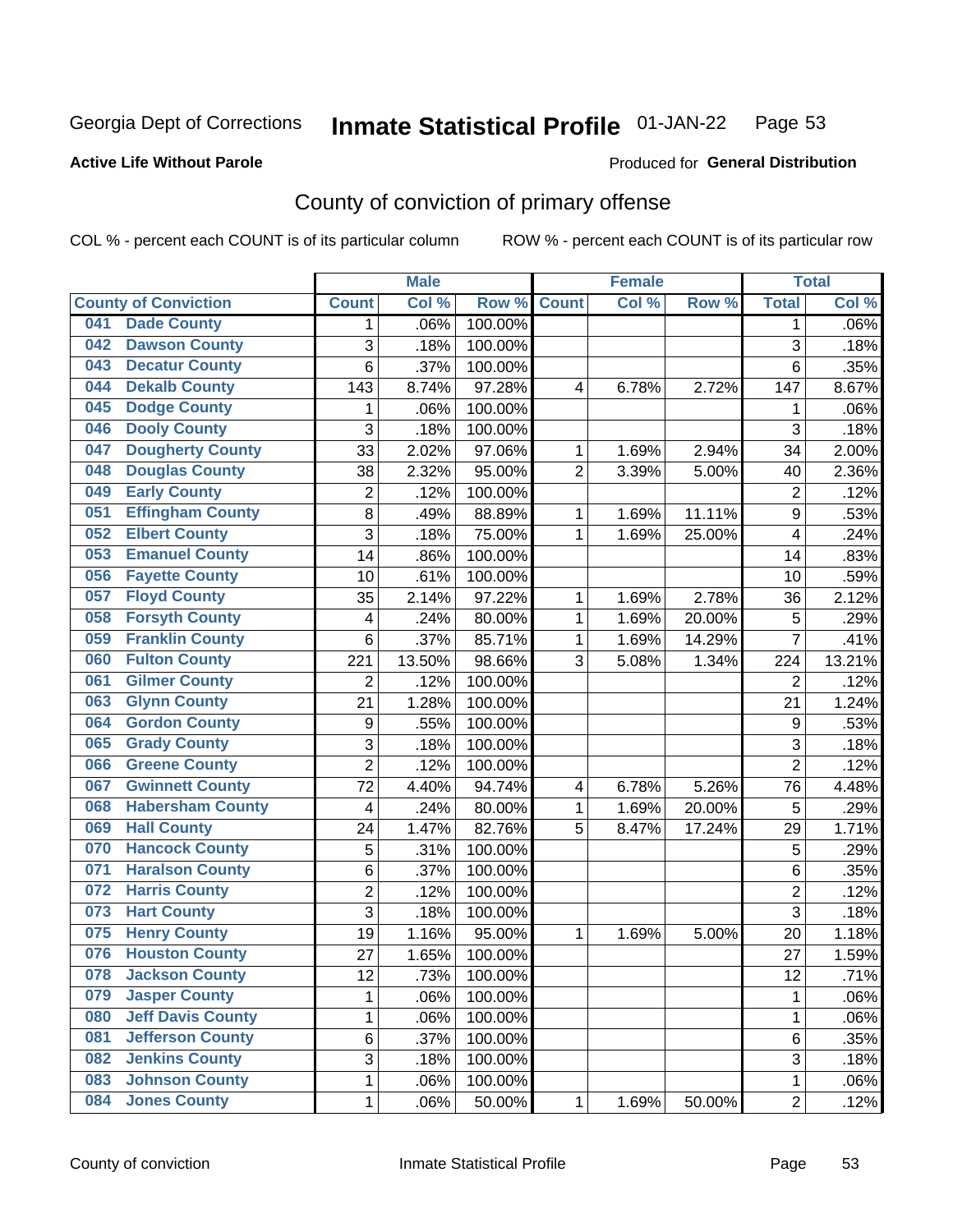Georgia Dept of Corrections **Inmate Statistical Profile** 01-JAN-22 Page 53

**Active Life Without Parole**

Produced for **General Distribution**

## County of conviction of primary offense

COL % - percent each COUNT is of its particular column ROW % - percent each COUNT is of its particular row

| County of Conviction | Male | | | Female | | | Total | |
|---|---|---|---|---|---|---|---|---|
| | Count | Col % | Row % | Count | Col % | Row % | Total | Col % |
| 041 Dade County | 1 | .06% | 100.00% | | | | 1 | .06% |
| 042 Dawson County | 3 | .18% | 100.00% | | | | 3 | .18% |
| 043 Decatur County | 6 | .37% | 100.00% | | | | 6 | .35% |
| 044 Dekalb County | 143 | 8.74% | 97.28% | 4 | 6.78% | 2.72% | 147 | 8.67% |
| 045 Dodge County | 1 | .06% | 100.00% | | | | 1 | .06% |
| 046 Dooly County | 3 | .18% | 100.00% | | | | 3 | .18% |
| 047 Dougherty County | 33 | 2.02% | 97.06% | 1 | 1.69% | 2.94% | 34 | 2.00% |
| 048 Douglas County | 38 | 2.32% | 95.00% | 2 | 3.39% | 5.00% | 40 | 2.36% |
| 049 Early County | 2 | .12% | 100.00% | | | | 2 | .12% |
| 051 Effingham County | 8 | .49% | 88.89% | 1 | 1.69% | 11.11% | 9 | .53% |
| 052 Elbert County | 3 | .18% | 75.00% | 1 | 1.69% | 25.00% | 4 | .24% |
| 053 Emanuel County | 14 | .86% | 100.00% | | | | 14 | .83% |
| 056 Fayette County | 10 | .61% | 100.00% | | | | 10 | .59% |
| 057 Floyd County | 35 | 2.14% | 97.22% | 1 | 1.69% | 2.78% | 36 | 2.12% |
| 058 Forsyth County | 4 | .24% | 80.00% | 1 | 1.69% | 20.00% | 5 | .29% |
| 059 Franklin County | 6 | .37% | 85.71% | 1 | 1.69% | 14.29% | 7 | .41% |
| 060 Fulton County | 221 | 13.50% | 98.66% | 3 | 5.08% | 1.34% | 224 | 13.21% |
| 061 Gilmer County | 2 | .12% | 100.00% | | | | 2 | .12% |
| 063 Glynn County | 21 | 1.28% | 100.00% | | | | 21 | 1.24% |
| 064 Gordon County | 9 | .55% | 100.00% | | | | 9 | .53% |
| 065 Grady County | 3 | .18% | 100.00% | | | | 3 | .18% |
| 066 Greene County | 2 | .12% | 100.00% | | | | 2 | .12% |
| 067 Gwinnett County | 72 | 4.40% | 94.74% | 4 | 6.78% | 5.26% | 76 | 4.48% |
| 068 Habersham County | 4 | .24% | 80.00% | 1 | 1.69% | 20.00% | 5 | .29% |
| 069 Hall County | 24 | 1.47% | 82.76% | 5 | 8.47% | 17.24% | 29 | 1.71% |
| 070 Hancock County | 5 | .31% | 100.00% | | | | 5 | .29% |
| 071 Haralson County | 6 | .37% | 100.00% | | | | 6 | .35% |
| 072 Harris County | 2 | .12% | 100.00% | | | | 2 | .12% |
| 073 Hart County | 3 | .18% | 100.00% | | | | 3 | .18% |
| 075 Henry County | 19 | 1.16% | 95.00% | 1 | 1.69% | 5.00% | 20 | 1.18% |
| 076 Houston County | 27 | 1.65% | 100.00% | | | | 27 | 1.59% |
| 078 Jackson County | 12 | .73% | 100.00% | | | | 12 | .71% |
| 079 Jasper County | 1 | .06% | 100.00% | | | | 1 | .06% |
| 080 Jeff Davis County | 1 | .06% | 100.00% | | | | 1 | .06% |
| 081 Jefferson County | 6 | .37% | 100.00% | | | | 6 | .35% |
| 082 Jenkins County | 3 | .18% | 100.00% | | | | 3 | .18% |
| 083 Johnson County | 1 | .06% | 100.00% | | | | 1 | .06% |
| 084 Jones County | 1 | .06% | 50.00% | 1 | 1.69% | 50.00% | 2 | .12% |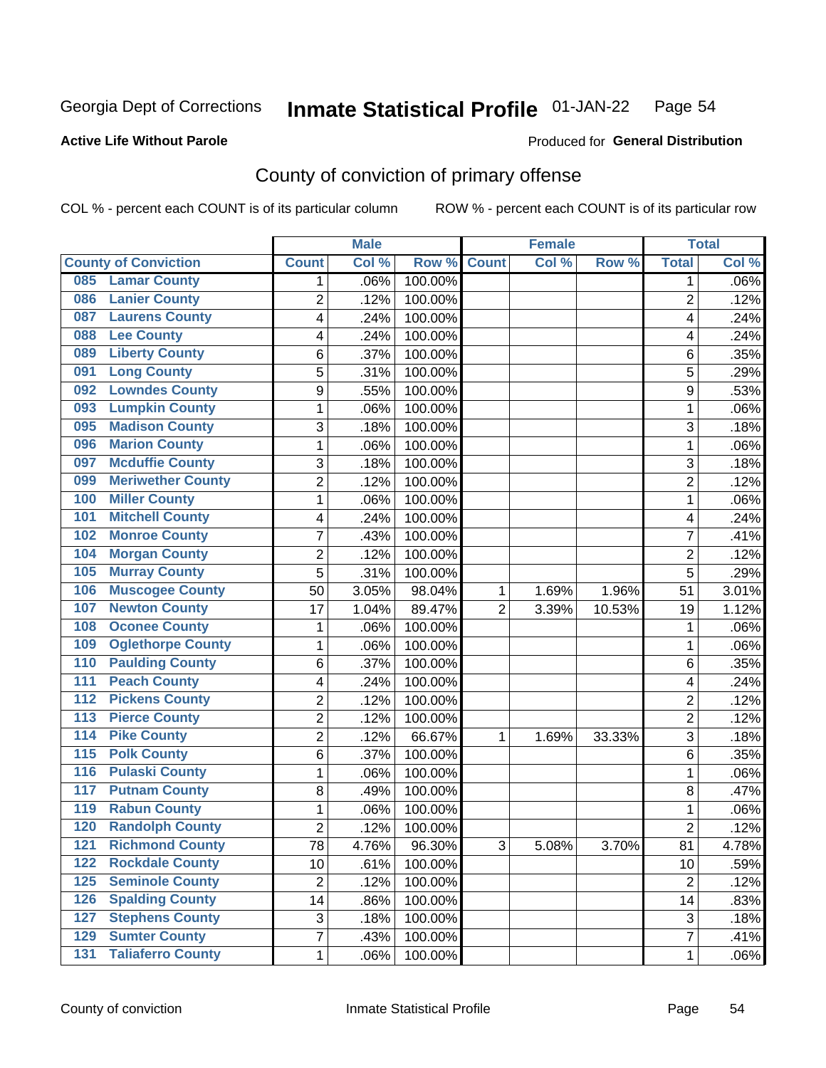Georgia Dept of Corrections **Inmate Statistical Profile** 01-JAN-22

**Active Life Without Parole** Produced for **General Distribution**

## County of conviction of primary offense

COL % - percent each COUNT is of its particular column ROW % - percent each COUNT is of its particular row

| County of Conviction | Male | | | Female | | | Total | |
|---|---|---|---|---|---|---|---|---|
| | Count | Col % | Row % | Count | Col % | Row % | Total | Col % |
| 085 Lamar County | 1 | .06% | 100.00% | | | | 1 | .06% |
| 086 Lanier County | 2 | .12% | 100.00% | | | | 2 | .12% |
| 087 Laurens County | 4 | .24% | 100.00% | | | | 4 | .24% |
| 088 Lee County | 4 | .24% | 100.00% | | | | 4 | .24% |
| 089 Liberty County | 6 | .37% | 100.00% | | | | 6 | .35% |
| 091 Long County | 5 | .31% | 100.00% | | | | 5 | .29% |
| 092 Lowndes County | 9 | .55% | 100.00% | | | | 9 | .53% |
| 093 Lumpkin County | 1 | .06% | 100.00% | | | | 1 | .06% |
| 095 Madison County | 3 | .18% | 100.00% | | | | 3 | .18% |
| 096 Marion County | 1 | .06% | 100.00% | | | | 1 | .06% |
| 097 Mcduffie County | 3 | .18% | 100.00% | | | | 3 | .18% |
| 099 Meriwether County | 2 | .12% | 100.00% | | | | 2 | .12% |
| 100 Miller County | 1 | .06% | 100.00% | | | | 1 | .06% |
| 101 Mitchell County | 4 | .24% | 100.00% | | | | 4 | .24% |
| 102 Monroe County | 7 | .43% | 100.00% | | | | 7 | .41% |
| 104 Morgan County | 2 | .12% | 100.00% | | | | 2 | .12% |
| 105 Murray County | 5 | .31% | 100.00% | | | | 5 | .29% |
| 106 Muscogee County | 50 | 3.05% | 98.04% | 1 | 1.69% | 1.96% | 51 | 3.01% |
| 107 Newton County | 17 | 1.04% | 89.47% | 2 | 3.39% | 10.53% | 19 | 1.12% |
| 108 Oconee County | 1 | .06% | 100.00% | | | | 1 | .06% |
| 109 Oglethorpe County | 1 | .06% | 100.00% | | | | 1 | .06% |
| 110 Paulding County | 6 | .37% | 100.00% | | | | 6 | .35% |
| 111 Peach County | 4 | .24% | 100.00% | | | | 4 | .24% |
| 112 Pickens County | 2 | .12% | 100.00% | | | | 2 | .12% |
| 113 Pierce County | 2 | .12% | 100.00% | | | | 2 | .12% |
| 114 Pike County | 2 | .12% | 66.67% | 1 | 1.69% | 33.33% | 3 | .18% |
| 115 Polk County | 6 | .37% | 100.00% | | | | 6 | .35% |
| 116 Pulaski County | 1 | .06% | 100.00% | | | | 1 | .06% |
| 117 Putnam County | 8 | .49% | 100.00% | | | | 8 | .47% |
| 119 Rabun County | 1 | .06% | 100.00% | | | | 1 | .06% |
| 120 Randolph County | 2 | .12% | 100.00% | | | | 2 | .12% |
| 121 Richmond County | 78 | 4.76% | 96.30% | 3 | 5.08% | 3.70% | 81 | 4.78% |
| 122 Rockdale County | 10 | .61% | 100.00% | | | | 10 | .59% |
| 125 Seminole County | 2 | .12% | 100.00% | | | | 2 | .12% |
| 126 Spalding County | 14 | .86% | 100.00% | | | | 14 | .83% |
| 127 Stephens County | 3 | .18% | 100.00% | | | | 3 | .18% |
| 129 Sumter County | 7 | .43% | 100.00% | | | | 7 | .41% |
| 131 Taliaferro County | 1 | .06% | 100.00% | | | | 1 | .06% |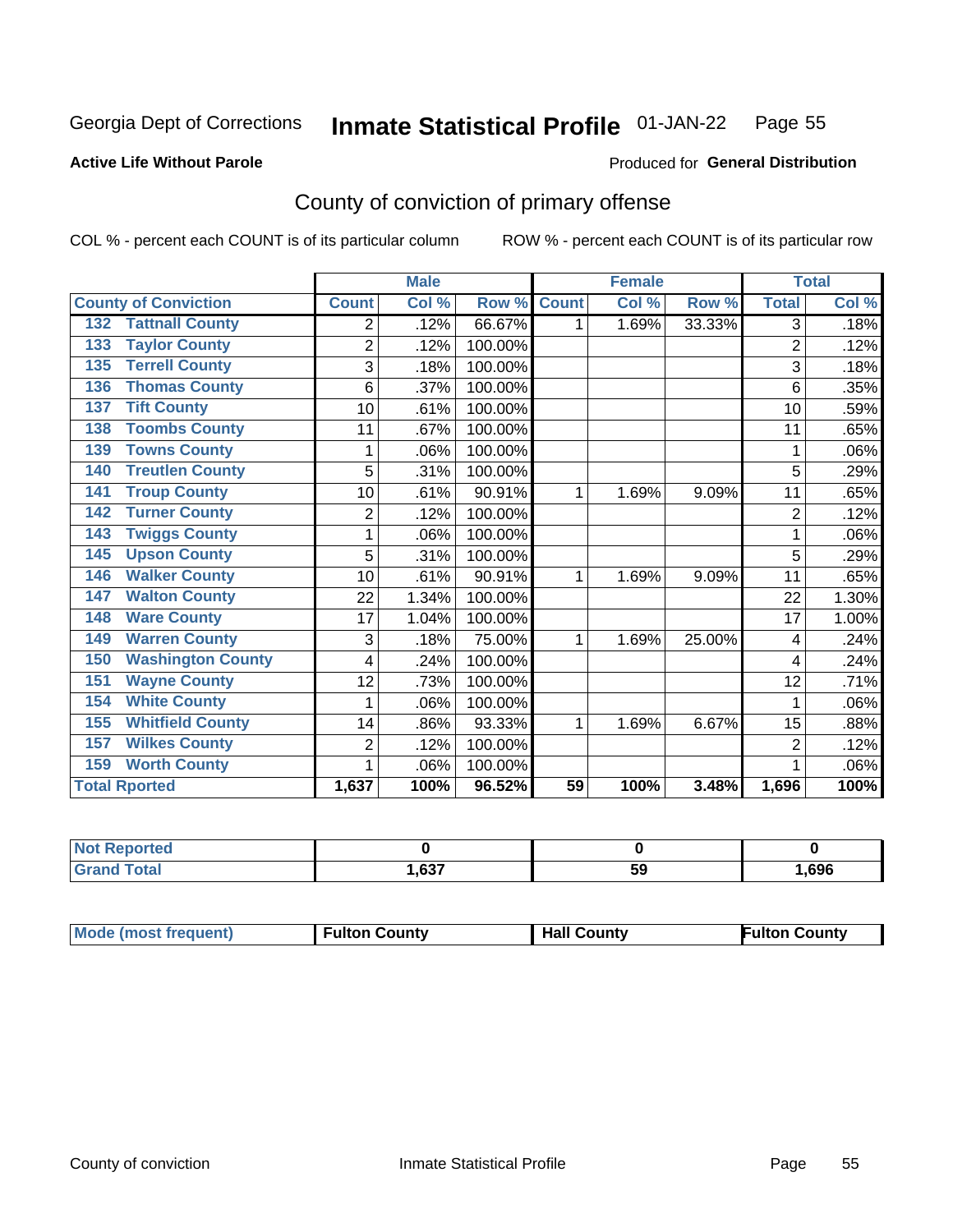Georgia Dept of Corrections **Inmate Statistical Profile** 01-JAN-22

**Active Life Without Parole**

Produced for **General Distribution**

## County of conviction of primary offense

COL % - percent each COUNT is of its particular column

ROW % - percent each COUNT is of its particular row

| County of Conviction | Male | | | Female | | | Total | |
|---|---|---|---|---|---|---|---|---|
| | Count | Col % | Row % | Count | Col % | Row % | Total | Col % |
| 132 Tattnall County | 2 | .12% | 66.67% | 1 | 1.69% | 33.33% | 3 | .18% |
| 133 Taylor County | 2 | .12% | 100.00% | | | | 2 | .12% |
| 135 Terrell County | 3 | .18% | 100.00% | | | | 3 | .18% |
| 136 Thomas County | 6 | .37% | 100.00% | | | | 6 | .35% |
| 137 Tift County | 10 | .61% | 100.00% | | | | 10 | .59% |
| 138 Toombs County | 11 | .67% | 100.00% | | | | 11 | .65% |
| 139 Towns County | 1 | .06% | 100.00% | | | | 1 | .06% |
| 140 Treutlen County | 5 | .31% | 100.00% | | | | 5 | .29% |
| 141 Troup County | 10 | .61% | 90.91% | 1 | 1.69% | 9.09% | 11 | .65% |
| 142 Turner County | 2 | .12% | 100.00% | | | | 2 | .12% |
| 143 Twiggs County | 1 | .06% | 100.00% | | | | 1 | .06% |
| 145 Upson County | 5 | .31% | 100.00% | | | | 5 | .29% |
| 146 Walker County | 10 | .61% | 90.91% | 1 | 1.69% | 9.09% | 11 | .65% |
| 147 Walton County | 22 | 1.34% | 100.00% | | | | 22 | 1.30% |
| 148 Ware County | 17 | 1.04% | 100.00% | | | | 17 | 1.00% |
| 149 Warren County | 3 | .18% | 75.00% | 1 | 1.69% | 25.00% | 4 | .24% |
| 150 Washington County | 4 | .24% | 100.00% | | | | 4 | .24% |
| 151 Wayne County | 12 | .73% | 100.00% | | | | 12 | .71% |
| 154 White County | 1 | .06% | 100.00% | | | | 1 | .06% |
| 155 Whitfield County | 14 | .86% | 93.33% | 1 | 1.69% | 6.67% | 15 | .88% |
| 157 Wilkes County | 2 | .12% | 100.00% | | | | 2 | .12% |
| 159 Worth County | 1 | .06% | 100.00% | | | | 1 | .06% |
| **Total Rported** | **1,637** | **100%** | **96.52%** | **59** | **100%** | **3.48%** | **1,696** | **100%** |

| | Male | Female | Total |
|---|---|---|---|
| Not Reported | 0 | 0 | 0 |
| Grand Total | 1,637 | 59 | 1,696 |

| | Male | Female | Total |
|---|---|---|---|
| Mode (most frequent) | Fulton County | Hall County | Fulton County |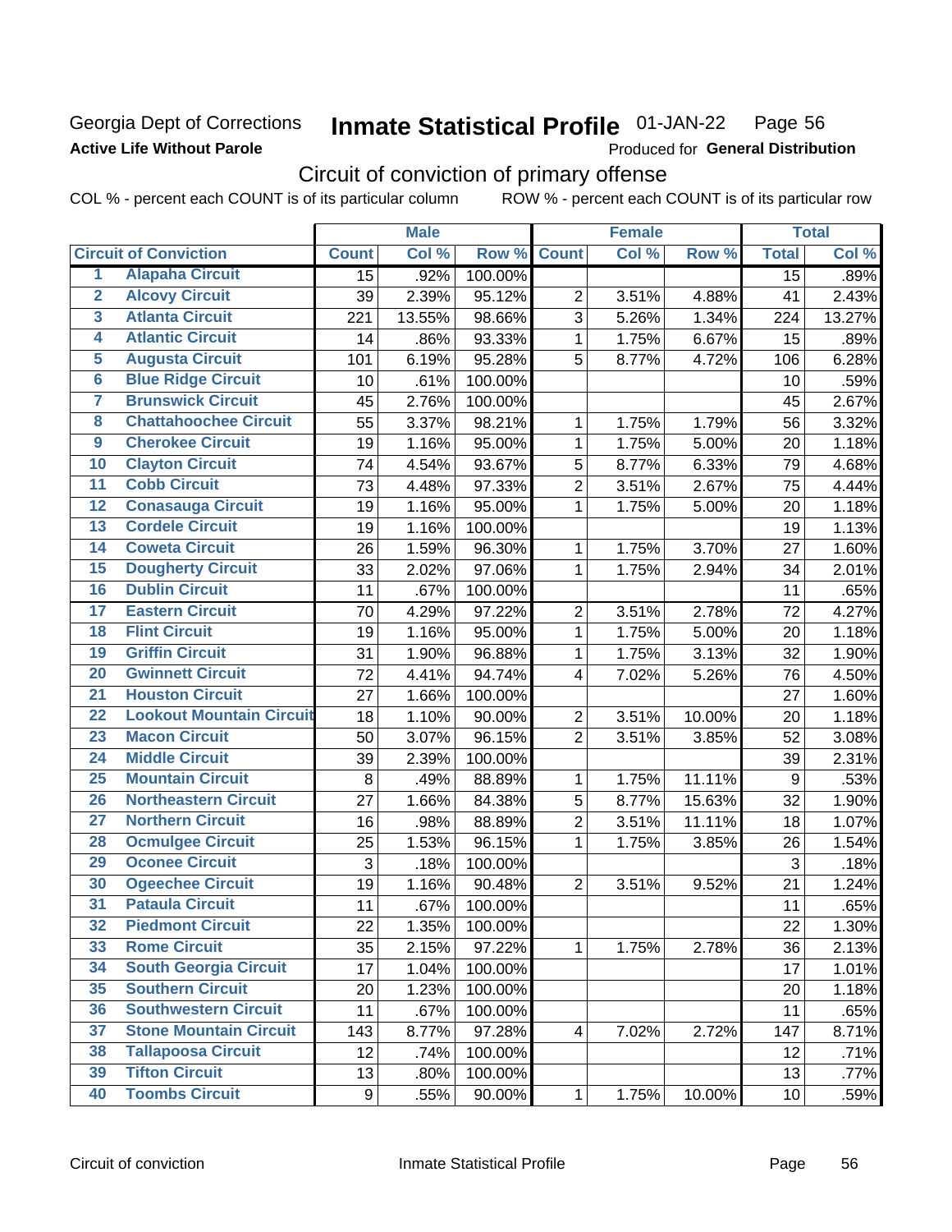Georgia Dept of Corrections

**Active Life Without Parole**

# Inmate Statistical Profile 01-JAN-22 Page 56

Produced for **General Distribution**

## Circuit of conviction of primary offense

COL % - percent each COUNT is of its particular column ROW % - percent each COUNT is of its particular row

| | Circuit of Conviction | Male | | | Female | | | Total | |
|---|---|---|---|---|---|---|---|---|---|
| | | Count | Col % | Row % | Count | Col % | Row % | Total | Col % |
| 1 | Alapaha Circuit | 15 | .92% | 100.00% | | | | 15 | .89% |
| 2 | Alcovy Circuit | 39 | 2.39% | 95.12% | 2 | 3.51% | 4.88% | 41 | 2.43% |
| 3 | Atlanta Circuit | 221 | 13.55% | 98.66% | 3 | 5.26% | 1.34% | 224 | 13.27% |
| 4 | Atlantic Circuit | 14 | .86% | 93.33% | 1 | 1.75% | 6.67% | 15 | .89% |
| 5 | Augusta Circuit | 101 | 6.19% | 95.28% | 5 | 8.77% | 4.72% | 106 | 6.28% |
| 6 | Blue Ridge Circuit | 10 | .61% | 100.00% | | | | 10 | .59% |
| 7 | Brunswick Circuit | 45 | 2.76% | 100.00% | | | | 45 | 2.67% |
| 8 | Chattahoochee Circuit | 55 | 3.37% | 98.21% | 1 | 1.75% | 1.79% | 56 | 3.32% |
| 9 | Cherokee Circuit | 19 | 1.16% | 95.00% | 1 | 1.75% | 5.00% | 20 | 1.18% |
| 10 | Clayton Circuit | 74 | 4.54% | 93.67% | 5 | 8.77% | 6.33% | 79 | 4.68% |
| 11 | Cobb Circuit | 73 | 4.48% | 97.33% | 2 | 3.51% | 2.67% | 75 | 4.44% |
| 12 | Conasauga Circuit | 19 | 1.16% | 95.00% | 1 | 1.75% | 5.00% | 20 | 1.18% |
| 13 | Cordele Circuit | 19 | 1.16% | 100.00% | | | | 19 | 1.13% |
| 14 | Coweta Circuit | 26 | 1.59% | 96.30% | 1 | 1.75% | 3.70% | 27 | 1.60% |
| 15 | Dougherty Circuit | 33 | 2.02% | 97.06% | 1 | 1.75% | 2.94% | 34 | 2.01% |
| 16 | Dublin Circuit | 11 | .67% | 100.00% | | | | 11 | .65% |
| 17 | Eastern Circuit | 70 | 4.29% | 97.22% | 2 | 3.51% | 2.78% | 72 | 4.27% |
| 18 | Flint Circuit | 19 | 1.16% | 95.00% | 1 | 1.75% | 5.00% | 20 | 1.18% |
| 19 | Griffin Circuit | 31 | 1.90% | 96.88% | 1 | 1.75% | 3.13% | 32 | 1.90% |
| 20 | Gwinnett Circuit | 72 | 4.41% | 94.74% | 4 | 7.02% | 5.26% | 76 | 4.50% |
| 21 | Houston Circuit | 27 | 1.66% | 100.00% | | | | 27 | 1.60% |
| 22 | Lookout Mountain Circuit | 18 | 1.10% | 90.00% | 2 | 3.51% | 10.00% | 20 | 1.18% |
| 23 | Macon Circuit | 50 | 3.07% | 96.15% | 2 | 3.51% | 3.85% | 52 | 3.08% |
| 24 | Middle Circuit | 39 | 2.39% | 100.00% | | | | 39 | 2.31% |
| 25 | Mountain Circuit | 8 | .49% | 88.89% | 1 | 1.75% | 11.11% | 9 | .53% |
| 26 | Northeastern Circuit | 27 | 1.66% | 84.38% | 5 | 8.77% | 15.63% | 32 | 1.90% |
| 27 | Northern Circuit | 16 | .98% | 88.89% | 2 | 3.51% | 11.11% | 18 | 1.07% |
| 28 | Ocmulgee Circuit | 25 | 1.53% | 96.15% | 1 | 1.75% | 3.85% | 26 | 1.54% |
| 29 | Oconee Circuit | 3 | .18% | 100.00% | | | | 3 | .18% |
| 30 | Ogeechee Circuit | 19 | 1.16% | 90.48% | 2 | 3.51% | 9.52% | 21 | 1.24% |
| 31 | Pataula Circuit | 11 | .67% | 100.00% | | | | 11 | .65% |
| 32 | Piedmont Circuit | 22 | 1.35% | 100.00% | | | | 22 | 1.30% |
| 33 | Rome Circuit | 35 | 2.15% | 97.22% | 1 | 1.75% | 2.78% | 36 | 2.13% |
| 34 | South Georgia Circuit | 17 | 1.04% | 100.00% | | | | 17 | 1.01% |
| 35 | Southern Circuit | 20 | 1.23% | 100.00% | | | | 20 | 1.18% |
| 36 | Southwestern Circuit | 11 | .67% | 100.00% | | | | 11 | .65% |
| 37 | Stone Mountain Circuit | 143 | 8.77% | 97.28% | 4 | 7.02% | 2.72% | 147 | 8.71% |
| 38 | Tallapoosa Circuit | 12 | .74% | 100.00% | | | | 12 | .71% |
| 39 | Tifton Circuit | 13 | .80% | 100.00% | | | | 13 | .77% |
| 40 | Toombs Circuit | 9 | .55% | 90.00% | 1 | 1.75% | 10.00% | 10 | .59% |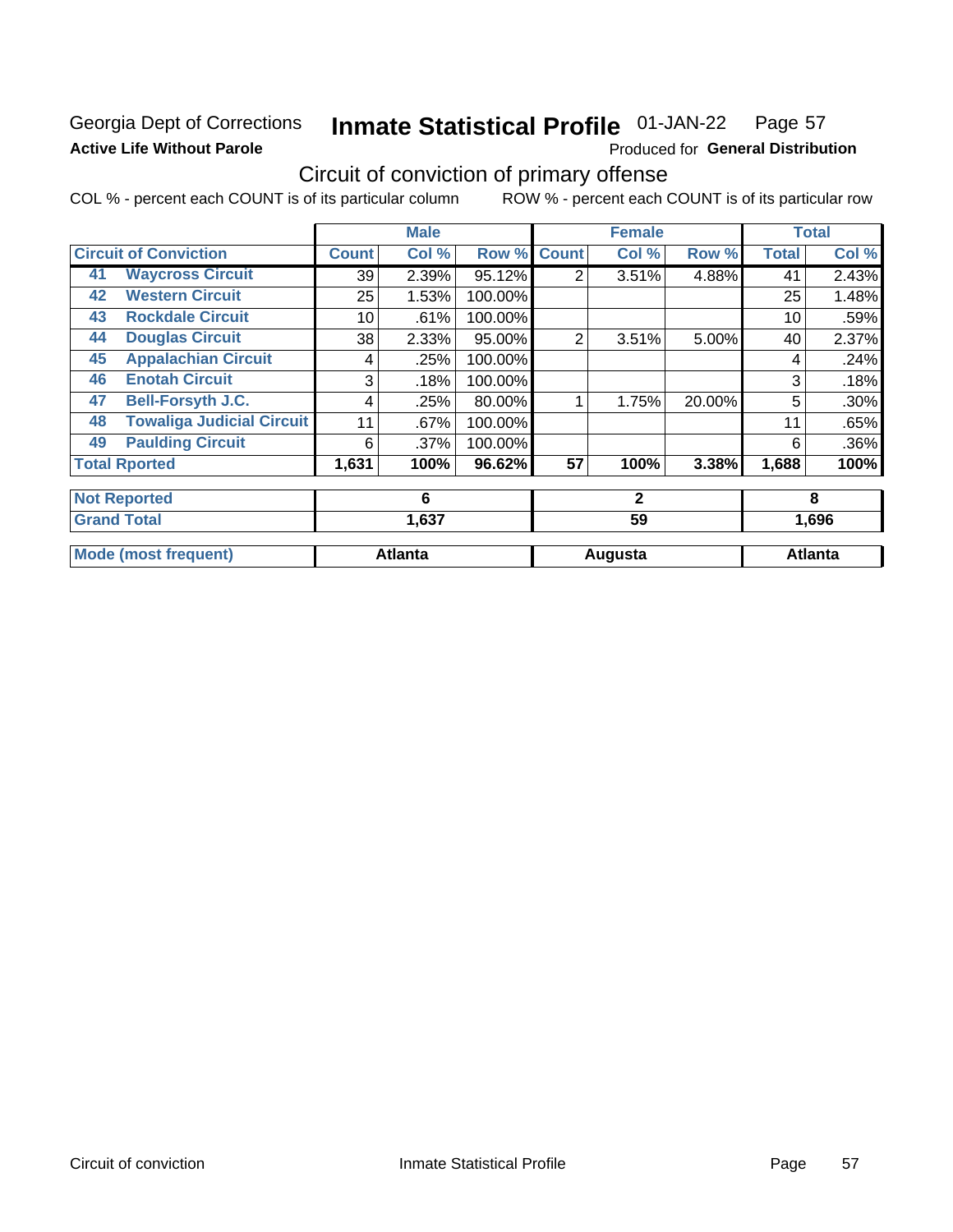Georgia Dept of Corrections **Inmate Statistical Profile** 01-JAN-22 Page 57

**Active Life Without Parole** Produced for **General Distribution**

## Circuit of conviction of primary offense

COL % - percent each COUNT is of its particular column ROW % - percent each COUNT is of its particular row

| Circuit of Conviction | | Male | | | Female | | | Total | |
|---|---|---|---|---|---|---|---|---|---|
| | | Count | Col % | Row % | Count | Col % | Row % | Total | Col % |
| 41 | Waycross Circuit | 39 | 2.39% | 95.12% | 2 | 3.51% | 4.88% | 41 | 2.43% |
| 42 | Western Circuit | 25 | 1.53% | 100.00% | | | | 25 | 1.48% |
| 43 | Rockdale Circuit | 10 | .61% | 100.00% | | | | 10 | .59% |
| 44 | Douglas Circuit | 38 | 2.33% | 95.00% | 2 | 3.51% | 5.00% | 40 | 2.37% |
| 45 | Appalachian Circuit | 4 | .25% | 100.00% | | | | 4 | .24% |
| 46 | Enotah Circuit | 3 | .18% | 100.00% | | | | 3 | .18% |
| 47 | Bell-Forsyth J.C. | 4 | .25% | 80.00% | 1 | 1.75% | 20.00% | 5 | .30% |
| 48 | Towaliga Judicial Circuit | 11 | .67% | 100.00% | | | | 11 | .65% |
| 49 | Paulding Circuit | 6 | .37% | 100.00% | | | | 6 | .36% |
| Total Rported | | 1,631 | 100% | 96.62% | 57 | 100% | 3.38% | 1,688 | 100% |
| Not Reported | | 6 | | | 2 | | | 8 | |
| Grand Total | | 1,637 | | | 59 | | | 1,696 | |
| Mode (most frequent) | | Atlanta | | | Augusta | | | Atlanta | |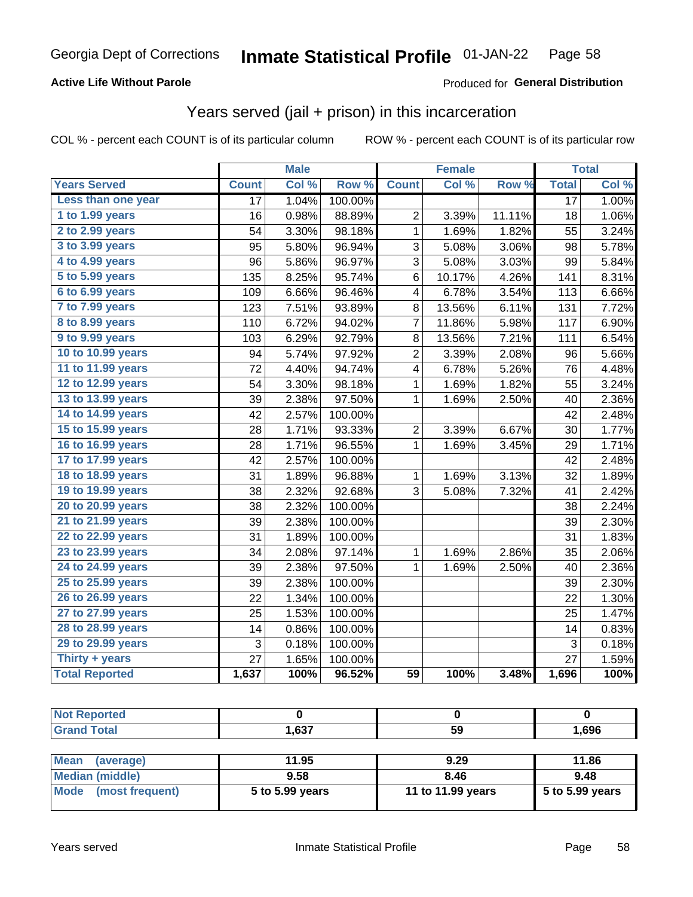Georgia Dept of Corrections **Inmate Statistical Profile** 01-JAN-22

**Active Life Without Parole**

Produced for **General Distribution**

## Years served (jail + prison) in this incarceration

COL % - percent each COUNT is of its particular column    ROW % - percent each COUNT is of its particular row

| | Male | | | Female | | | Total | |
|---|---|---|---|---|---|---|---|---|
| **Years Served** | **Count** | **Col %** | **Row %** | **Count** | **Col %** | **Row %** | **Total** | **Col %** |
| Less than one year | 17 | 1.04% | 100.00% | | | | 17 | 1.00% |
| 1 to 1.99 years | 16 | 0.98% | 88.89% | 2 | 3.39% | 11.11% | 18 | 1.06% |
| 2 to 2.99 years | 54 | 3.30% | 98.18% | 1 | 1.69% | 1.82% | 55 | 3.24% |
| 3 to 3.99 years | 95 | 5.80% | 96.94% | 3 | 5.08% | 3.06% | 98 | 5.78% |
| 4 to 4.99 years | 96 | 5.86% | 96.97% | 3 | 5.08% | 3.03% | 99 | 5.84% |
| 5 to 5.99 years | 135 | 8.25% | 95.74% | 6 | 10.17% | 4.26% | 141 | 8.31% |
| 6 to 6.99 years | 109 | 6.66% | 96.46% | 4 | 6.78% | 3.54% | 113 | 6.66% |
| 7 to 7.99 years | 123 | 7.51% | 93.89% | 8 | 13.56% | 6.11% | 131 | 7.72% |
| 8 to 8.99 years | 110 | 6.72% | 94.02% | 7 | 11.86% | 5.98% | 117 | 6.90% |
| 9 to 9.99 years | 103 | 6.29% | 92.79% | 8 | 13.56% | 7.21% | 111 | 6.54% |
| 10 to 10.99 years | 94 | 5.74% | 97.92% | 2 | 3.39% | 2.08% | 96 | 5.66% |
| 11 to 11.99 years | 72 | 4.40% | 94.74% | 4 | 6.78% | 5.26% | 76 | 4.48% |
| 12 to 12.99 years | 54 | 3.30% | 98.18% | 1 | 1.69% | 1.82% | 55 | 3.24% |
| 13 to 13.99 years | 39 | 2.38% | 97.50% | 1 | 1.69% | 2.50% | 40 | 2.36% |
| 14 to 14.99 years | 42 | 2.57% | 100.00% | | | | 42 | 2.48% |
| 15 to 15.99 years | 28 | 1.71% | 93.33% | 2 | 3.39% | 6.67% | 30 | 1.77% |
| 16 to 16.99 years | 28 | 1.71% | 96.55% | 1 | 1.69% | 3.45% | 29 | 1.71% |
| 17 to 17.99 years | 42 | 2.57% | 100.00% | | | | 42 | 2.48% |
| 18 to 18.99 years | 31 | 1.89% | 96.88% | 1 | 1.69% | 3.13% | 32 | 1.89% |
| 19 to 19.99 years | 38 | 2.32% | 92.68% | 3 | 5.08% | 7.32% | 41 | 2.42% |
| 20 to 20.99 years | 38 | 2.32% | 100.00% | | | | 38 | 2.24% |
| 21 to 21.99 years | 39 | 2.38% | 100.00% | | | | 39 | 2.30% |
| 22 to 22.99 years | 31 | 1.89% | 100.00% | | | | 31 | 1.83% |
| 23 to 23.99 years | 34 | 2.08% | 97.14% | 1 | 1.69% | 2.86% | 35 | 2.06% |
| 24 to 24.99 years | 39 | 2.38% | 97.50% | 1 | 1.69% | 2.50% | 40 | 2.36% |
| 25 to 25.99 years | 39 | 2.38% | 100.00% | | | | 39 | 2.30% |
| 26 to 26.99 years | 22 | 1.34% | 100.00% | | | | 22 | 1.30% |
| 27 to 27.99 years | 25 | 1.53% | 100.00% | | | | 25 | 1.47% |
| 28 to 28.99 years | 14 | 0.86% | 100.00% | | | | 14 | 0.83% |
| 29 to 29.99 years | 3 | 0.18% | 100.00% | | | | 3 | 0.18% |
| Thirty + years | 27 | 1.65% | 100.00% | | | | 27 | 1.59% |
| **Total Reported** | **1,637** | **100%** | **96.52%** | **59** | **100%** | **3.48%** | **1,696** | **100%** |

| | Male | Female | Total |
|---|---|---|---|
| Not Reported | 0 | 0 | 0 |
| Grand Total | 1,637 | 59 | 1,696 |

| | Male | Female | Total |
|---|---|---|---|
| Mean (average) | 11.95 | 9.29 | 11.86 |
| Median (middle) | 9.58 | 8.46 | 9.48 |
| Mode (most frequent) | 5 to 5.99 years | 11 to 11.99 years | 5 to 5.99 years |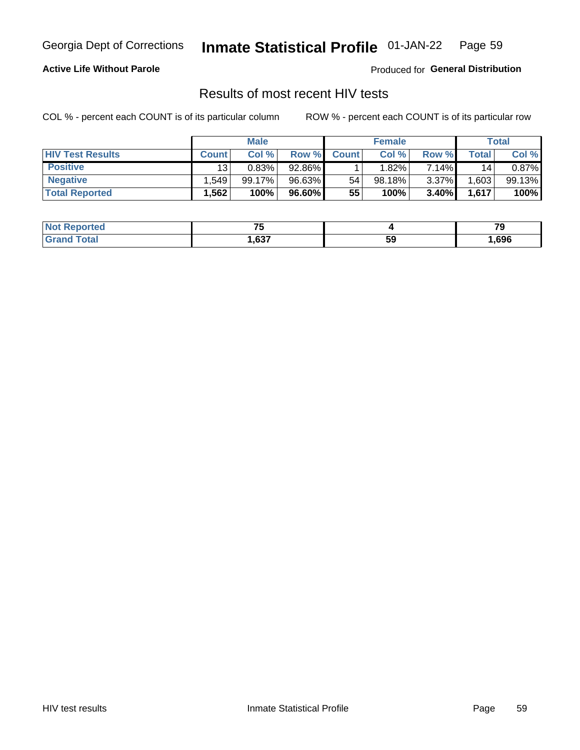Georgia Dept of Corrections **Inmate Statistical Profile** 01-JAN-22

**Active Life Without Parole**

Produced for **General Distribution**

## Results of most recent HIV tests

COL % - percent each COUNT is of its particular column ROW % - percent each COUNT is of its particular row

| | Male | | | Female | | | Total | |
|---|---|---|---|---|---|---|---|---|
| HIV Test Results | Count | Col % | Row % | Count | Col % | Row % | Total | Col % |
| Positive | 13 | 0.83% | 92.86% | 1 | 1.82% | 7.14% | 14 | 0.87% |
| Negative | 1,549 | 99.17% | 96.63% | 54 | 98.18% | 3.37% | 1,603 | 99.13% |
| **Total Reported** | **1,562** | **100%** | **96.60%** | **55** | **100%** | **3.40%** | **1,617** | **100%** |

| | Male | Female | Total |
|---|---|---|---|
| Not Reported | **75** | **4** | **79** |
| Grand Total | **1,637** | **59** | **1,696** |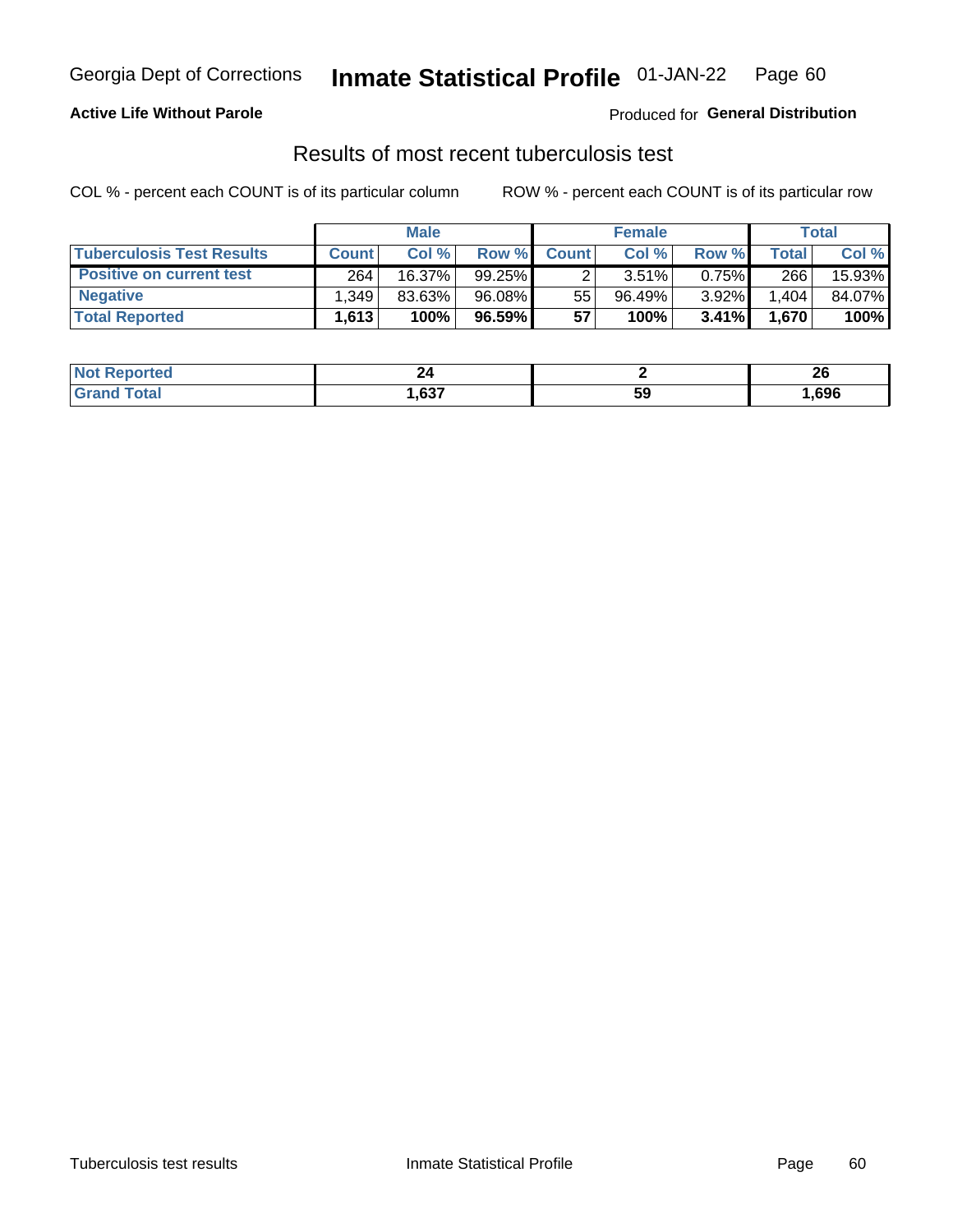Georgia Dept of Corrections **Inmate Statistical Profile** 01-JAN-22

**Active Life Without Parole**

Produced for **General Distribution**

## Results of most recent tuberculosis test

COL % - percent each COUNT is of its particular column

ROW % - percent each COUNT is of its particular row

| | Male | | | Female | | | Total | |
|---|---|---|---|---|---|---|---|---|
| **Tuberculosis Test Results** | **Count** | **Col %** | **Row %** | **Count** | **Col %** | **Row %** | **Total** | **Col %** |
| **Positive on current test** | 264 | 16.37% | 99.25% | 2 | 3.51% | 0.75% | 266 | 15.93% |
| **Negative** | 1,349 | 83.63% | 96.08% | 55 | 96.49% | 3.92% | 1,404 | 84.07% |
| **Total Reported** | **1,613** | **100%** | **96.59%** | **57** | **100%** | **3.41%** | **1,670** | **100%** |

| | Male | Female | Total |
|---|---|---|---|
| **Not Reported** | **24** | **2** | **26** |
| **Grand Total** | **1,637** | **59** | **1,696** |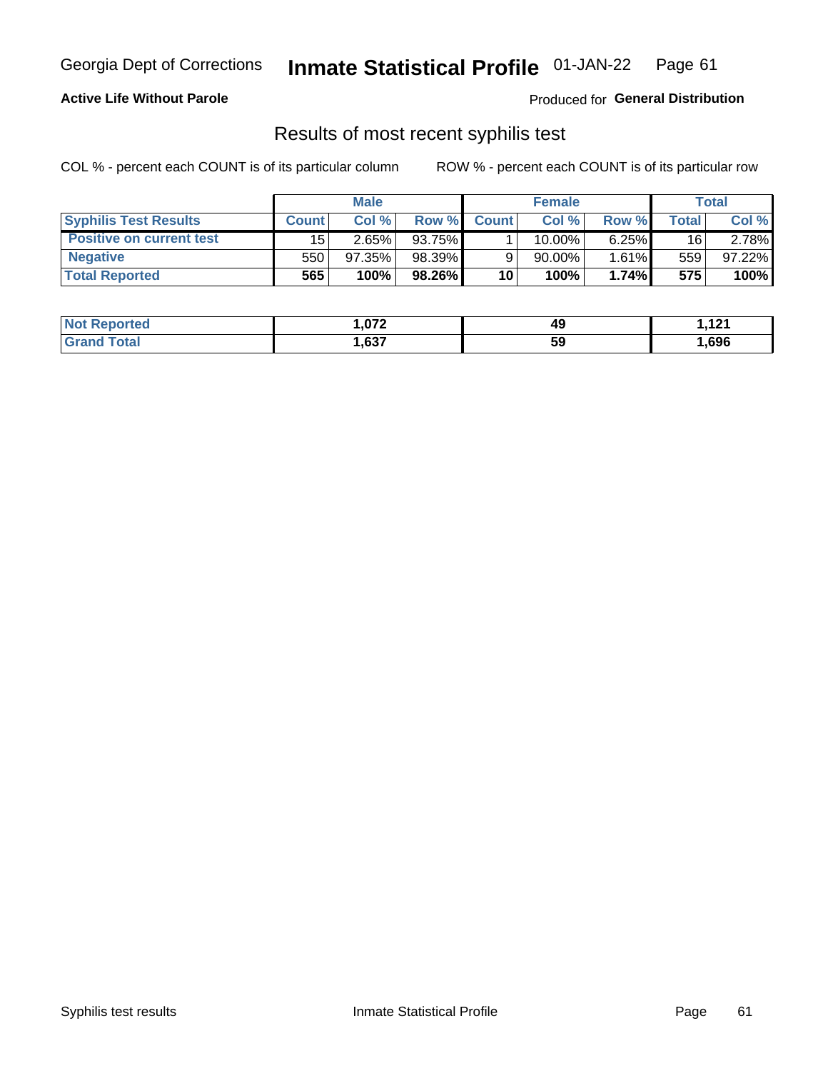Georgia Dept of Corrections **Inmate Statistical Profile** 01-JAN-22

**Active Life Without Parole**

Produced for **General Distribution**

## Results of most recent syphilis test

COL % - percent each COUNT is of its particular column

ROW % - percent each COUNT is of its particular row

| | Male | | | Female | | | Total | |
|---|---|---|---|---|---|---|---|---|
| **Syphilis Test Results** | **Count** | **Col %** | **Row %** | **Count** | **Col %** | **Row %** | **Total** | **Col %** |
| **Positive on current test** | 15 | 2.65% | 93.75% | 1 | 10.00% | 6.25% | 16 | 2.78% |
| **Negative** | 550 | 97.35% | 98.39% | 9 | 90.00% | 1.61% | 559 | 97.22% |
| **Total Reported** | **565** | **100%** | **98.26%** | **10** | **100%** | **1.74%** | **575** | **100%** |

| | Male | Female | Total |
|---|---|---|---|
| **Not Reported** | **1,072** | **49** | **1,121** |
| **Grand Total** | **1,637** | **59** | **1,696** |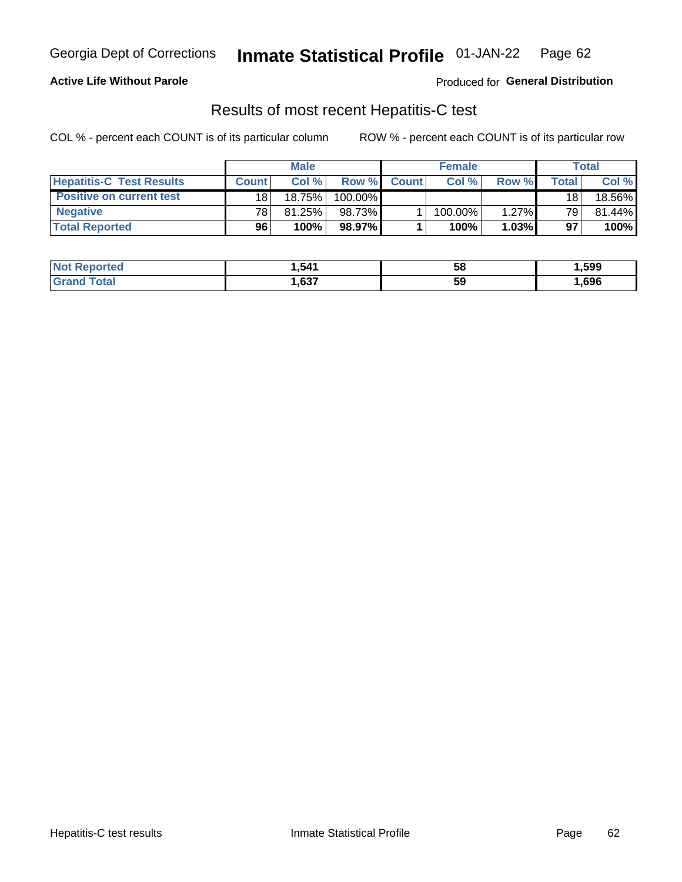Georgia Dept of Corrections **Inmate Statistical Profile** 01-JAN-22

**Active Life Without Parole**

Produced for **General Distribution**

## Results of most recent Hepatitis-C test

COL % - percent each COUNT is of its particular column

ROW % - percent each COUNT is of its particular row

| | Male | | | Female | | | Total | |
|---|---|---|---|---|---|---|---|---|
| **Hepatitis-C Test Results** | **Count** | **Col %** | **Row %** | **Count** | **Col %** | **Row %** | **Total** | **Col %** |
| **Positive on current test** | 18 | 18.75% | 100.00% | | | | 18 | 18.56% |
| **Negative** | 78 | 81.25% | 98.73% | 1 | 100.00% | 1.27% | 79 | 81.44% |
| **Total Reported** | **96** | **100%** | **98.97%** | **1** | **100%** | **1.03%** | **97** | **100%** |

| | Male | Female | Total |
|---|---|---|---|
| **Not Reported** | **1,541** | **58** | **1,599** |
| **Grand Total** | **1,637** | **59** | **1,696** |

Hepatitis-C test results